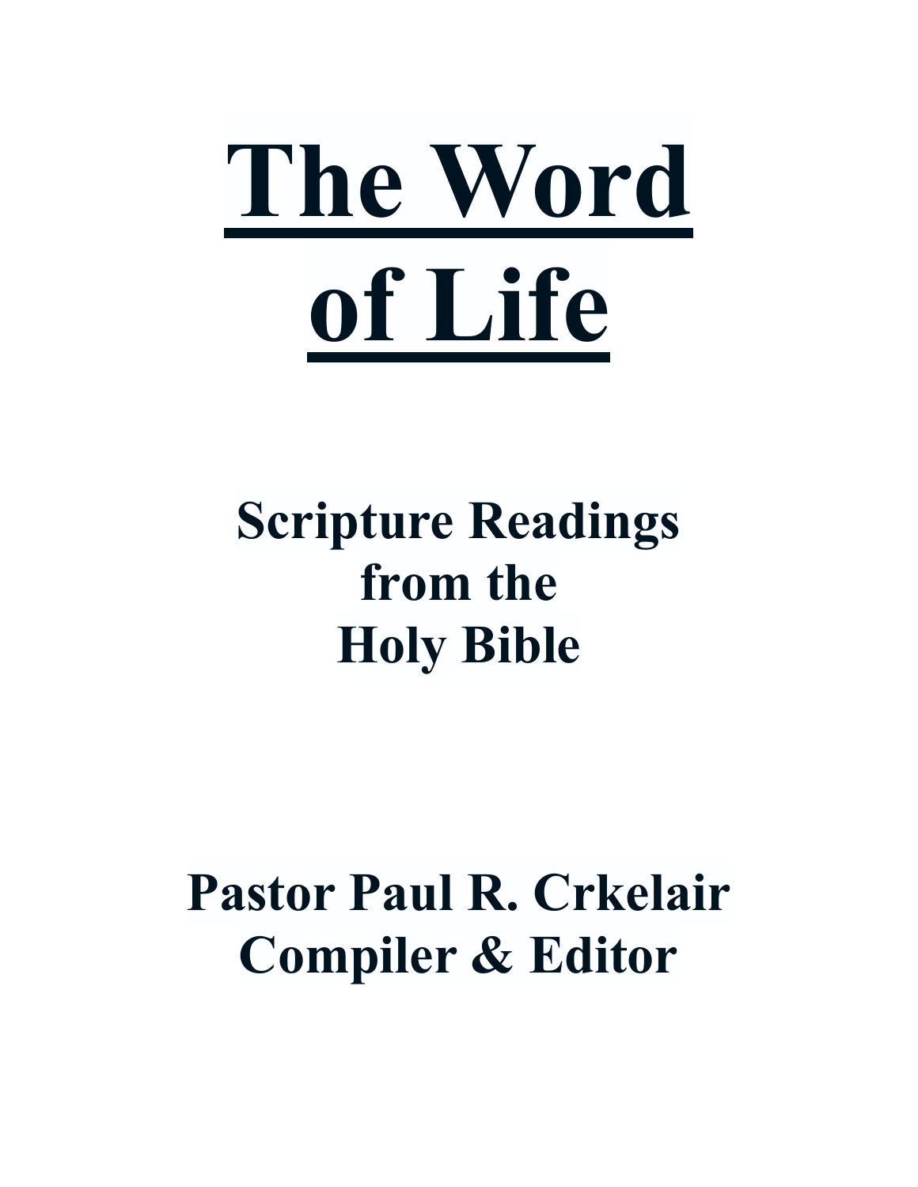# The Word of Life

## Scripture Readings from the Holy Bible

## Pastor Paul R. Crkelair
## Compiler & Editor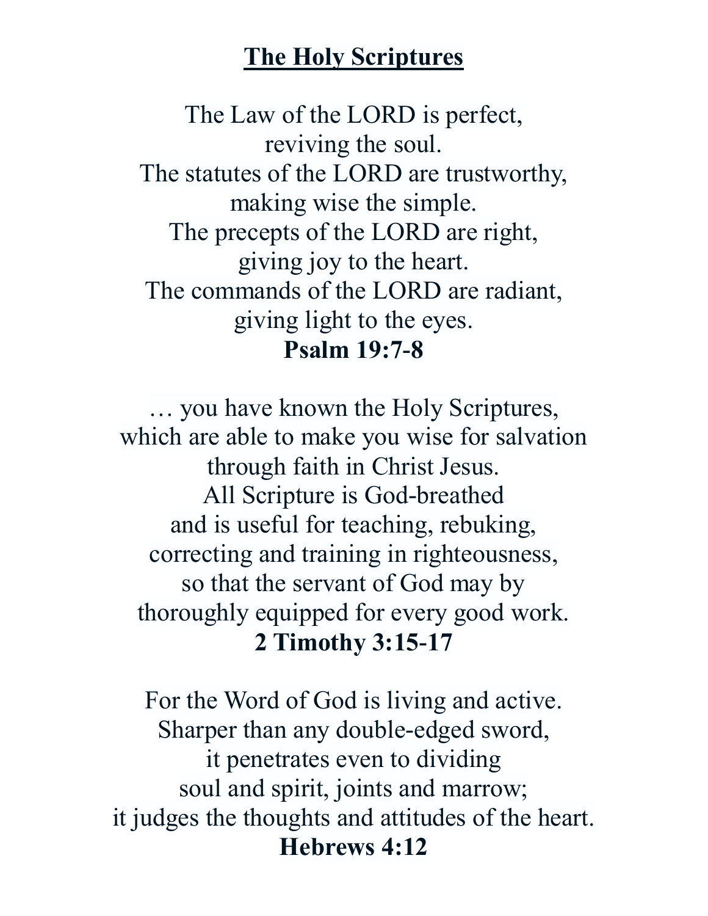# <u>**The Holy Scriptures**</u>

The Law of the LORD is perfect,  
reviving the soul.  
The statutes of the LORD are trustworthy,  
making wise the simple.  
The precepts of the LORD are right,  
giving joy to the heart.  
The commands of the LORD are radiant,  
giving light to the eyes.  
**Psalm 19:7-8**

… you have known the Holy Scriptures,  
which are able to make you wise for salvation  
through faith in Christ Jesus.  
All Scripture is God-breathed  
and is useful for teaching, rebuking,  
correcting and training in righteousness,  
so that the servant of God may by  
thoroughly equipped for every good work.  
**2 Timothy 3:15-17**

For the Word of God is living and active.  
Sharper than any double-edged sword,  
it penetrates even to dividing  
soul and spirit, joints and marrow;  
it judges the thoughts and attitudes of the heart.  
**Hebrews 4:12**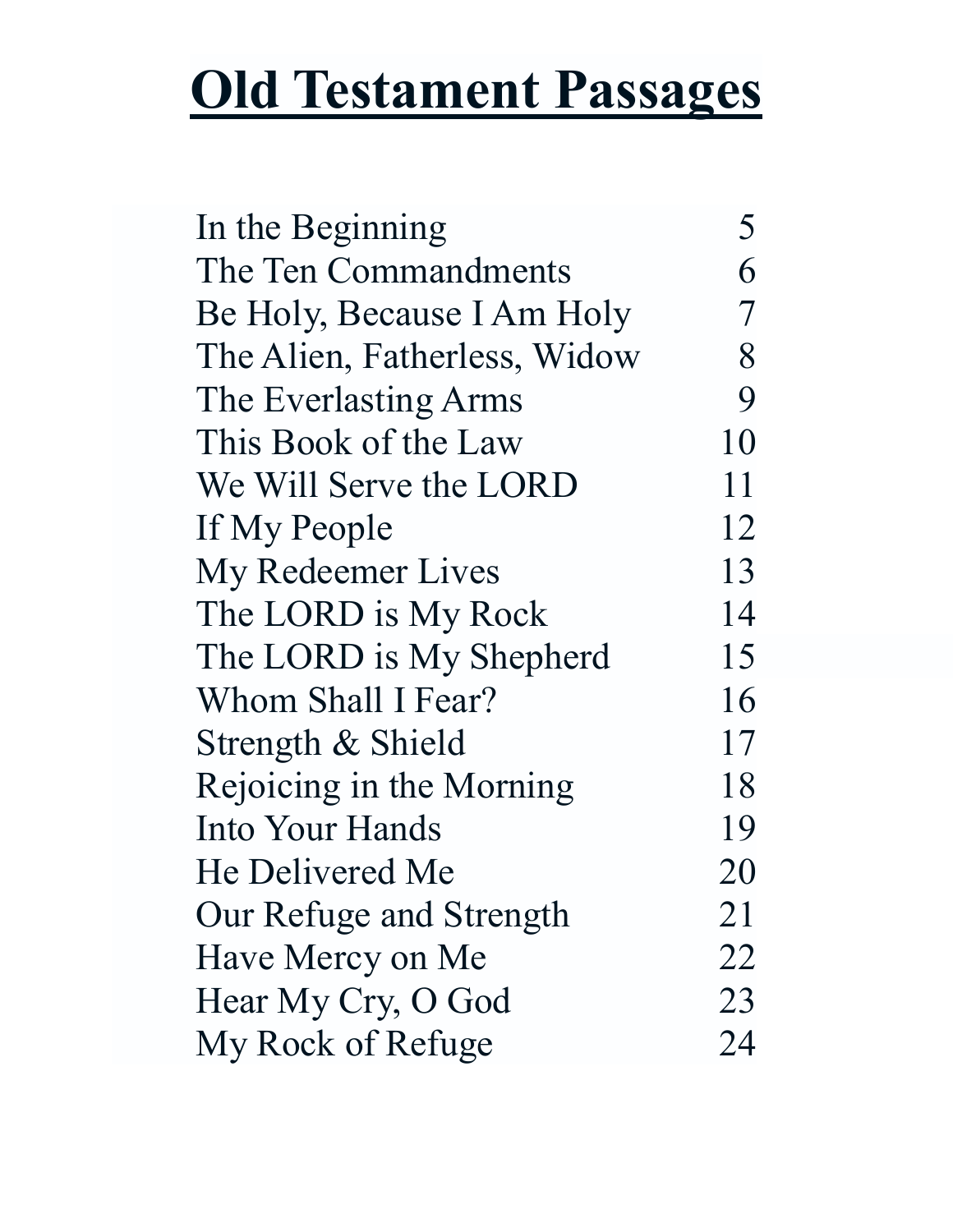# Old Testament Passages

| | |
|---|---|
| In the Beginning | 5 |
| The Ten Commandments | 6 |
| Be Holy, Because I Am Holy | 7 |
| The Alien, Fatherless, Widow | 8 |
| The Everlasting Arms | 9 |
| This Book of the Law | 10 |
| We Will Serve the LORD | 11 |
| If My People | 12 |
| My Redeemer Lives | 13 |
| The LORD is My Rock | 14 |
| The LORD is My Shepherd | 15 |
| Whom Shall I Fear? | 16 |
| Strength & Shield | 17 |
| Rejoicing in the Morning | 18 |
| Into Your Hands | 19 |
| He Delivered Me | 20 |
| Our Refuge and Strength | 21 |
| Have Mercy on Me | 22 |
| Hear My Cry, O God | 23 |
| My Rock of Refuge | 24 |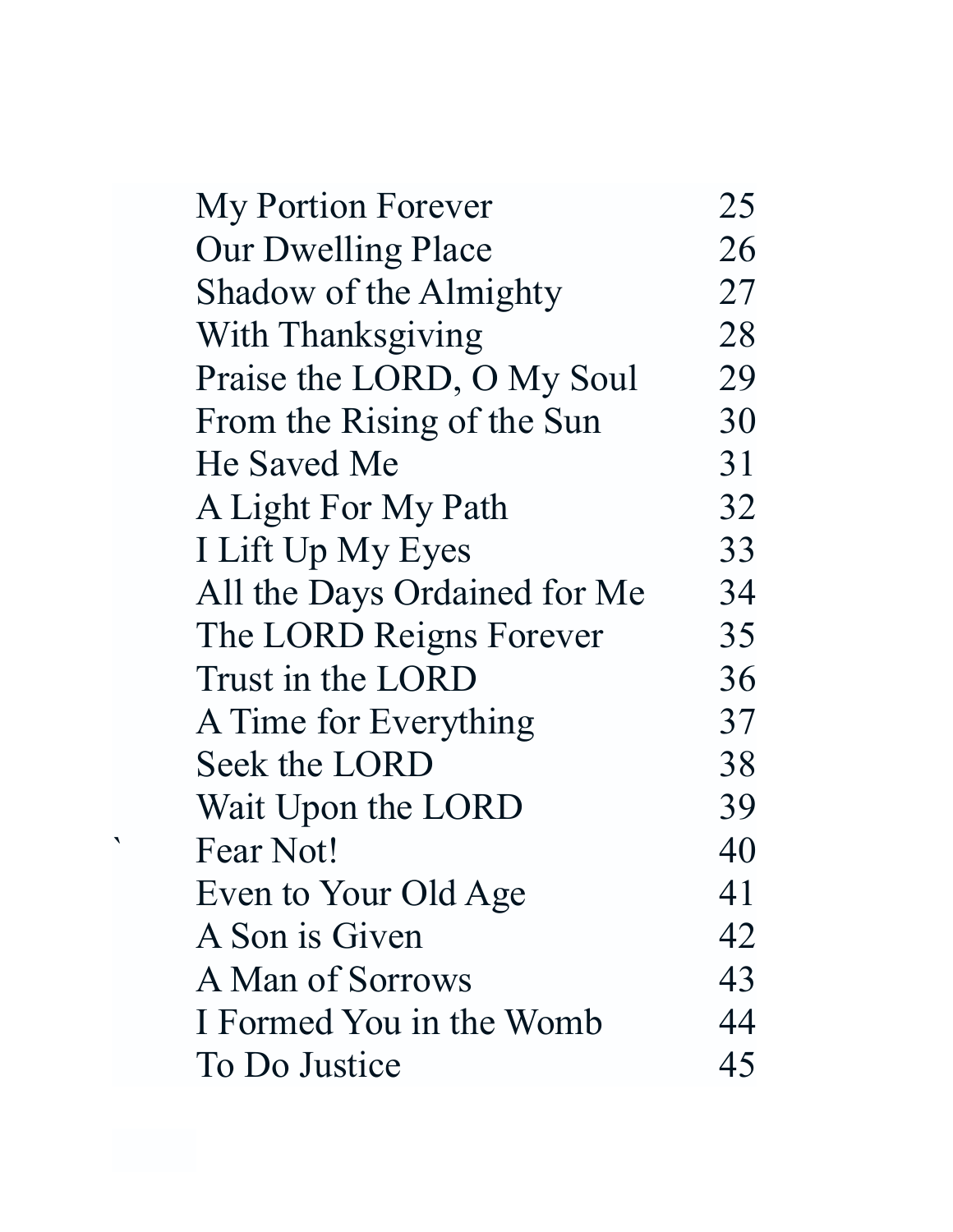| | |
|---|---|
| My Portion Forever | 25 |
| Our Dwelling Place | 26 |
| Shadow of the Almighty | 27 |
| With Thanksgiving | 28 |
| Praise the LORD, O My Soul | 29 |
| From the Rising of the Sun | 30 |
| He Saved Me | 31 |
| A Light For My Path | 32 |
| I Lift Up My Eyes | 33 |
| All the Days Ordained for Me | 34 |
| The LORD Reigns Forever | 35 |
| Trust in the LORD | 36 |
| A Time for Everything | 37 |
| Seek the LORD | 38 |
| Wait Upon the LORD | 39 |
| Fear Not! | 40 |
| Even to Your Old Age | 41 |
| A Son is Given | 42 |
| A Man of Sorrows | 43 |
| I Formed You in the Womb | 44 |
| To Do Justice | 45 |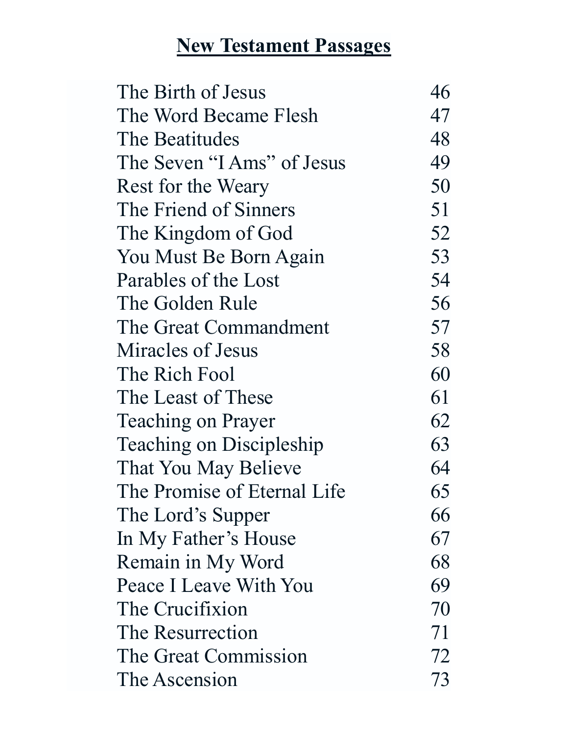# New Testament Passages

| | |
|---|---|
| The Birth of Jesus | 46 |
| The Word Became Flesh | 47 |
| The Beatitudes | 48 |
| The Seven "I Ams" of Jesus | 49 |
| Rest for the Weary | 50 |
| The Friend of Sinners | 51 |
| The Kingdom of God | 52 |
| You Must Be Born Again | 53 |
| Parables of the Lost | 54 |
| The Golden Rule | 56 |
| The Great Commandment | 57 |
| Miracles of Jesus | 58 |
| The Rich Fool | 60 |
| The Least of These | 61 |
| Teaching on Prayer | 62 |
| Teaching on Discipleship | 63 |
| That You May Believe | 64 |
| The Promise of Eternal Life | 65 |
| The Lord's Supper | 66 |
| In My Father's House | 67 |
| Remain in My Word | 68 |
| Peace I Leave With You | 69 |
| The Crucifixion | 70 |
| The Resurrection | 71 |
| The Great Commission | 72 |
| The Ascension | 73 |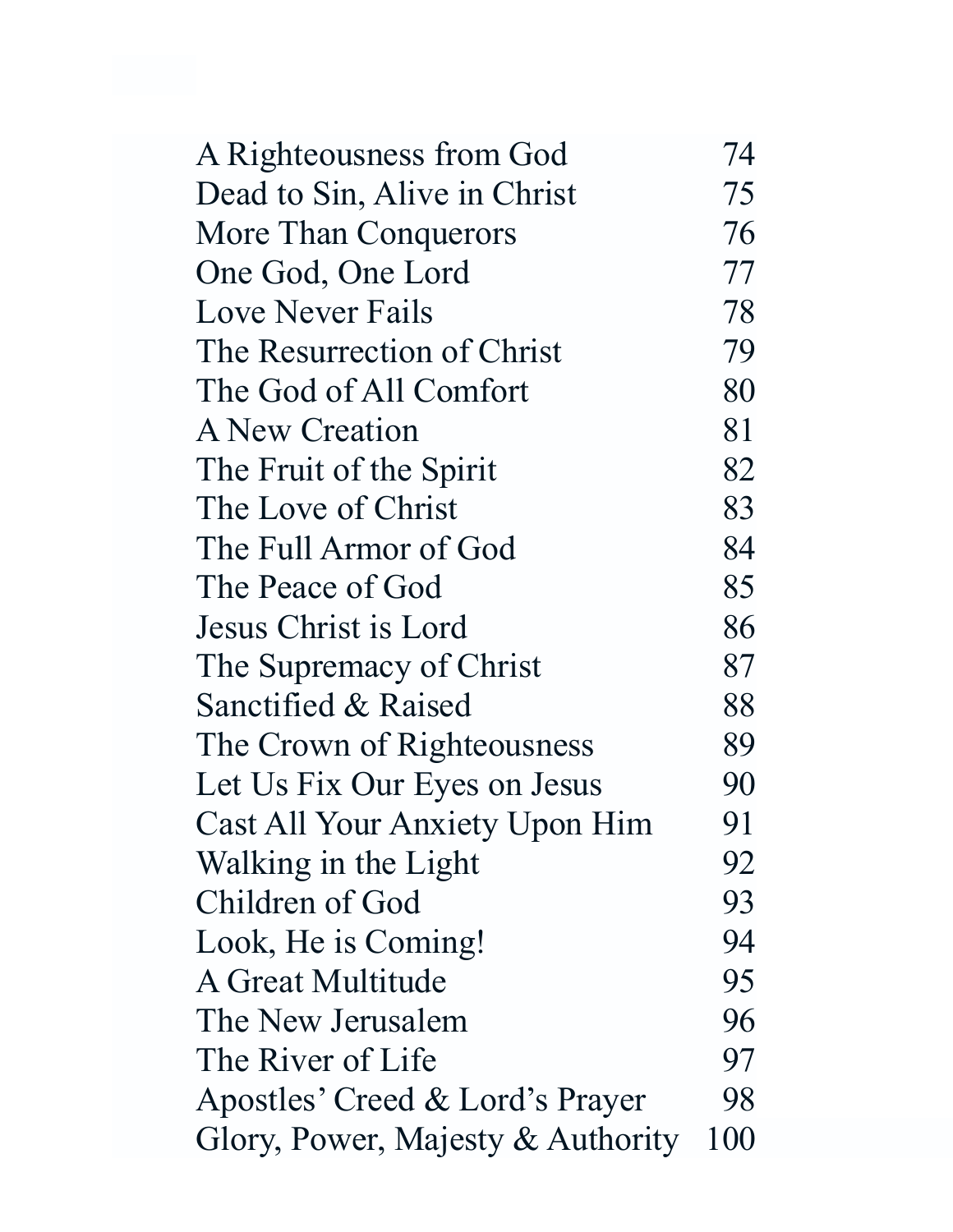| | |
|---|---|
| A Righteousness from God | 74 |
| Dead to Sin, Alive in Christ | 75 |
| More Than Conquerors | 76 |
| One God, One Lord | 77 |
| Love Never Fails | 78 |
| The Resurrection of Christ | 79 |
| The God of All Comfort | 80 |
| A New Creation | 81 |
| The Fruit of the Spirit | 82 |
| The Love of Christ | 83 |
| The Full Armor of God | 84 |
| The Peace of God | 85 |
| Jesus Christ is Lord | 86 |
| The Supremacy of Christ | 87 |
| Sanctified & Raised | 88 |
| The Crown of Righteousness | 89 |
| Let Us Fix Our Eyes on Jesus | 90 |
| Cast All Your Anxiety Upon Him | 91 |
| Walking in the Light | 92 |
| Children of God | 93 |
| Look, He is Coming! | 94 |
| A Great Multitude | 95 |
| The New Jerusalem | 96 |
| The River of Life | 97 |
| Apostles' Creed & Lord's Prayer | 98 |
| Glory, Power, Majesty & Authority | 100 |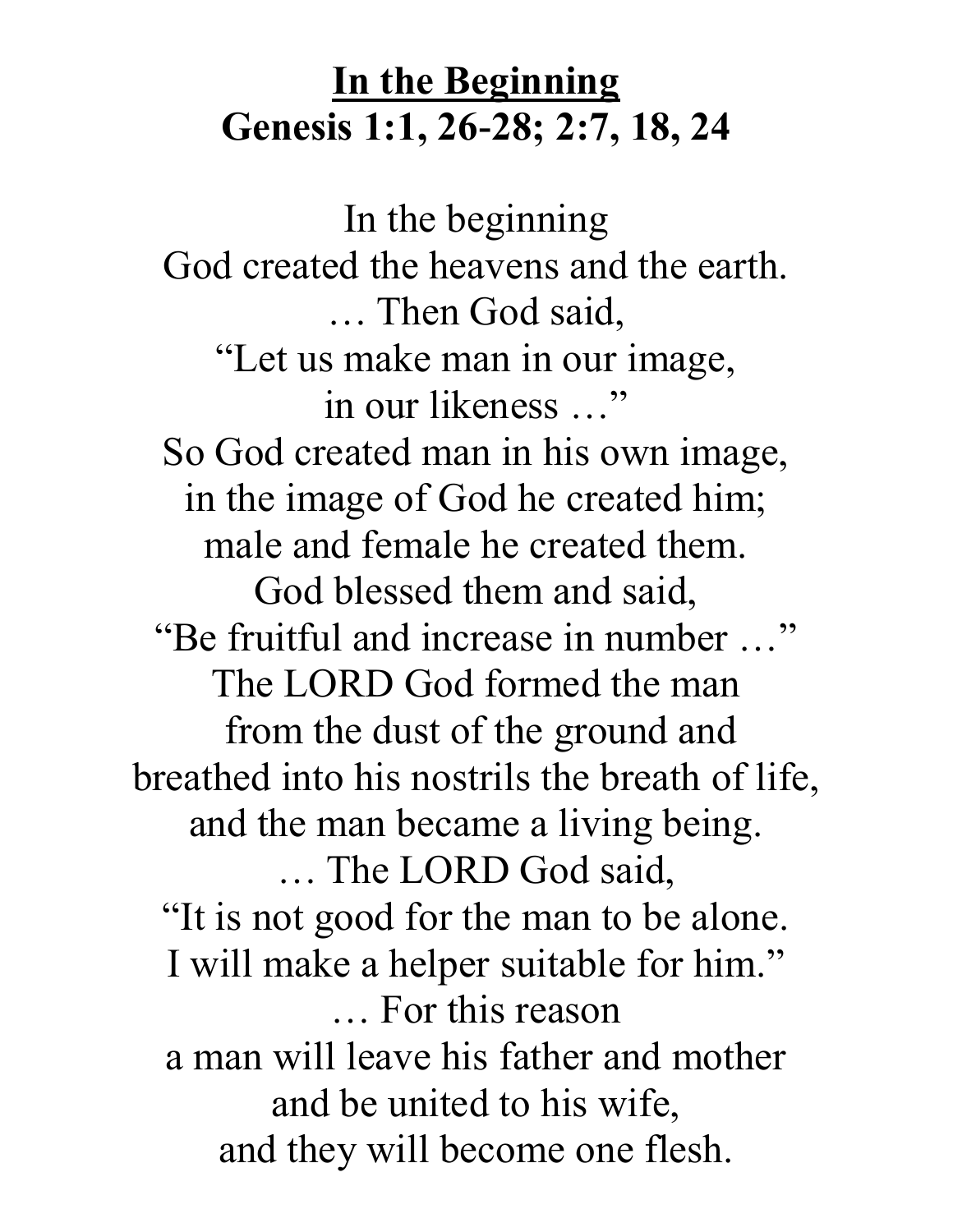# <u>In the Beginning</u>
## Genesis 1:1, 26-28; 2:7, 18, 24

In the beginning  
God created the heavens and the earth.  
… Then God said,  
"Let us make man in our image,  
in our likeness …"  
So God created man in his own image,  
in the image of God he created him;  
male and female he created them.  
God blessed them and said,  
"Be fruitful and increase in number …"  
The LORD God formed the man  
from the dust of the ground and  
breathed into his nostrils the breath of life,  
and the man became a living being.  
… The LORD God said,  
"It is not good for the man to be alone.  
I will make a helper suitable for him."  
… For this reason  
a man will leave his father and mother  
and be united to his wife,  
and they will become one flesh.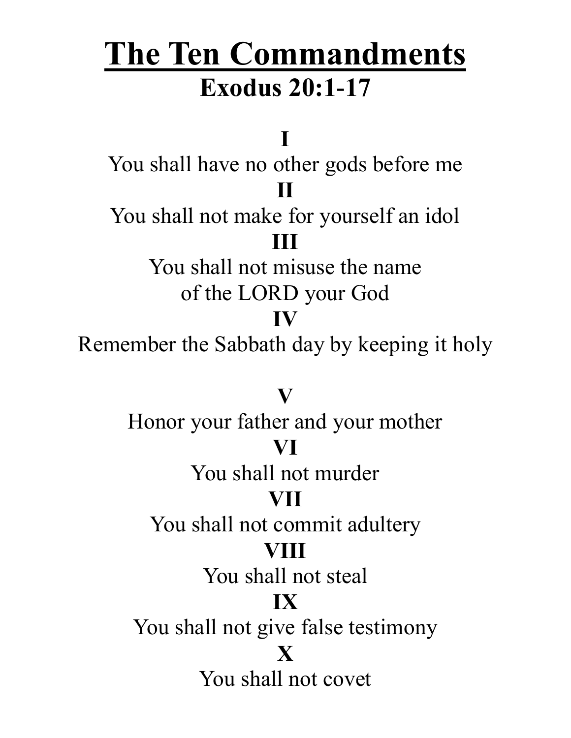# The Ten Commandments

## Exodus 20:1-17

**I**

You shall have no other gods before me

**II**

You shall not make for yourself an idol

**III**

You shall not misuse the name
of the LORD your God

**IV**

Remember the Sabbath day by keeping it holy

**V**

Honor your father and your mother

**VI**

You shall not murder

**VII**

You shall not commit adultery

**VIII**

You shall not steal

**IX**

You shall not give false testimony

**X**

You shall not covet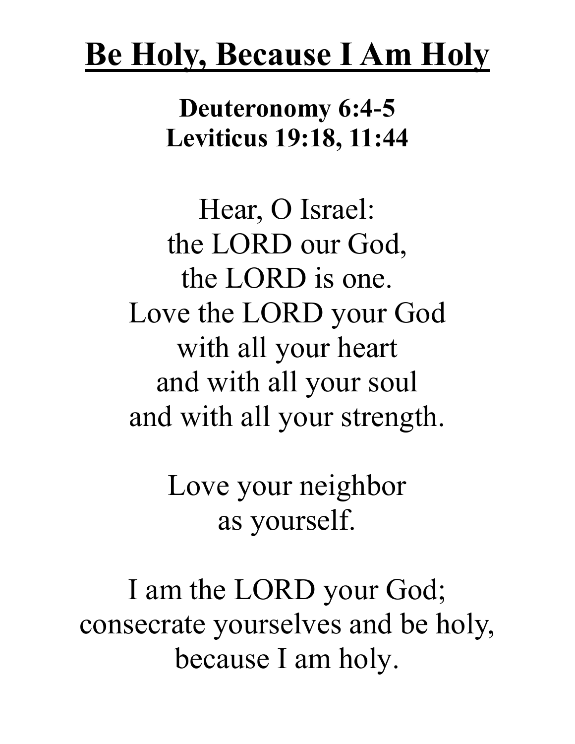# Be Holy, Because I Am Holy

**Deuteronomy 6:4-5**
**Leviticus 19:18, 11:44**

Hear, O Israel:
the LORD our God,
the LORD is one.
Love the LORD your God
with all your heart
and with all your soul
and with all your strength.

Love your neighbor
as yourself.

I am the LORD your God;
consecrate yourselves and be holy,
because I am holy.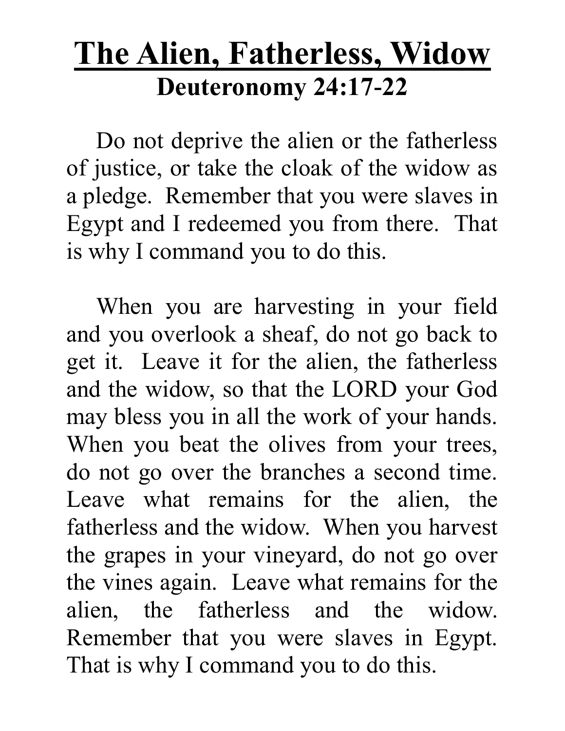# <u>The Alien, Fatherless, Widow</u>

## Deuteronomy 24:17-22

Do not deprive the alien or the fatherless of justice, or take the cloak of the widow as a pledge. Remember that you were slaves in Egypt and I redeemed you from there. That is why I command you to do this.

When you are harvesting in your field and you overlook a sheaf, do not go back to get it. Leave it for the alien, the fatherless and the widow, so that the LORD your God may bless you in all the work of your hands. When you beat the olives from your trees, do not go over the branches a second time. Leave what remains for the alien, the fatherless and the widow. When you harvest the grapes in your vineyard, do not go over the vines again. Leave what remains for the alien, the fatherless and the widow. Remember that you were slaves in Egypt. That is why I command you to do this.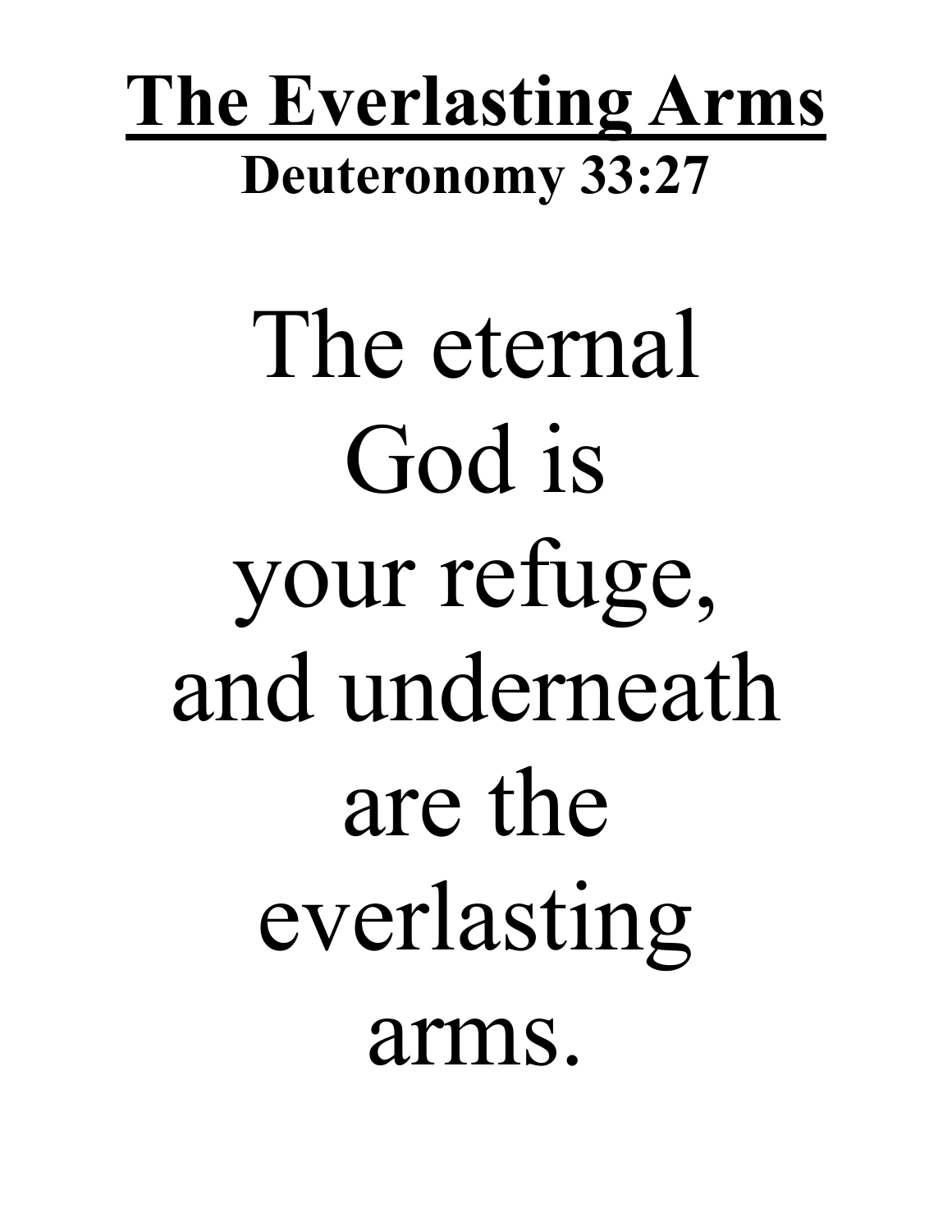# **The Everlasting Arms**

**Deuteronomy 33:27**

The eternal
God is
your refuge,
and underneath
are the
everlasting
arms.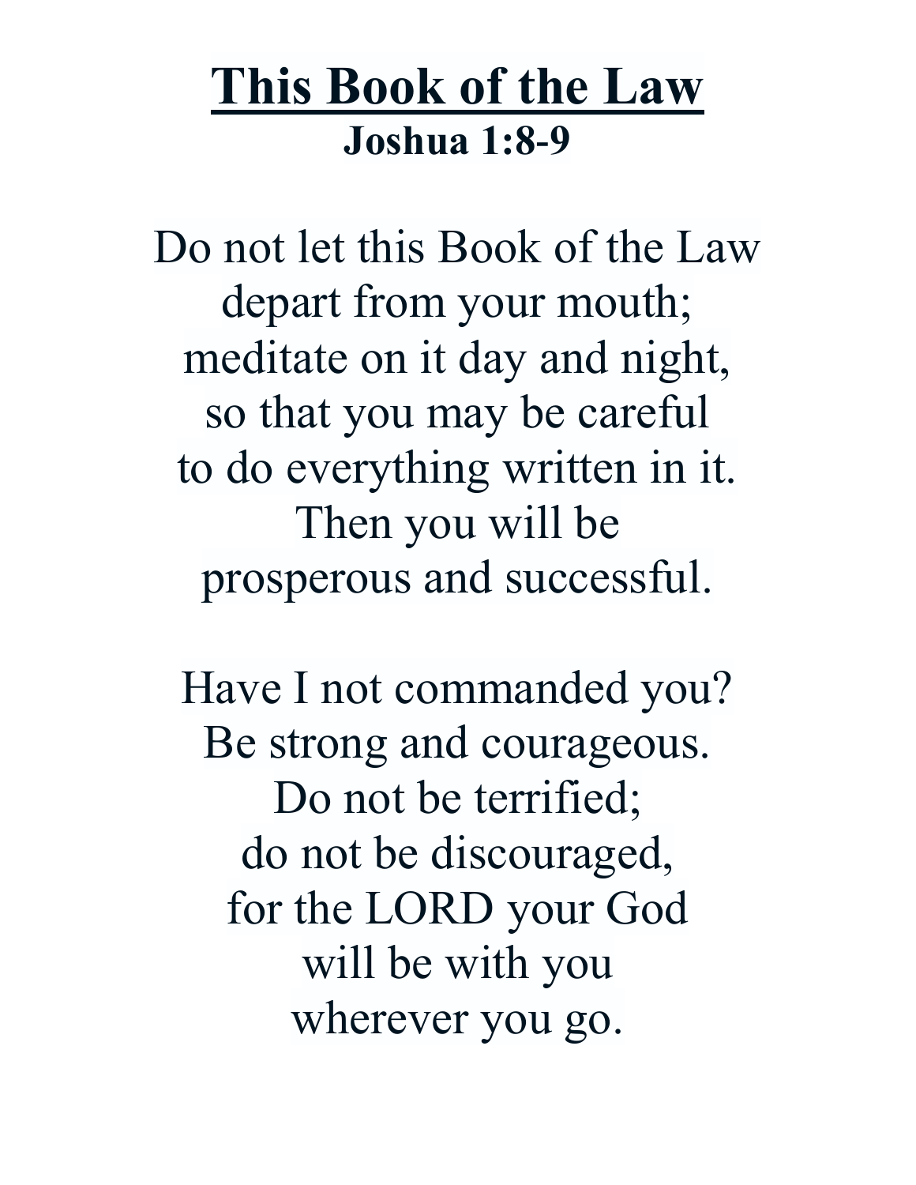# <u>This Book of the Law</u>

**Joshua 1:8-9**

Do not let this Book of the Law
depart from your mouth;
meditate on it day and night,
so that you may be careful
to do everything written in it.
Then you will be
prosperous and successful.

Have I not commanded you?
Be strong and courageous.
Do not be terrified;
do not be discouraged,
for the LORD your God
will be with you
wherever you go.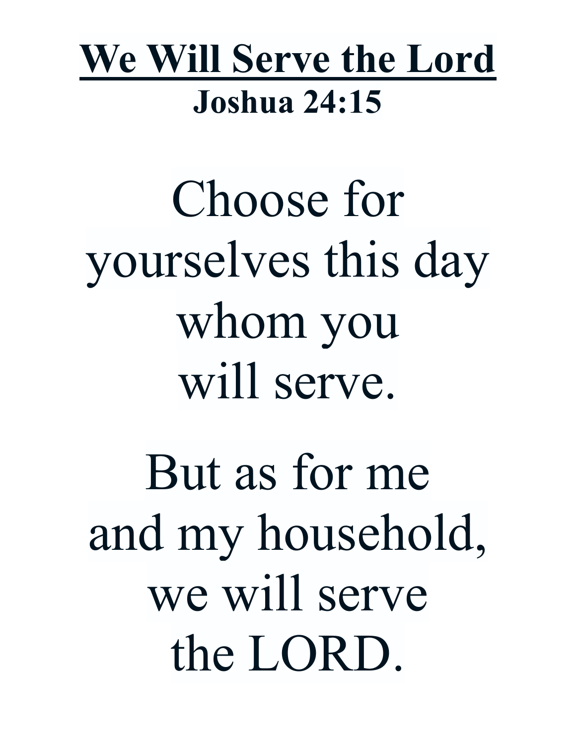# <u>We Will Serve the Lord</u>

**Joshua 24:15**

Choose for yourselves this day whom you will serve.

But as for me and my household, we will serve the LORD.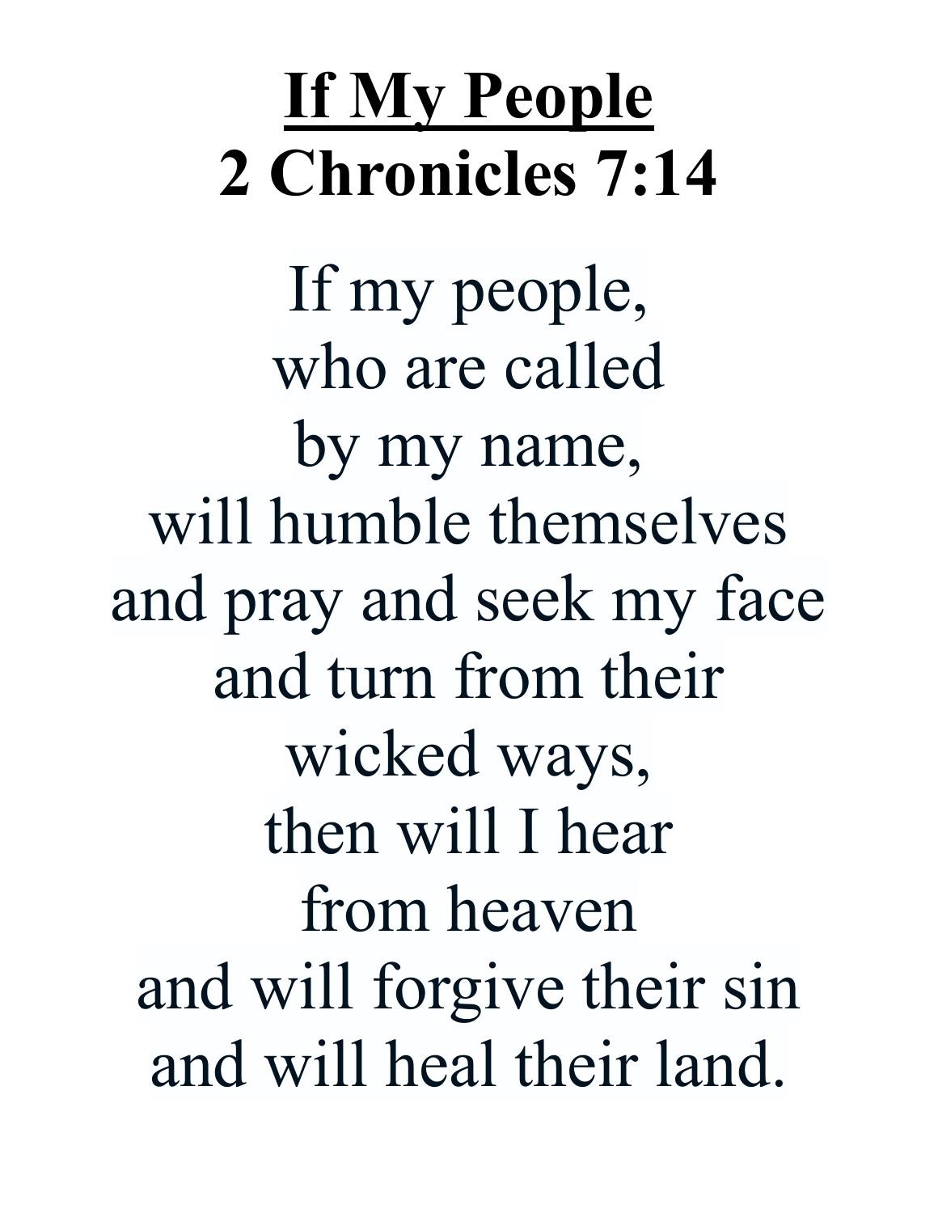# <u>If My People</u>
# 2 Chronicles 7:14

If my people,
who are called
by my name,
will humble themselves
and pray and seek my face
and turn from their
wicked ways,
then will I hear
from heaven
and will forgive their sin
and will heal their land.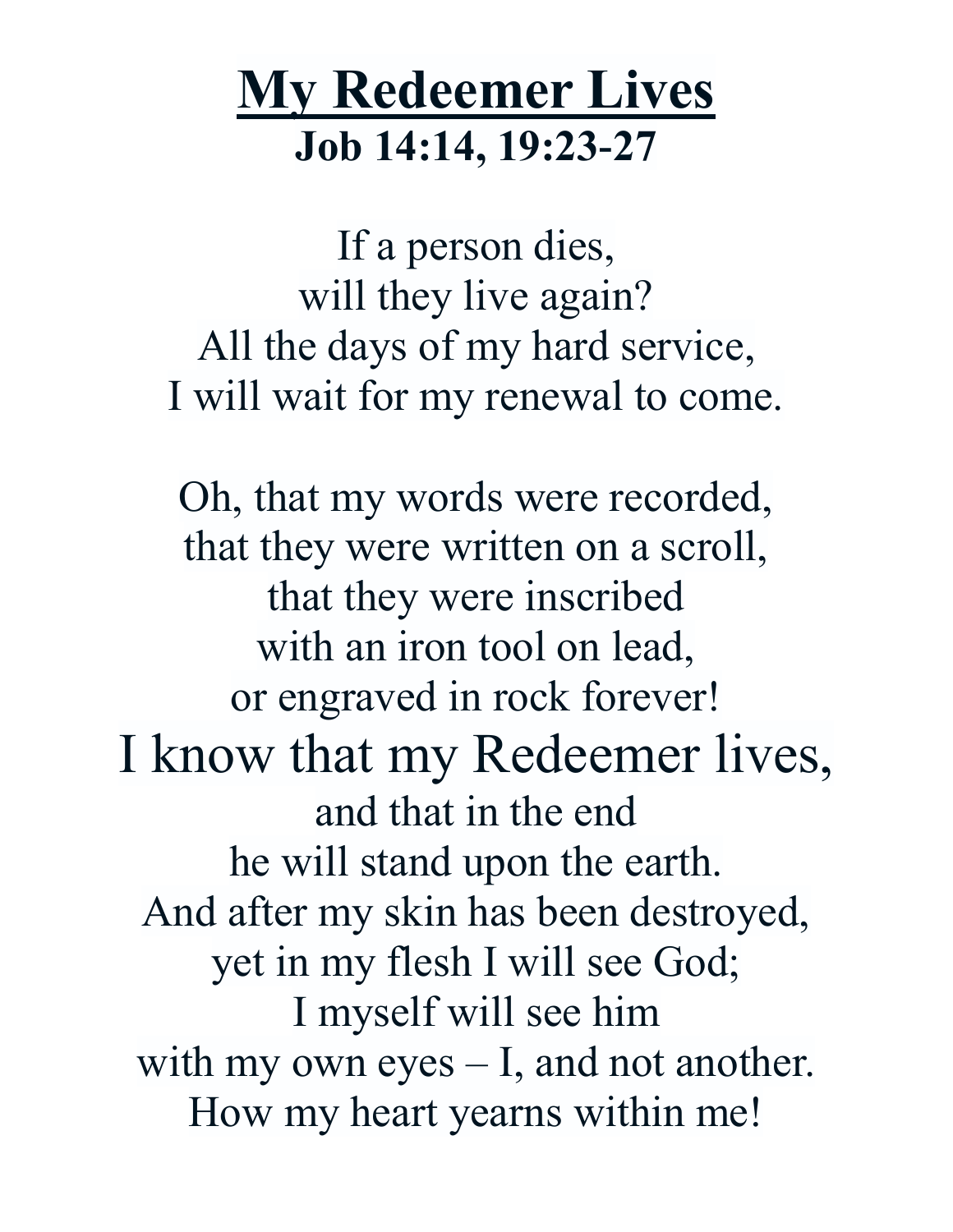# My Redeemer Lives

**Job 14:14, 19:23-27**

If a person dies,
will they live again?
All the days of my hard service,
I will wait for my renewal to come.

Oh, that my words were recorded,
that they were written on a scroll,
that they were inscribed
with an iron tool on lead,
or engraved in rock forever!
I know that my Redeemer lives,
and that in the end
he will stand upon the earth.
And after my skin has been destroyed,
yet in my flesh I will see God;
I myself will see him
with my own eyes – I, and not another.
How my heart yearns within me!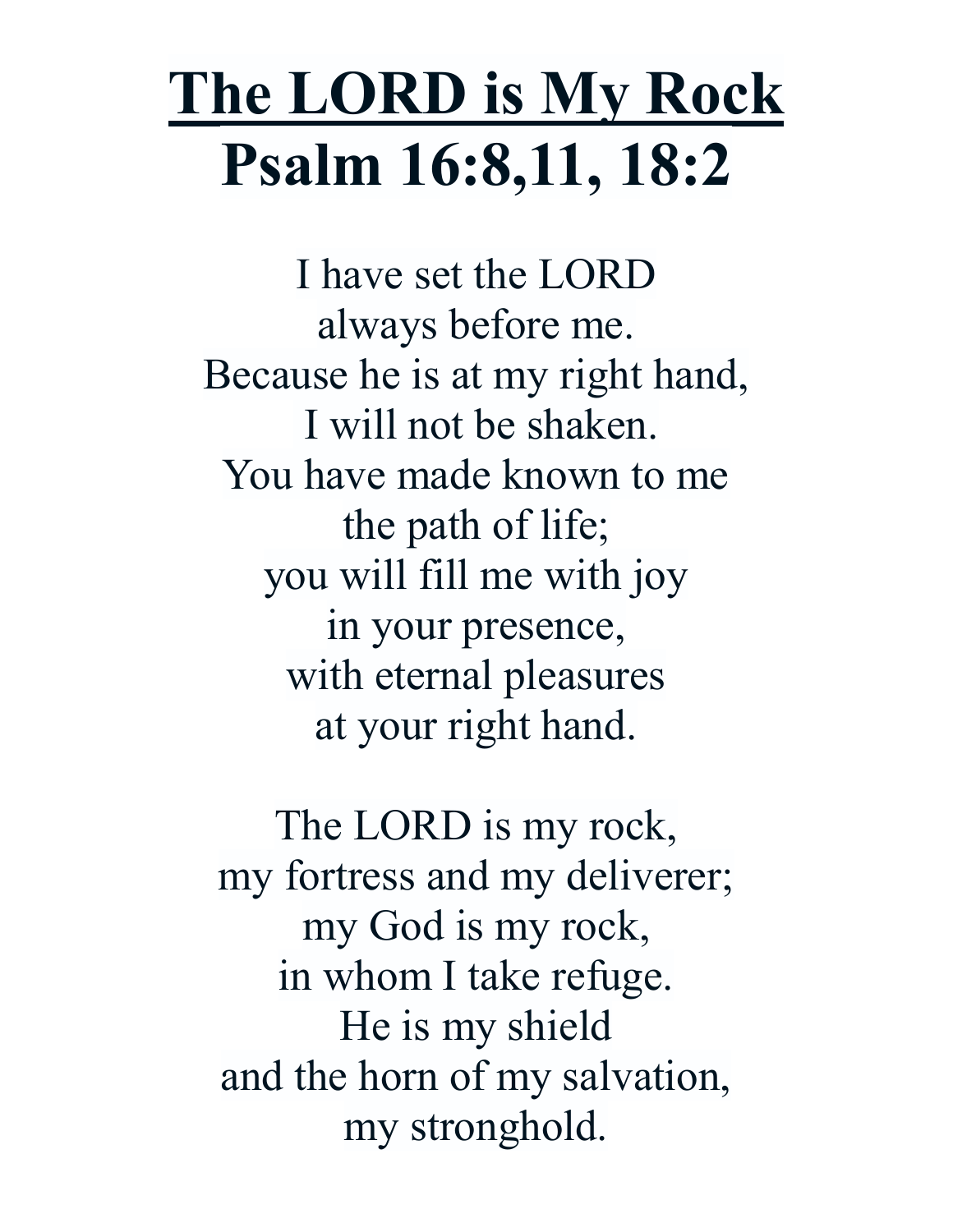# The LORD is My Rock
# Psalm 16:8,11, 18:2

I have set the LORD
always before me.
Because he is at my right hand,
I will not be shaken.
You have made known to me
the path of life;
you will fill me with joy
in your presence,
with eternal pleasures
at your right hand.

The LORD is my rock,
my fortress and my deliverer;
my God is my rock,
in whom I take refuge.
He is my shield
and the horn of my salvation,
my stronghold.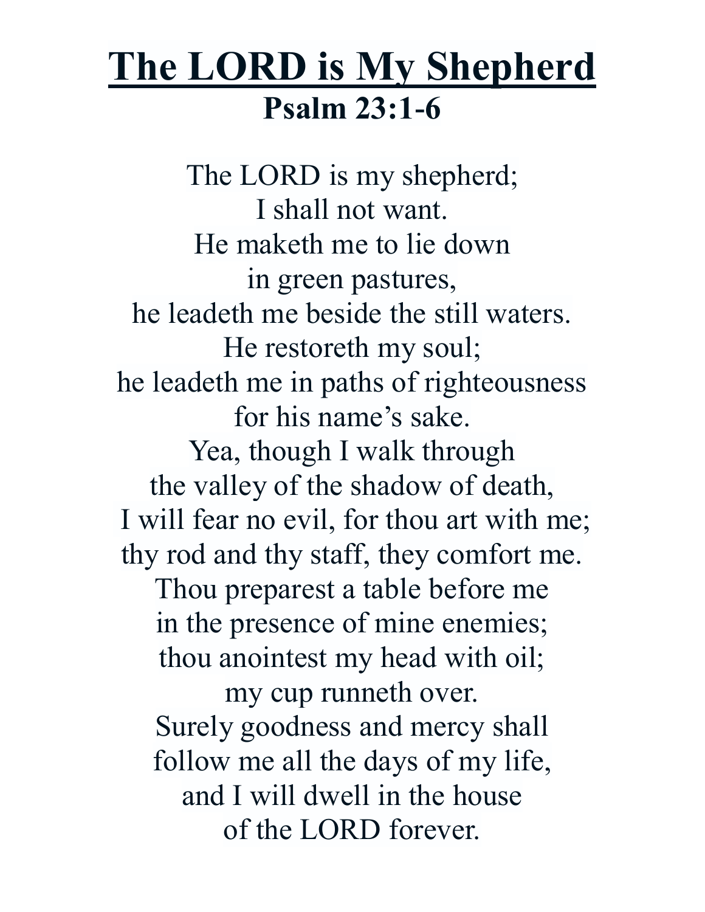# The LORD is My Shepherd

## Psalm 23:1-6

The LORD is my shepherd;
I shall not want.
He maketh me to lie down
in green pastures,
he leadeth me beside the still waters.
He restoreth my soul;
he leadeth me in paths of righteousness
for his name's sake.
Yea, though I walk through
the valley of the shadow of death,
I will fear no evil, for thou art with me;
thy rod and thy staff, they comfort me.
Thou preparest a table before me
in the presence of mine enemies;
thou anointest my head with oil;
my cup runneth over.
Surely goodness and mercy shall
follow me all the days of my life,
and I will dwell in the house
of the LORD forever.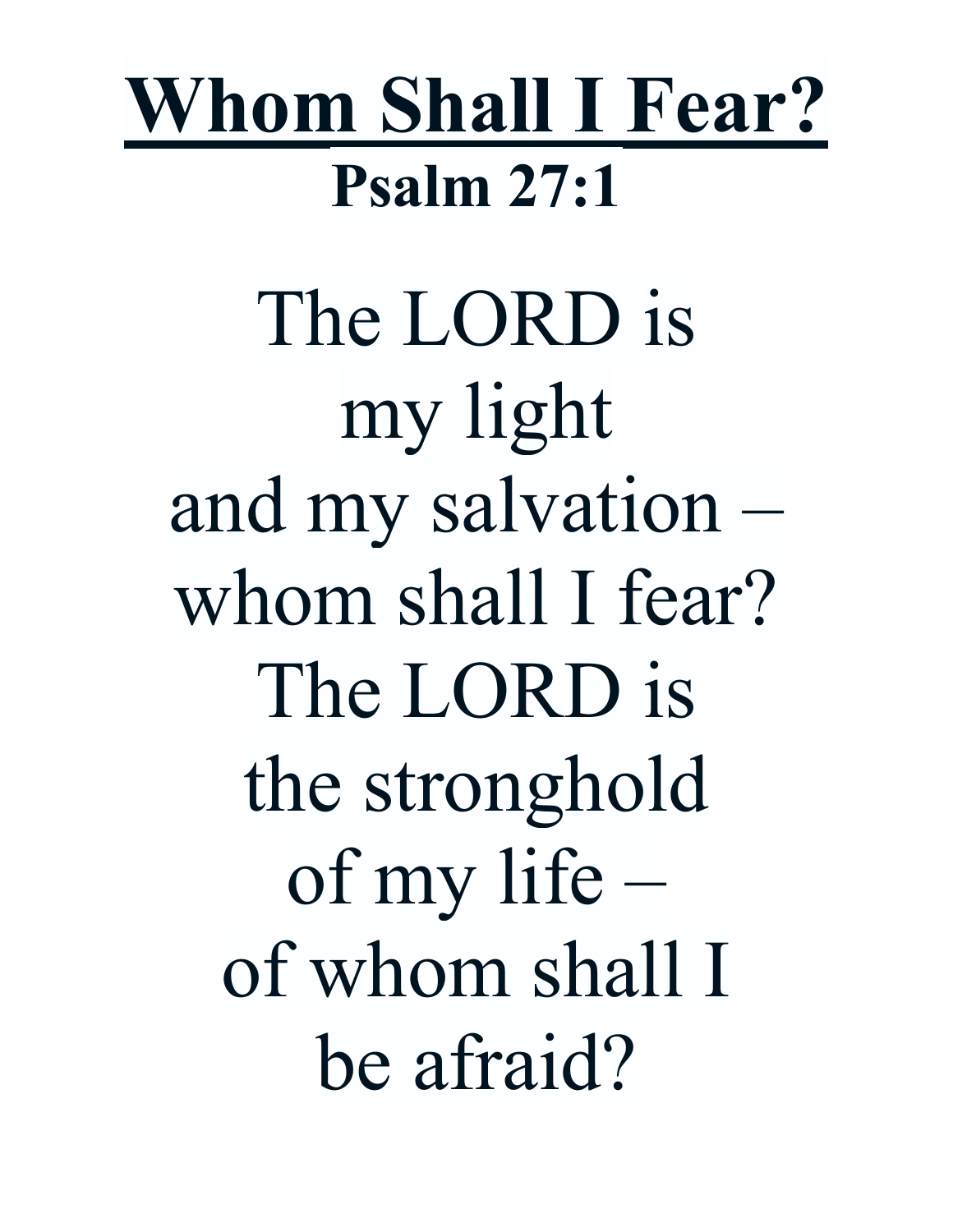# Whom Shall I Fear?

**Psalm 27:1**

The LORD is
my light
and my salvation –
whom shall I fear?
The LORD is
the stronghold
of my life –
of whom shall I
be afraid?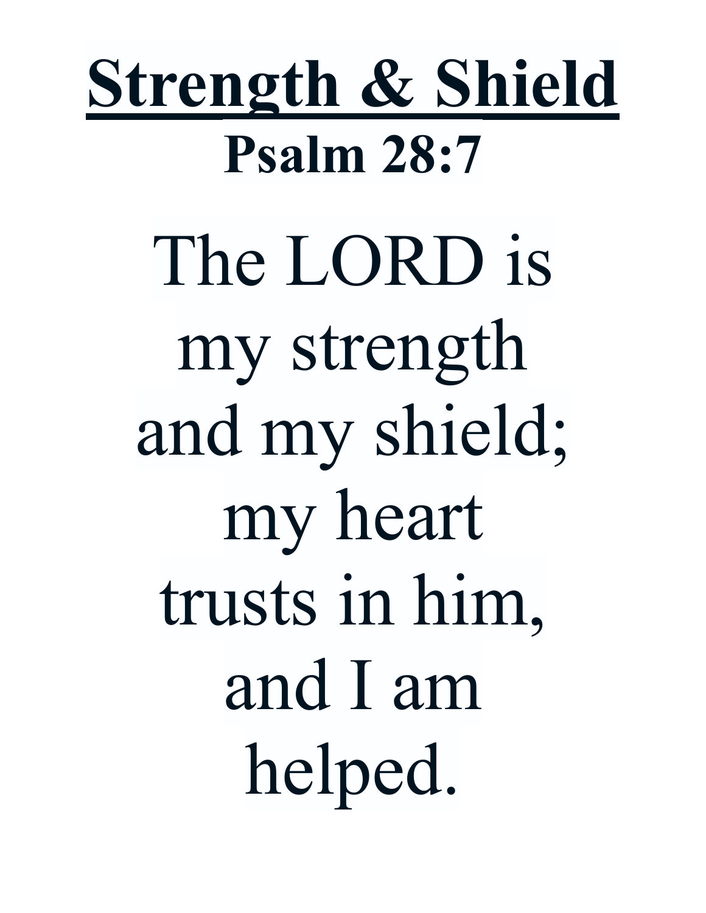# Strength & Shield

## Psalm 28:7

The LORD is
my strength
and my shield;
my heart
trusts in him,
and I am
helped.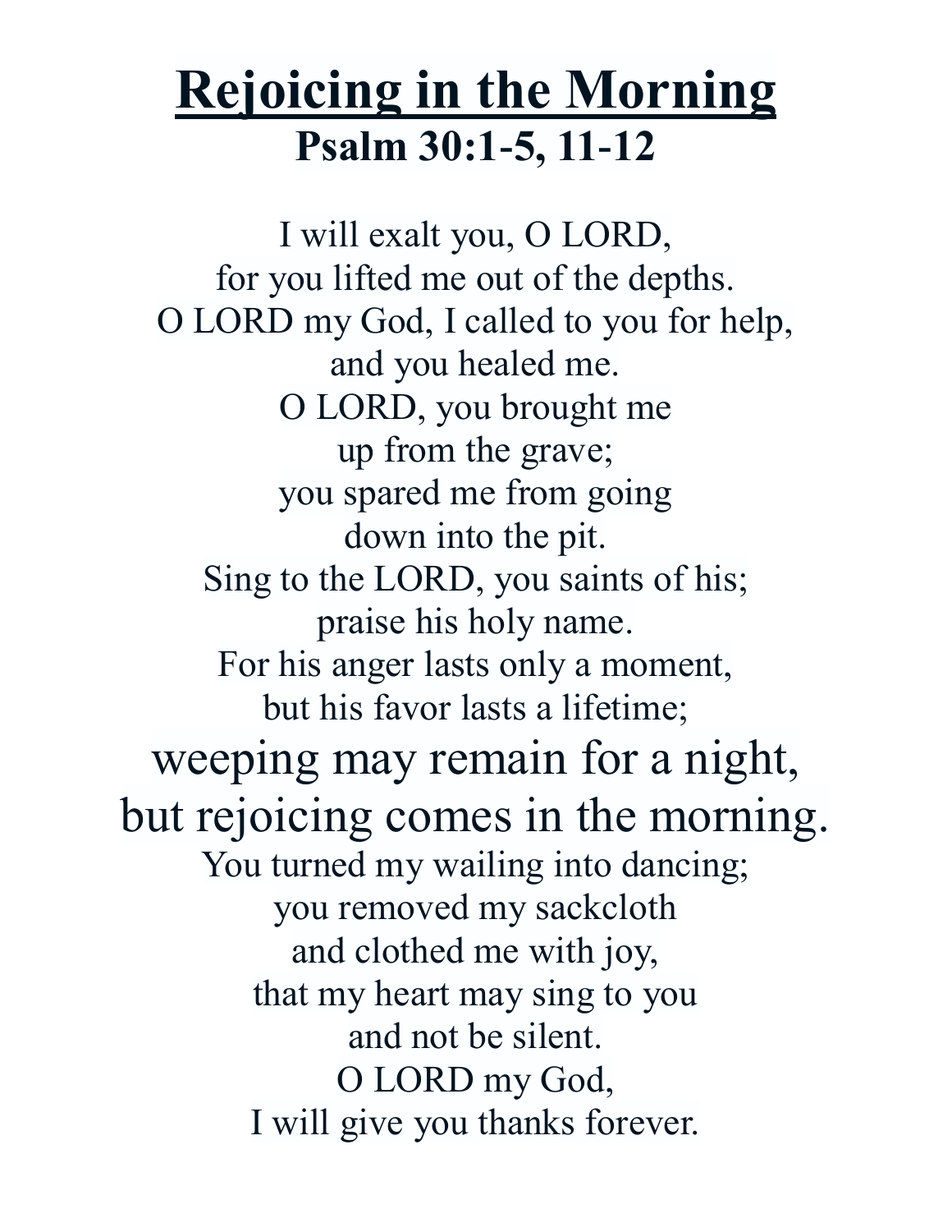# Rejoicing in the Morning

## Psalm 30:1-5, 11-12

I will exalt you, O LORD,
for you lifted me out of the depths.
O LORD my God, I called to you for help,
and you healed me.
O LORD, you brought me
up from the grave;
you spared me from going
down into the pit.
Sing to the LORD, you saints of his;
praise his holy name.
For his anger lasts only a moment,
but his favor lasts a lifetime;
weeping may remain for a night,
but rejoicing comes in the morning.
You turned my wailing into dancing;
you removed my sackcloth
and clothed me with joy,
that my heart may sing to you
and not be silent.
O LORD my God,
I will give you thanks forever.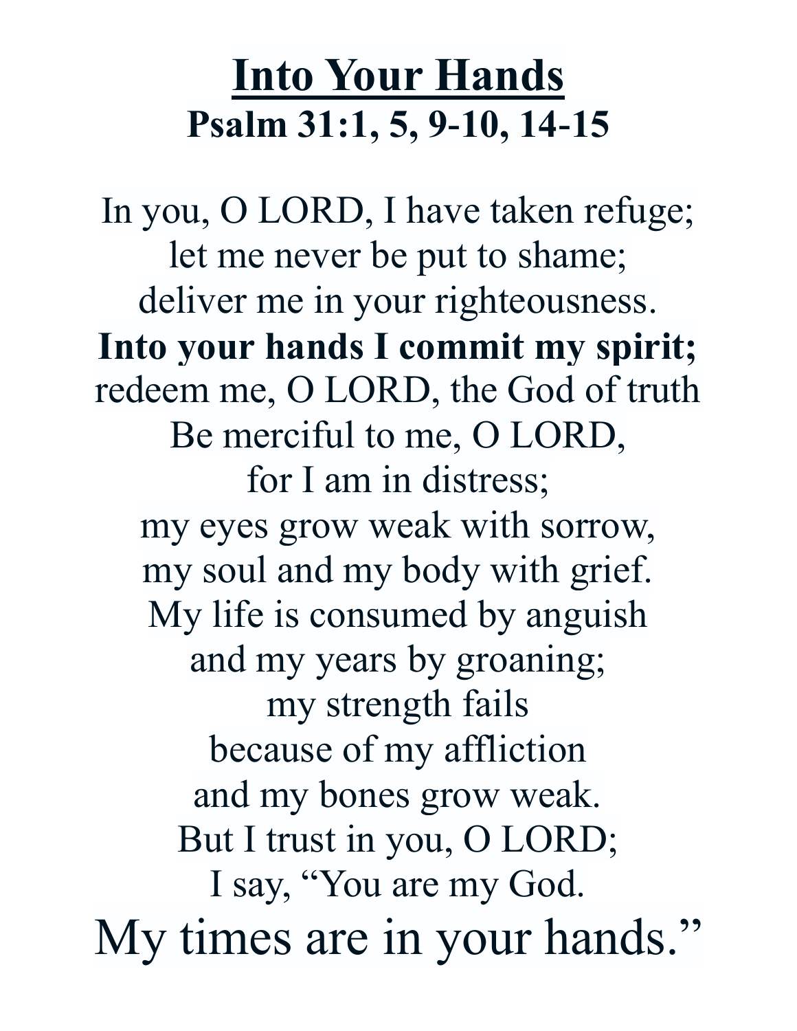# <u>Into Your Hands</u>

## Psalm 31:1, 5, 9-10, 14-15

In you, O LORD, I have taken refuge;
let me never be put to shame;
deliver me in your righteousness.
**Into your hands I commit my spirit;**
redeem me, O LORD, the God of truth
Be merciful to me, O LORD,
for I am in distress;
my eyes grow weak with sorrow,
my soul and my body with grief.
My life is consumed by anguish
and my years by groaning;
my strength fails
because of my affliction
and my bones grow weak.
But I trust in you, O LORD;
I say, "You are my God.
My times are in your hands."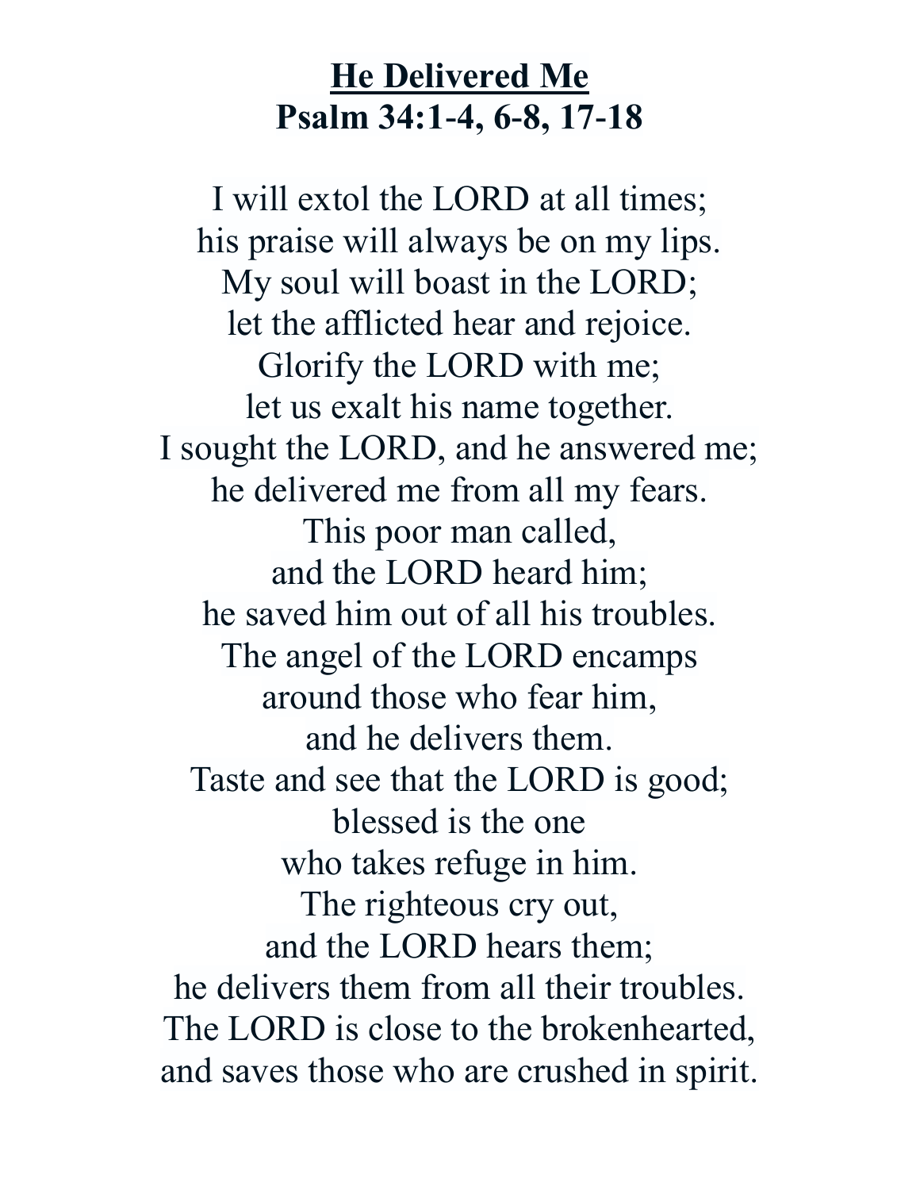# **<u>He Delivered Me</u>**
## **Psalm 34:1-4, 6-8, 17-18**

I will extol the LORD at all times;
his praise will always be on my lips.
My soul will boast in the LORD;
let the afflicted hear and rejoice.
Glorify the LORD with me;
let us exalt his name together.
I sought the LORD, and he answered me;
he delivered me from all my fears.
This poor man called,
and the LORD heard him;
he saved him out of all his troubles.
The angel of the LORD encamps
around those who fear him,
and he delivers them.
Taste and see that the LORD is good;
blessed is the one
who takes refuge in him.
The righteous cry out,
and the LORD hears them;
he delivers them from all their troubles.
The LORD is close to the brokenhearted,
and saves those who are crushed in spirit.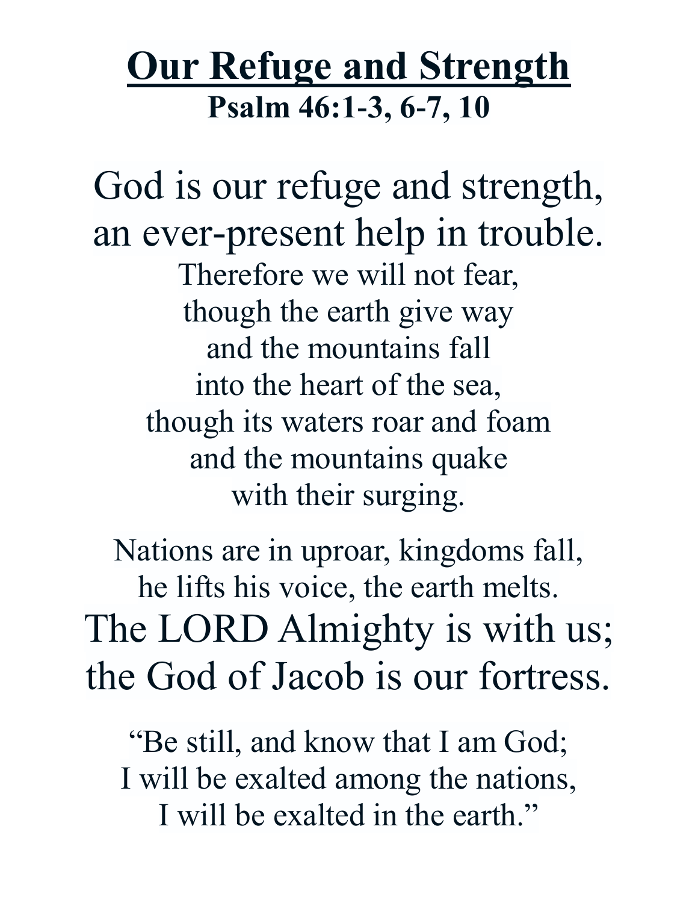# Our Refuge and Strength

**Psalm 46:1-3, 6-7, 10**

God is our refuge and strength,
an ever-present help in trouble.
Therefore we will not fear,
though the earth give way
and the mountains fall
into the heart of the sea,
though its waters roar and foam
and the mountains quake
with their surging.

Nations are in uproar, kingdoms fall,
he lifts his voice, the earth melts.
The LORD Almighty is with us;
the God of Jacob is our fortress.

"Be still, and know that I am God;
I will be exalted among the nations,
I will be exalted in the earth."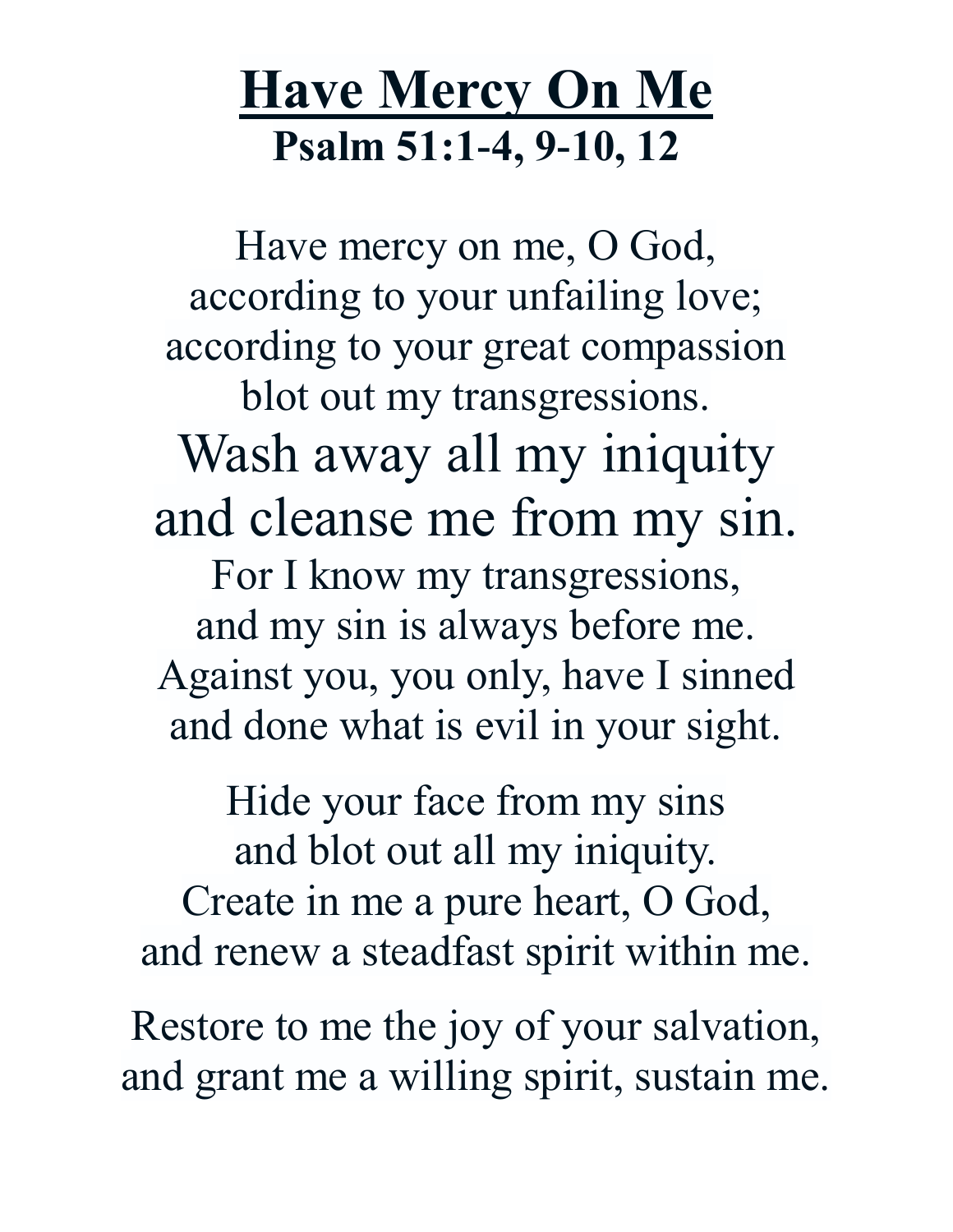# Have Mercy On Me

**Psalm 51:1-4, 9-10, 12**

Have mercy on me, O God,
according to your unfailing love;
according to your great compassion
blot out my transgressions.
Wash away all my iniquity
and cleanse me from my sin.
For I know my transgressions,
and my sin is always before me.
Against you, you only, have I sinned
and done what is evil in your sight.

Hide your face from my sins
and blot out all my iniquity.
Create in me a pure heart, O God,
and renew a steadfast spirit within me.

Restore to me the joy of your salvation,
and grant me a willing spirit, sustain me.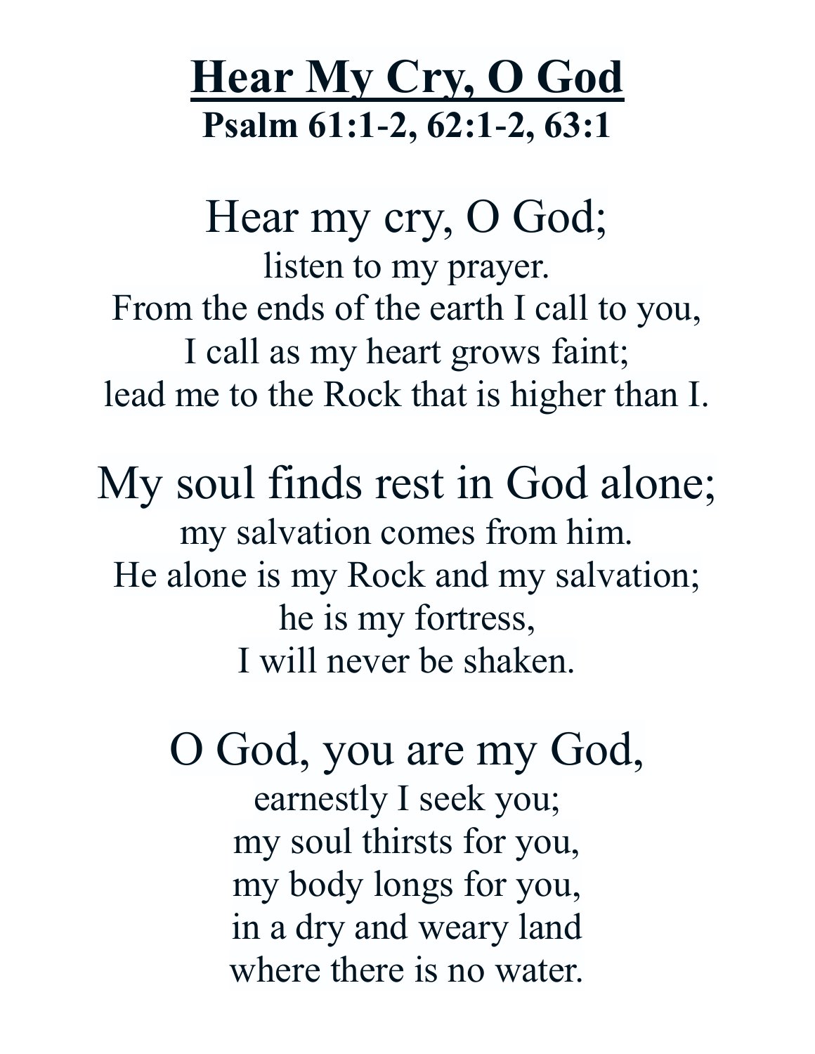# Hear My Cry, O God

**Psalm 61:1-2, 62:1-2, 63:1**

Hear my cry, O God;
listen to my prayer.
From the ends of the earth I call to you,
I call as my heart grows faint;
lead me to the Rock that is higher than I.

My soul finds rest in God alone;
my salvation comes from him.
He alone is my Rock and my salvation;
he is my fortress,
I will never be shaken.

O God, you are my God,
earnestly I seek you;
my soul thirsts for you,
my body longs for you,
in a dry and weary land
where there is no water.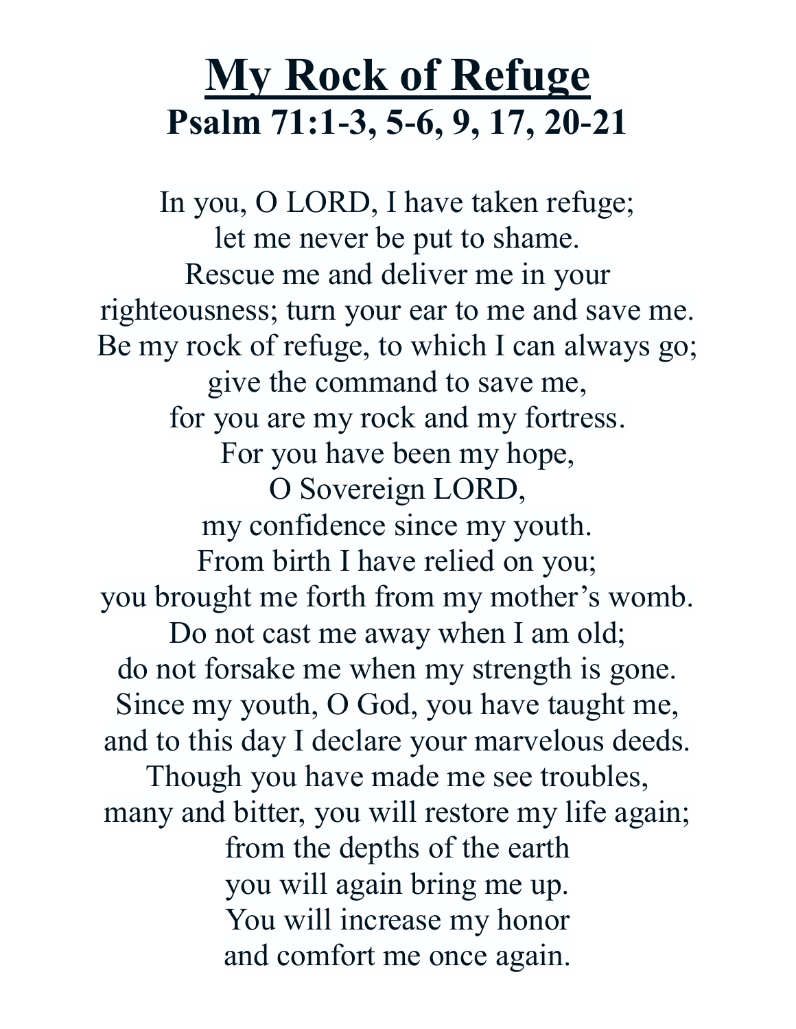# My Rock of Refuge

## Psalm 71:1-3, 5-6, 9, 17, 20-21

In you, O LORD, I have taken refuge;
let me never be put to shame.
Rescue me and deliver me in your
righteousness; turn your ear to me and save me.
Be my rock of refuge, to which I can always go;
give the command to save me,
for you are my rock and my fortress.
For you have been my hope,
O Sovereign LORD,
my confidence since my youth.
From birth I have relied on you;
you brought me forth from my mother's womb.
Do not cast me away when I am old;
do not forsake me when my strength is gone.
Since my youth, O God, you have taught me,
and to this day I declare your marvelous deeds.
Though you have made me see troubles,
many and bitter, you will restore my life again;
from the depths of the earth
you will again bring me up.
You will increase my honor
and comfort me once again.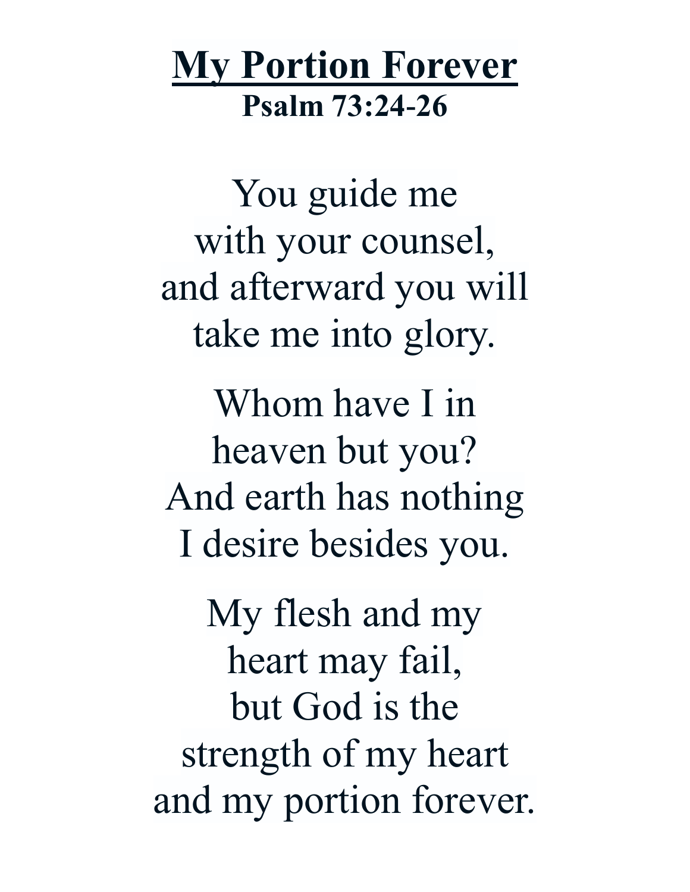# My Portion Forever

**Psalm 73:24-26**

You guide me
with your counsel,
and afterward you will
take me into glory.

Whom have I in
heaven but you?
And earth has nothing
I desire besides you.

My flesh and my
heart may fail,
but God is the
strength of my heart
and my portion forever.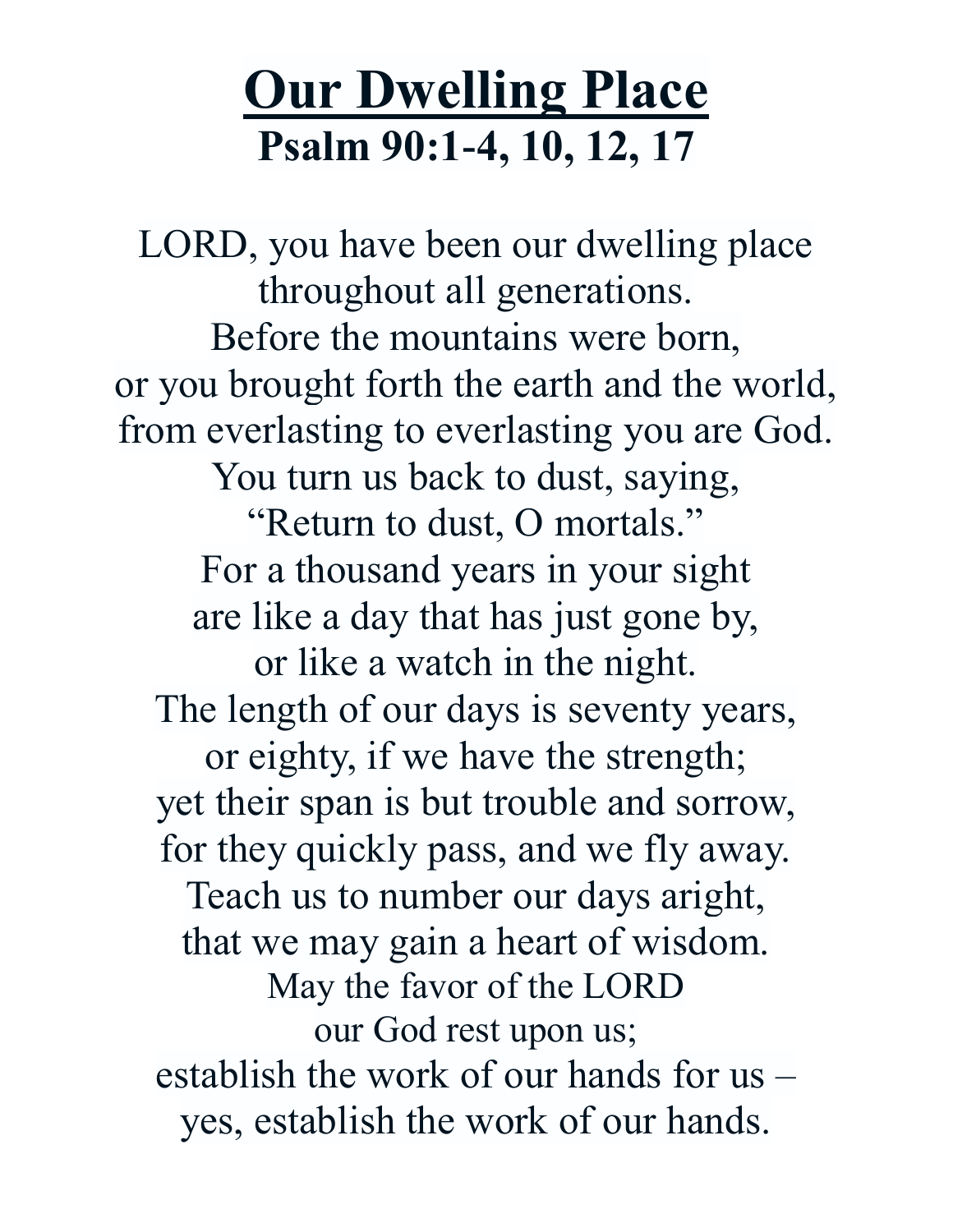# Our Dwelling Place

**Psalm 90:1-4, 10, 12, 17**

LORD, you have been our dwelling place
throughout all generations.
Before the mountains were born,
or you brought forth the earth and the world,
from everlasting to everlasting you are God.
You turn us back to dust, saying,
"Return to dust, O mortals."
For a thousand years in your sight
are like a day that has just gone by,
or like a watch in the night.
The length of our days is seventy years,
or eighty, if we have the strength;
yet their span is but trouble and sorrow,
for they quickly pass, and we fly away.
Teach us to number our days aright,
that we may gain a heart of wisdom.
May the favor of the LORD
our God rest upon us;
establish the work of our hands for us –
yes, establish the work of our hands.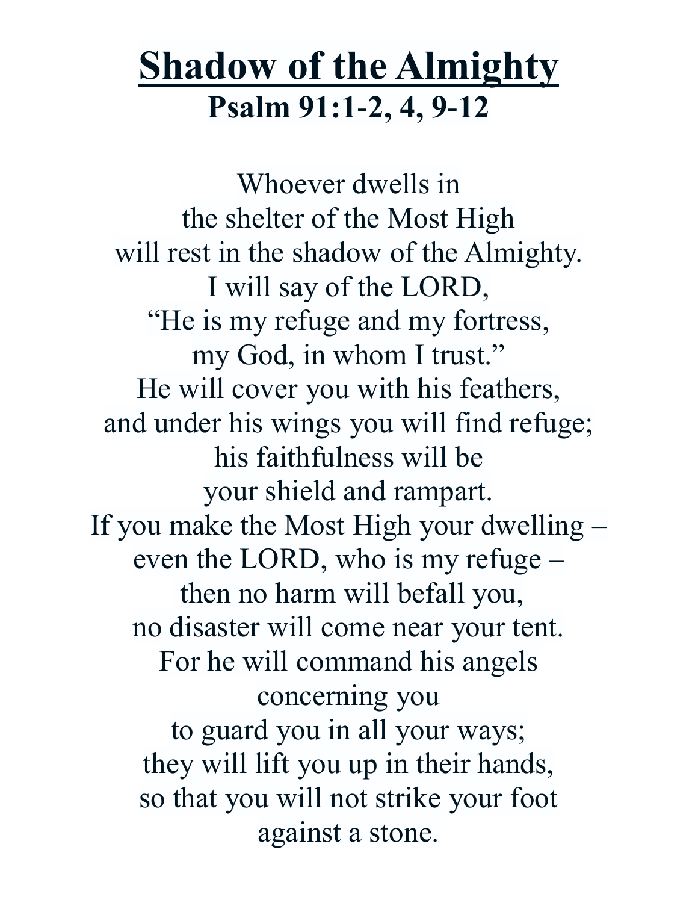# Shadow of the Almighty

**Psalm 91:1-2, 4, 9-12**

Whoever dwells in  
the shelter of the Most High  
will rest in the shadow of the Almighty.  
I will say of the LORD,  
"He is my refuge and my fortress,  
my God, in whom I trust."  
He will cover you with his feathers,  
and under his wings you will find refuge;  
his faithfulness will be  
your shield and rampart.  
If you make the Most High your dwelling –  
even the LORD, who is my refuge –  
then no harm will befall you,  
no disaster will come near your tent.  
For he will command his angels  
concerning you  
to guard you in all your ways;  
they will lift you up in their hands,  
so that you will not strike your foot  
against a stone.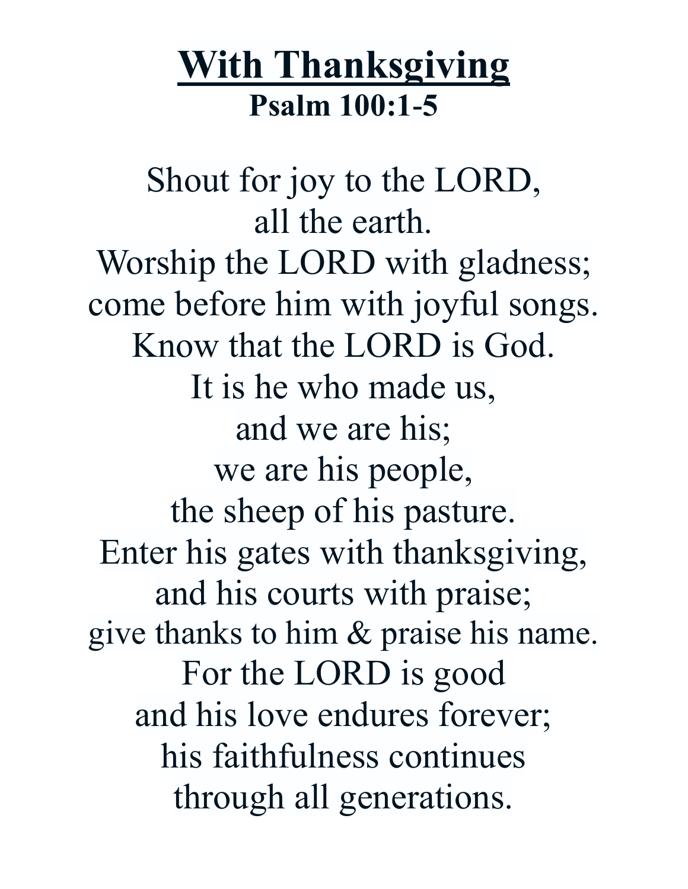# With Thanksgiving

**Psalm 100:1-5**

Shout for joy to the LORD,
all the earth.
Worship the LORD with gladness;
come before him with joyful songs.
Know that the LORD is God.
It is he who made us,
and we are his;
we are his people,
the sheep of his pasture.
Enter his gates with thanksgiving,
and his courts with praise;
give thanks to him & praise his name.
For the LORD is good
and his love endures forever;
his faithfulness continues
through all generations.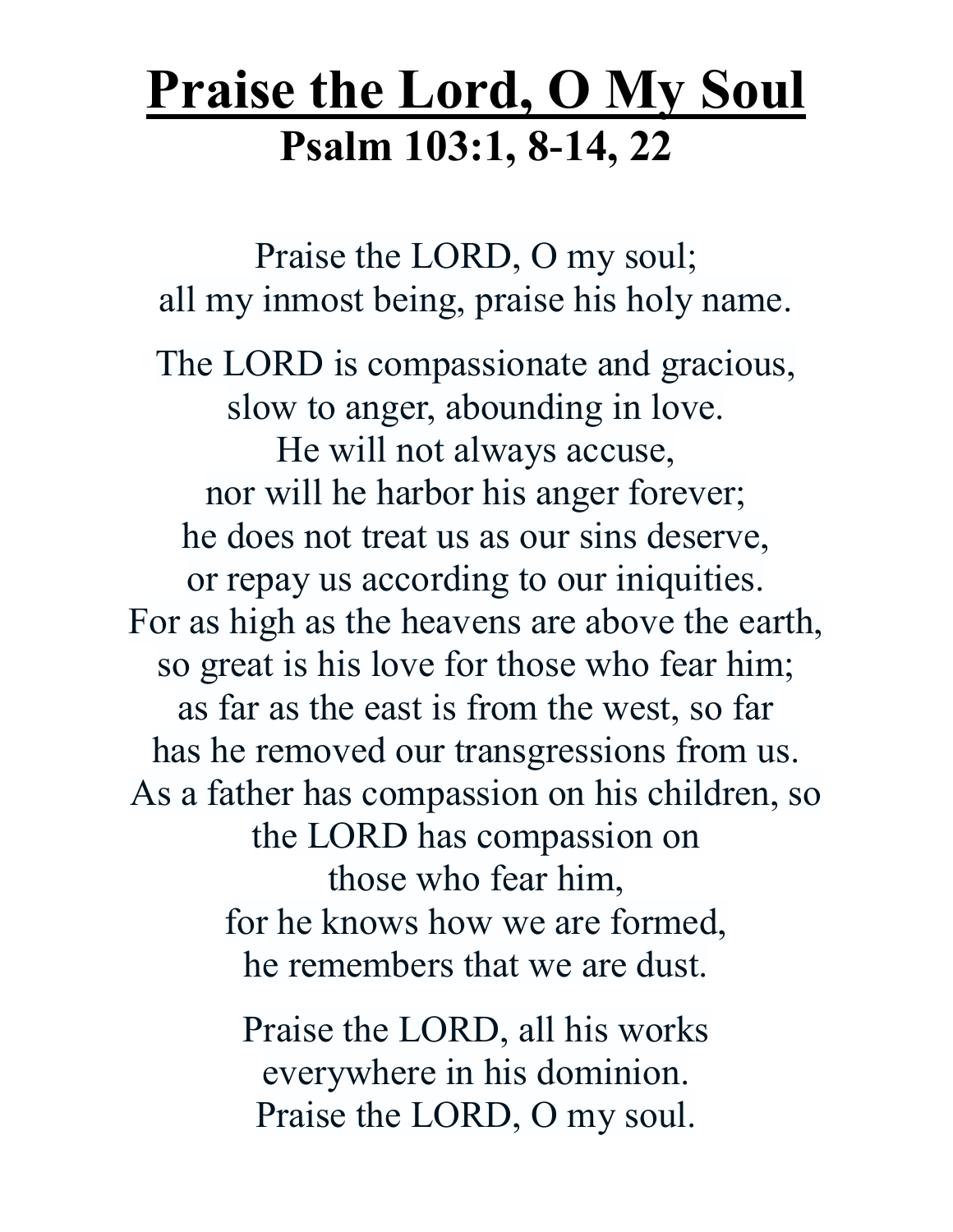# Praise the Lord, O My Soul

## Psalm 103:1, 8-14, 22

Praise the LORD, O my soul;
all my inmost being, praise his holy name.

The LORD is compassionate and gracious,
slow to anger, abounding in love.
He will not always accuse,
nor will he harbor his anger forever;
he does not treat us as our sins deserve,
or repay us according to our iniquities.
For as high as the heavens are above the earth,
so great is his love for those who fear him;
as far as the east is from the west, so far
has he removed our transgressions from us.
As a father has compassion on his children, so
the LORD has compassion on
those who fear him,
for he knows how we are formed,
he remembers that we are dust.

Praise the LORD, all his works
everywhere in his dominion.
Praise the LORD, O my soul.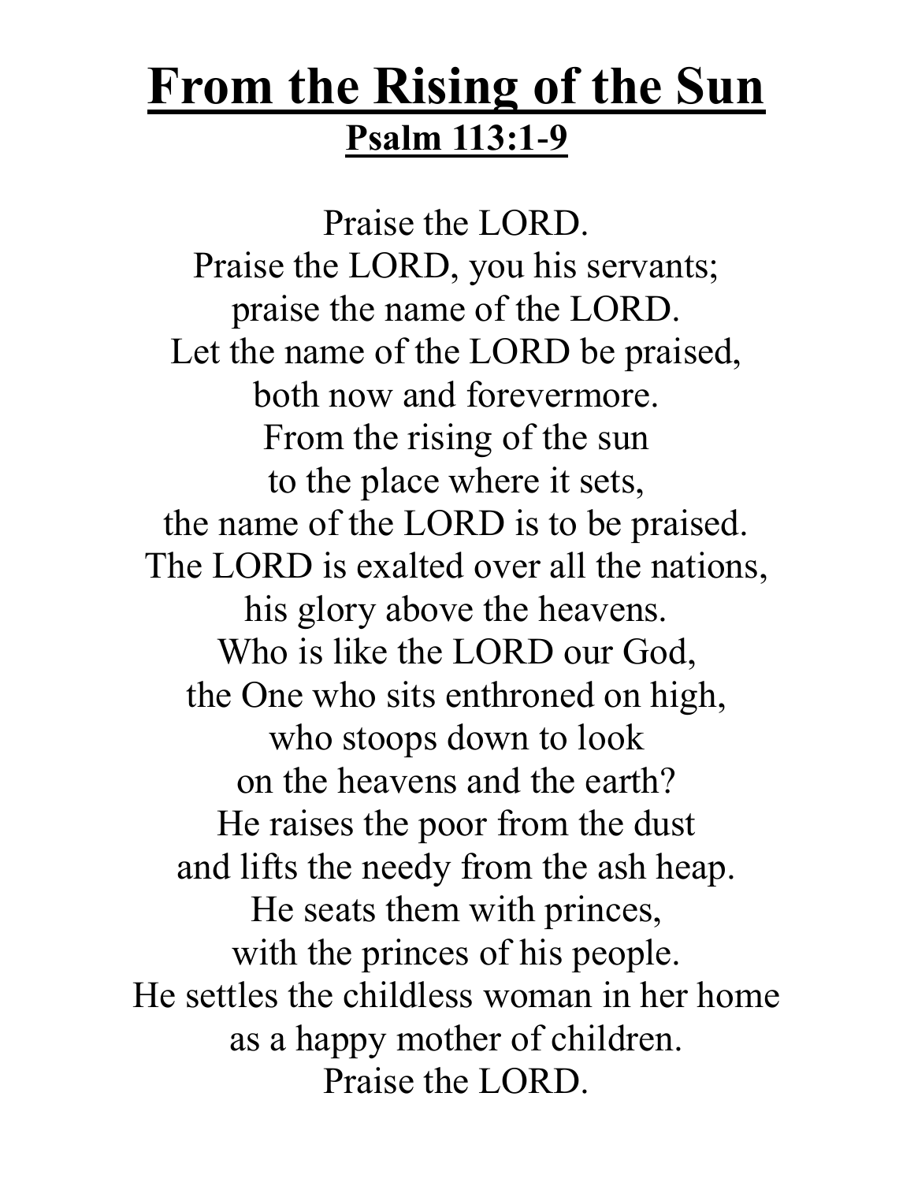# From the Rising of the Sun

## Psalm 113:1-9

Praise the LORD.
Praise the LORD, you his servants;
praise the name of the LORD.
Let the name of the LORD be praised,
both now and forevermore.
From the rising of the sun
to the place where it sets,
the name of the LORD is to be praised.
The LORD is exalted over all the nations,
his glory above the heavens.
Who is like the LORD our God,
the One who sits enthroned on high,
who stoops down to look
on the heavens and the earth?
He raises the poor from the dust
and lifts the needy from the ash heap.
He seats them with princes,
with the princes of his people.
He settles the childless woman in her home
as a happy mother of children.
Praise the LORD.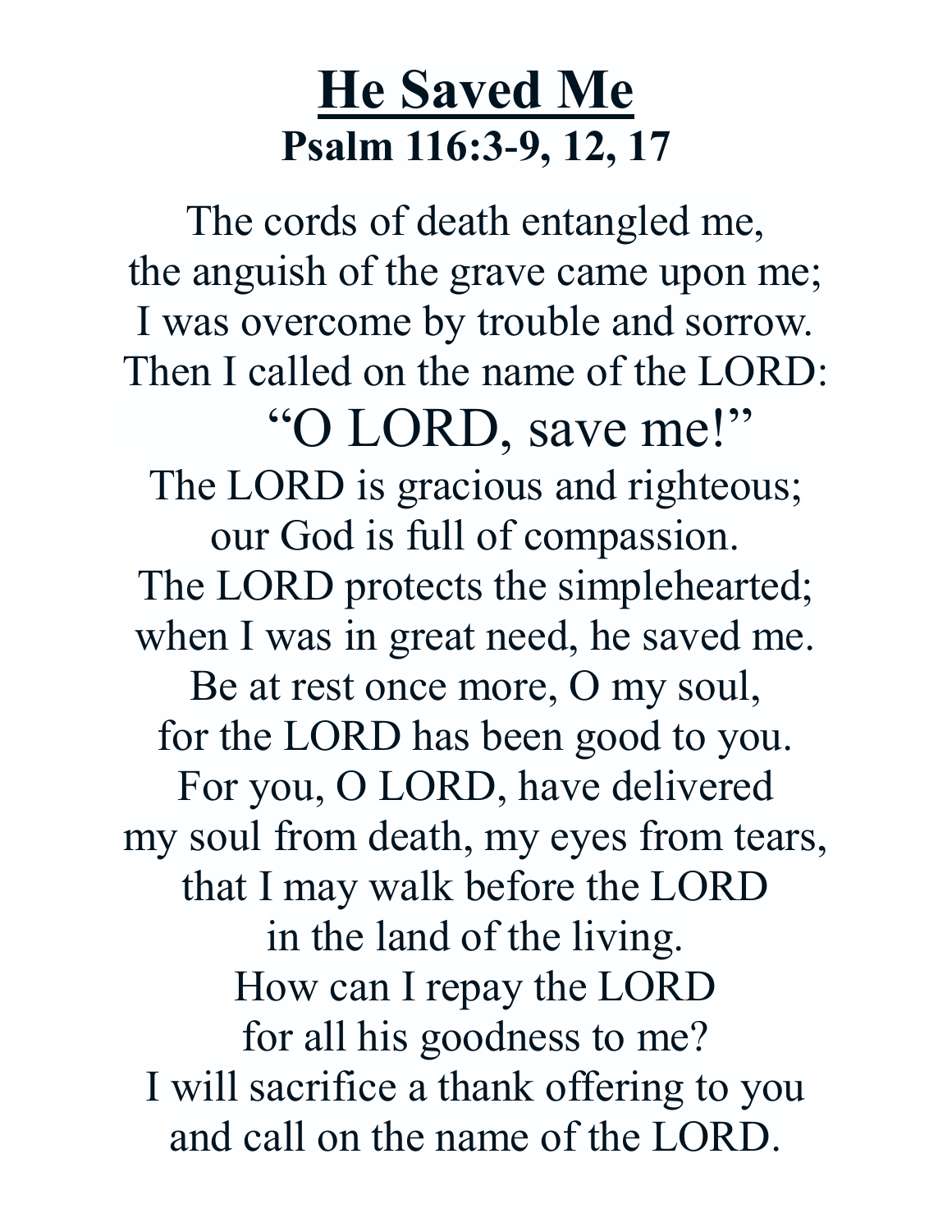# <u>He Saved Me</u>

**Psalm 116:3-9, 12, 17**

The cords of death entangled me,  
the anguish of the grave came upon me;  
I was overcome by trouble and sorrow.  
Then I called on the name of the LORD:  
"O LORD, save me!"  
The LORD is gracious and righteous;  
our God is full of compassion.  
The LORD protects the simplehearted;  
when I was in great need, he saved me.  
Be at rest once more, O my soul,  
for the LORD has been good to you.  
For you, O LORD, have delivered  
my soul from death, my eyes from tears,  
that I may walk before the LORD  
in the land of the living.  
How can I repay the LORD  
for all his goodness to me?  
I will sacrifice a thank offering to you  
and call on the name of the LORD.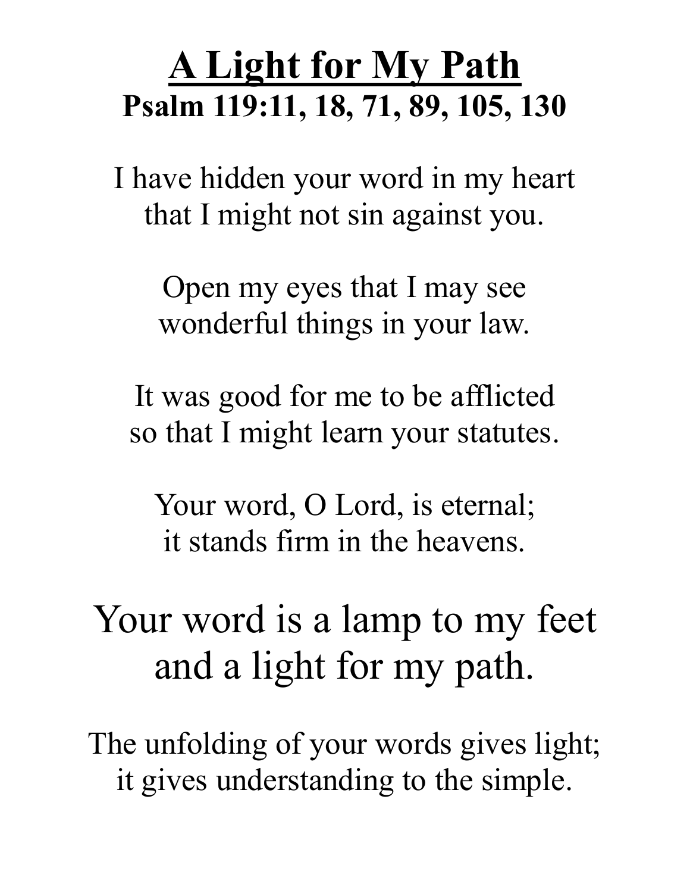# A Light for My Path

**Psalm 119:11, 18, 71, 89, 105, 130**

I have hidden your word in my heart
that I might not sin against you.

Open my eyes that I may see
wonderful things in your law.

It was good for me to be afflicted
so that I might learn your statutes.

Your word, O Lord, is eternal;
it stands firm in the heavens.

## Your word is a lamp to my feet and a light for my path.

The unfolding of your words gives light;
it gives understanding to the simple.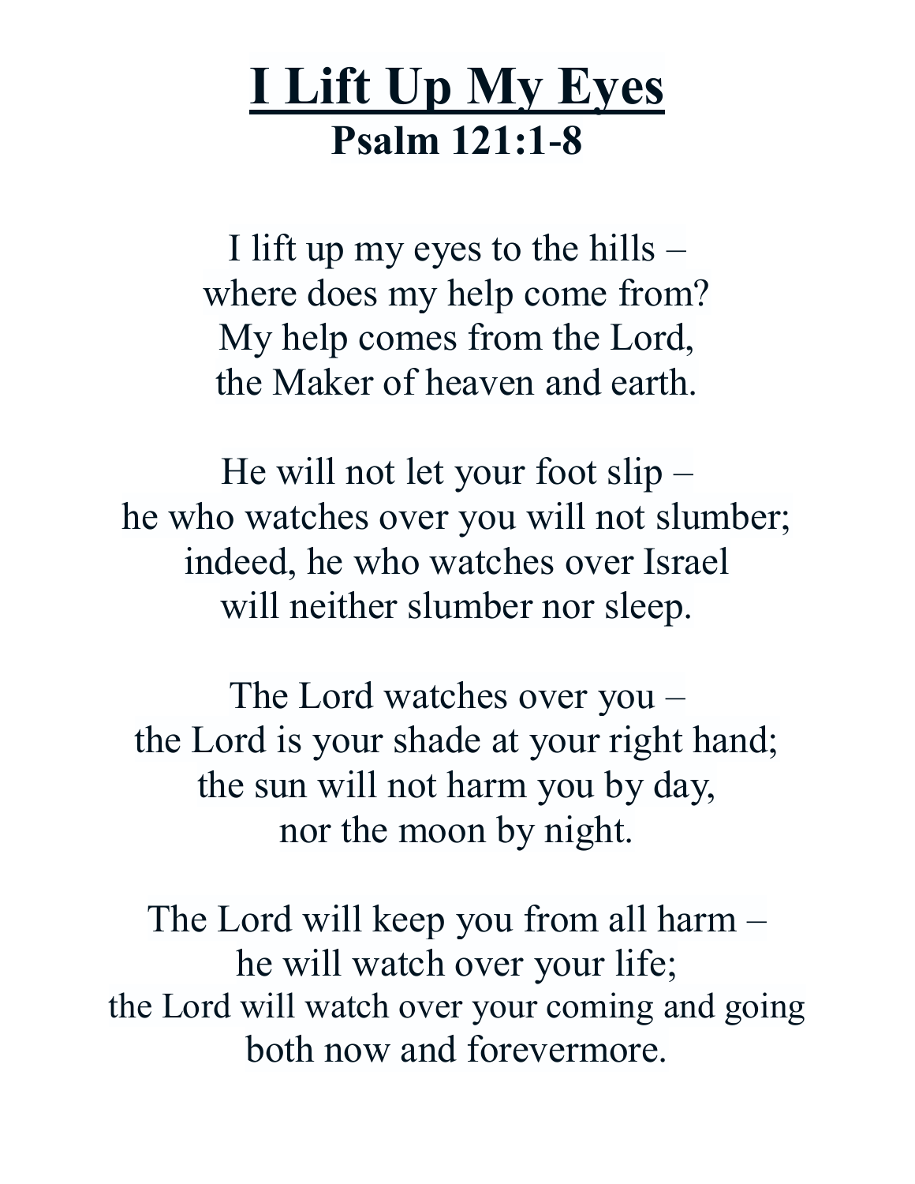# <u>I Lift Up My Eyes</u>

## Psalm 121:1-8

I lift up my eyes to the hills –
where does my help come from?
My help comes from the Lord,
the Maker of heaven and earth.

He will not let your foot slip –
he who watches over you will not slumber;
indeed, he who watches over Israel
will neither slumber nor sleep.

The Lord watches over you –
the Lord is your shade at your right hand;
the sun will not harm you by day,
nor the moon by night.

The Lord will keep you from all harm –
he will watch over your life;
the Lord will watch over your coming and going
both now and forevermore.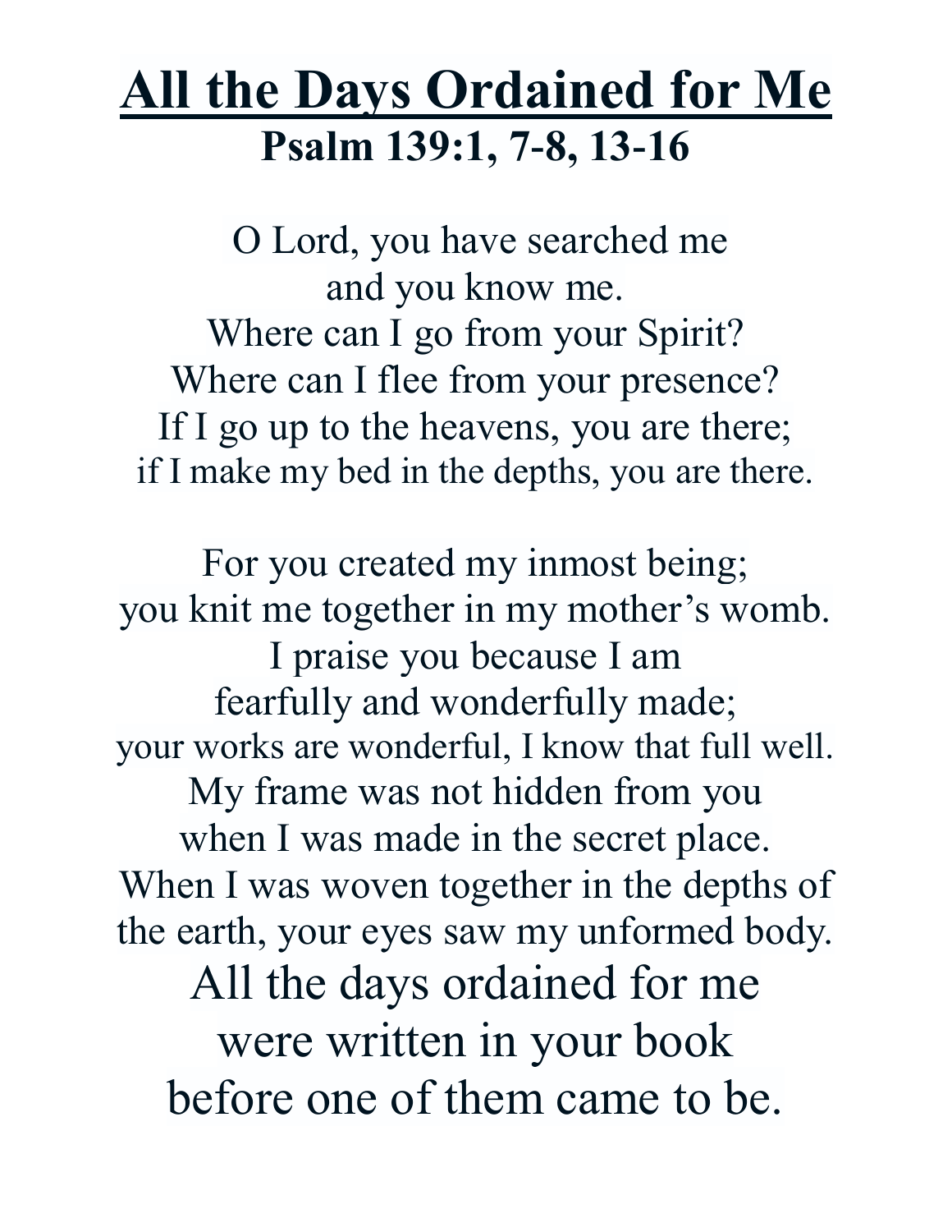# All the Days Ordained for Me

## Psalm 139:1, 7-8, 13-16

O Lord, you have searched me  
and you know me.  
Where can I go from your Spirit?  
Where can I flee from your presence?  
If I go up to the heavens, you are there;  
if I make my bed in the depths, you are there.

For you created my inmost being;  
you knit me together in my mother's womb.  
I praise you because I am  
fearfully and wonderfully made;  
your works are wonderful, I know that full well.  
My frame was not hidden from you  
when I was made in the secret place.  
When I was woven together in the depths of  
the earth, your eyes saw my unformed body.  
All the days ordained for me  
were written in your book  
before one of them came to be.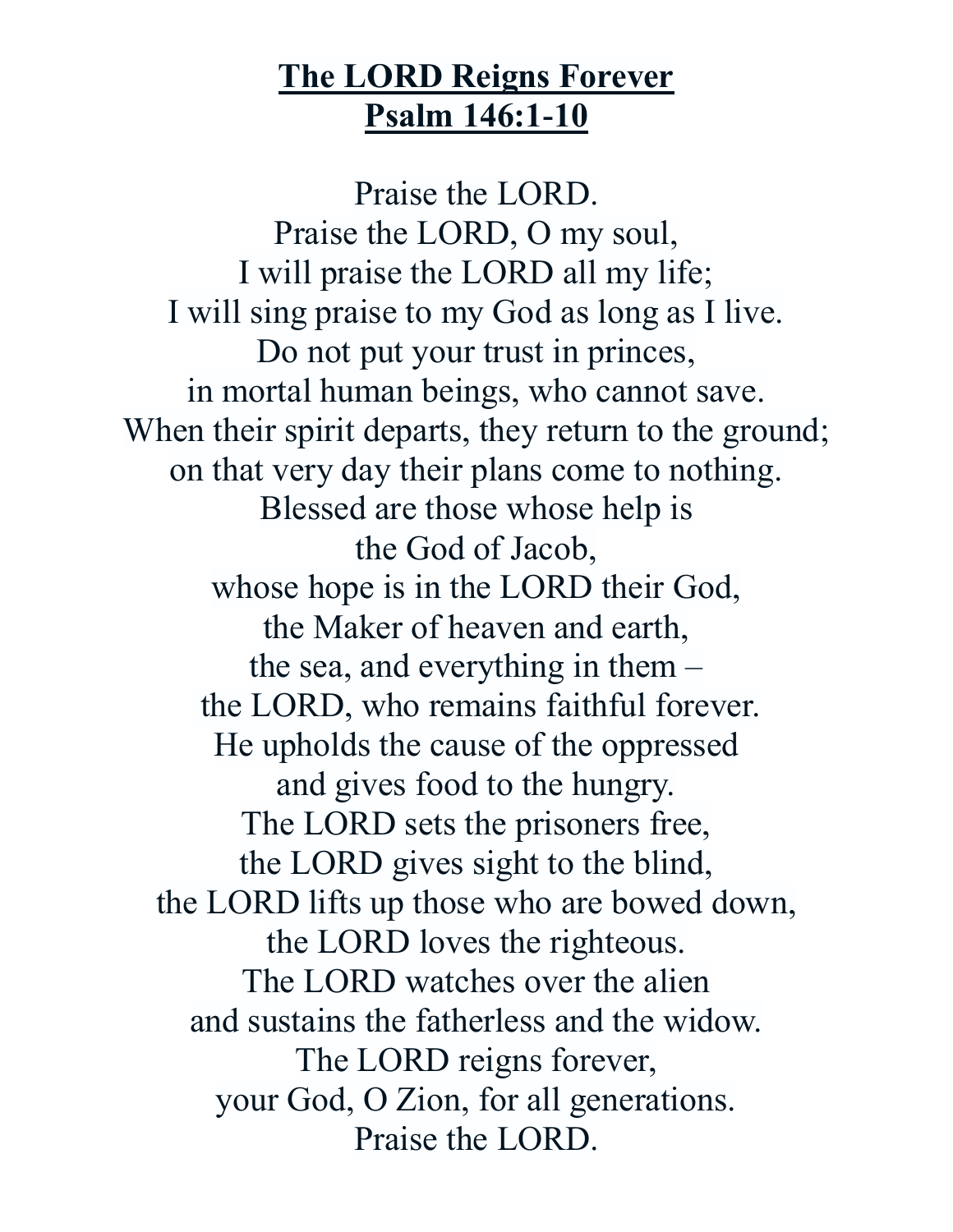## **The LORD Reigns Forever**
## **Psalm 146:1-10**

Praise the LORD.  
Praise the LORD, O my soul,  
I will praise the LORD all my life;  
I will sing praise to my God as long as I live.  
Do not put your trust in princes,  
in mortal human beings, who cannot save.  
When their spirit departs, they return to the ground;  
on that very day their plans come to nothing.  
Blessed are those whose help is  
the God of Jacob,  
whose hope is in the LORD their God,  
the Maker of heaven and earth,  
the sea, and everything in them –  
the LORD, who remains faithful forever.  
He upholds the cause of the oppressed  
and gives food to the hungry.  
The LORD sets the prisoners free,  
the LORD gives sight to the blind,  
the LORD lifts up those who are bowed down,  
the LORD loves the righteous.  
The LORD watches over the alien  
and sustains the fatherless and the widow.  
The LORD reigns forever,  
your God, O Zion, for all generations.  
Praise the LORD.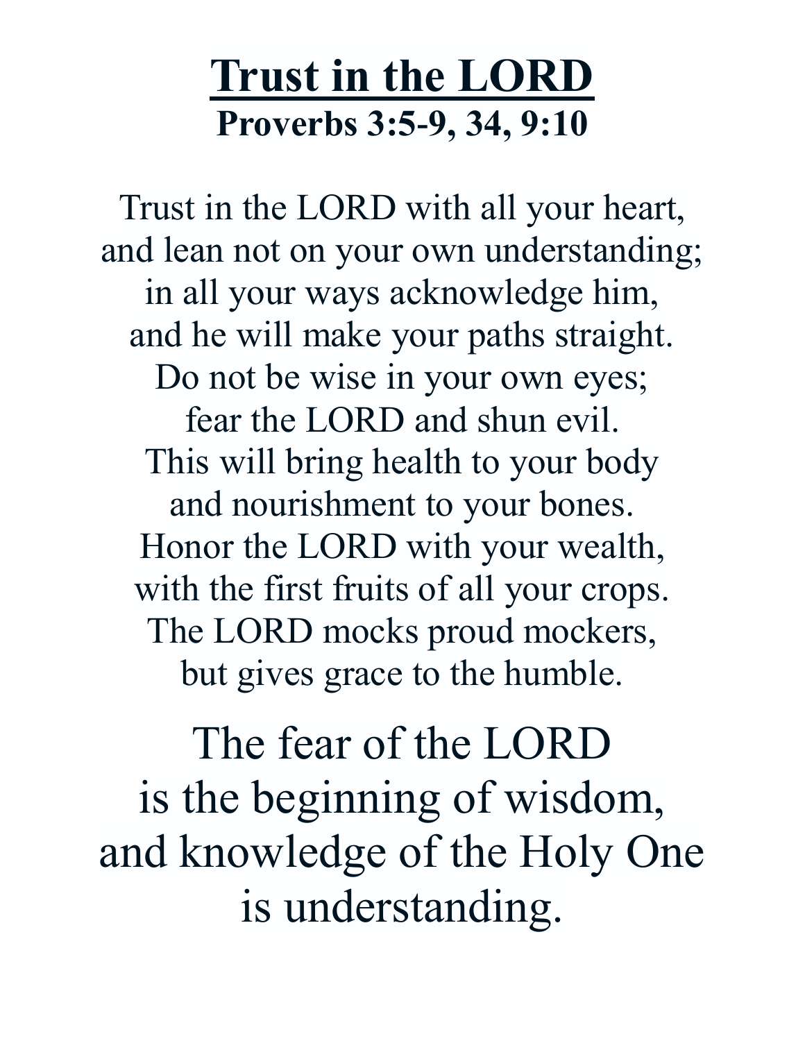# <u>Trust in the LORD</u>

**Proverbs 3:5-9, 34, 9:10**

Trust in the LORD with all your heart,
and lean not on your own understanding;
in all your ways acknowledge him,
and he will make your paths straight.
Do not be wise in your own eyes;
fear the LORD and shun evil.
This will bring health to your body
and nourishment to your bones.
Honor the LORD with your wealth,
with the first fruits of all your crops.
The LORD mocks proud mockers,
but gives grace to the humble.

The fear of the LORD
is the beginning of wisdom,
and knowledge of the Holy One
is understanding.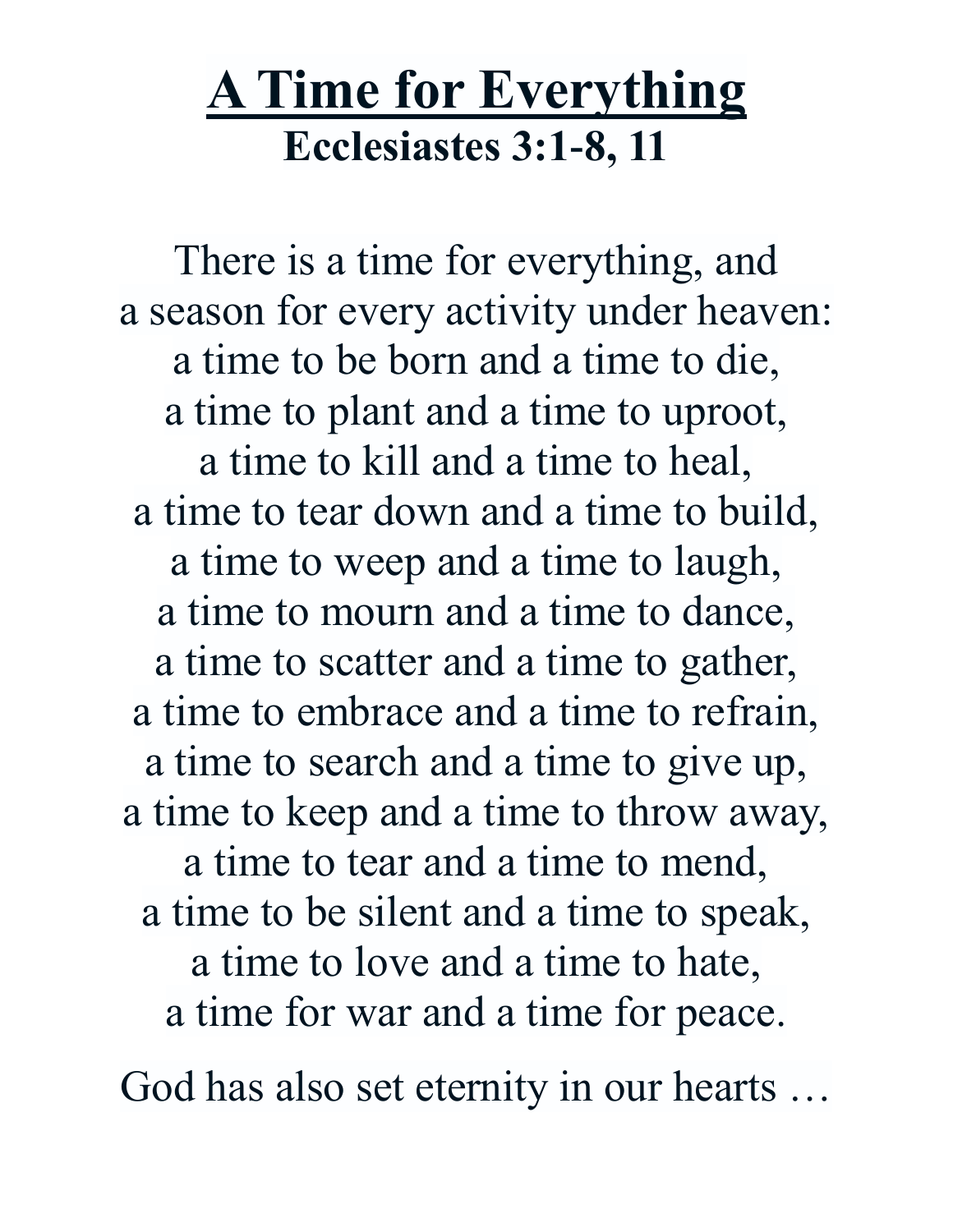# A Time for Everything

## Ecclesiastes 3:1-8, 11

There is a time for everything, and
a season for every activity under heaven:
a time to be born and a time to die,
a time to plant and a time to uproot,
a time to kill and a time to heal,
a time to tear down and a time to build,
a time to weep and a time to laugh,
a time to mourn and a time to dance,
a time to scatter and a time to gather,
a time to embrace and a time to refrain,
a time to search and a time to give up,
a time to keep and a time to throw away,
a time to tear and a time to mend,
a time to be silent and a time to speak,
a time to love and a time to hate,
a time for war and a time for peace.

God has also set eternity in our hearts …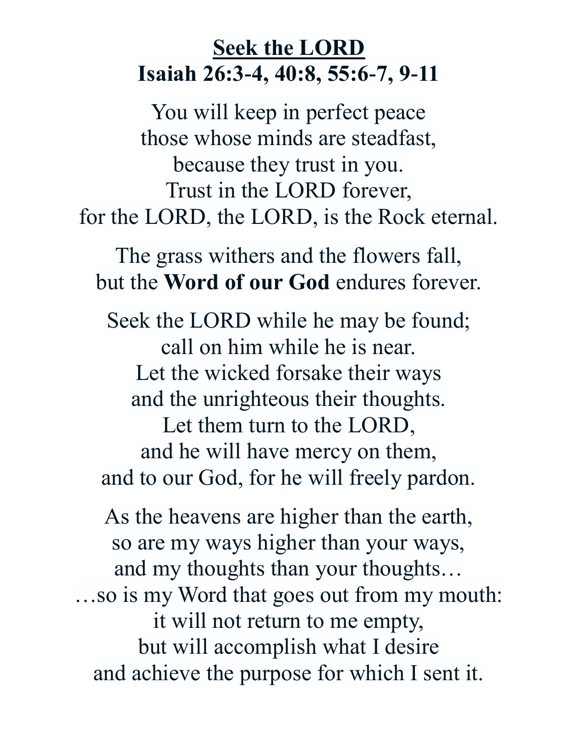# Seek the LORD

## Isaiah 26:3-4, 40:8, 55:6-7, 9-11

You will keep in perfect peace
those whose minds are steadfast,
because they trust in you.
Trust in the LORD forever,
for the LORD, the LORD, is the Rock eternal.

The grass withers and the flowers fall,
but the **Word of our God** endures forever.

Seek the LORD while he may be found;
call on him while he is near.
Let the wicked forsake their ways
and the unrighteous their thoughts.
Let them turn to the LORD,
and he will have mercy on them,
and to our God, for he will freely pardon.

As the heavens are higher than the earth,
so are my ways higher than your ways,
and my thoughts than your thoughts…
…so is my Word that goes out from my mouth:
it will not return to me empty,
but will accomplish what I desire
and achieve the purpose for which I sent it.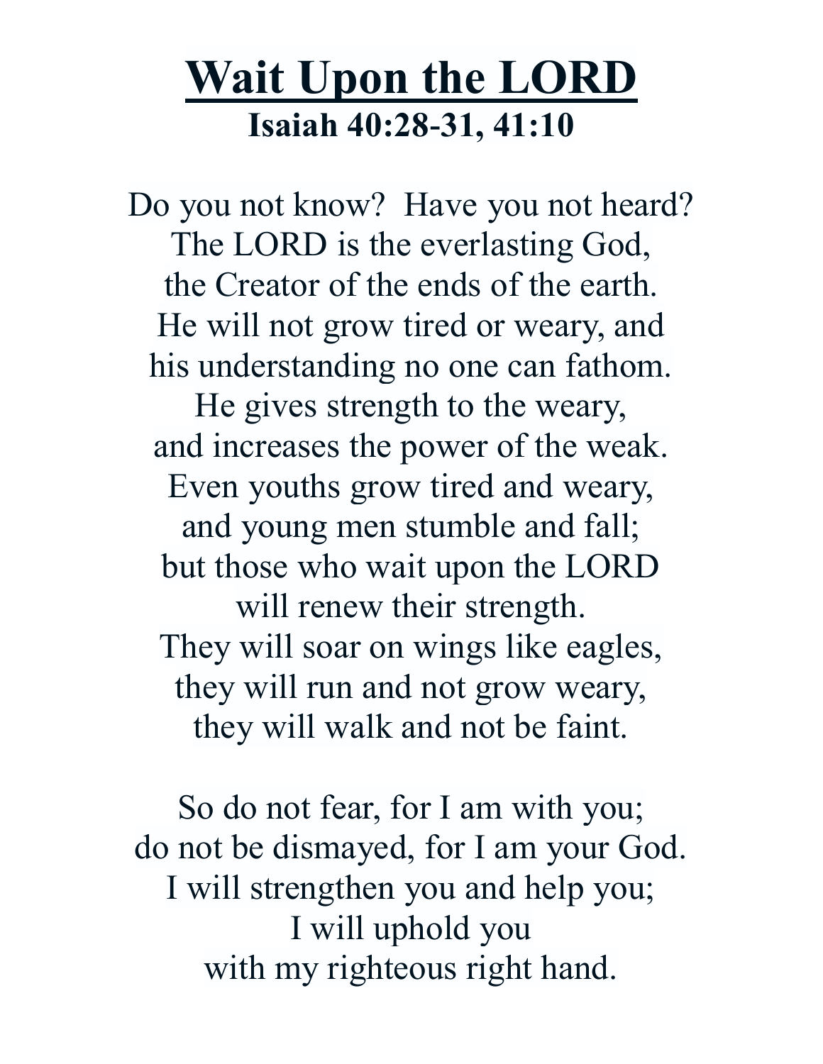# Wait Upon the LORD

**Isaiah 40:28-31, 41:10**

Do you not know? Have you not heard?
The LORD is the everlasting God,
the Creator of the ends of the earth.
He will not grow tired or weary, and
his understanding no one can fathom.
He gives strength to the weary,
and increases the power of the weak.
Even youths grow tired and weary,
and young men stumble and fall;
but those who wait upon the LORD
will renew their strength.
They will soar on wings like eagles,
they will run and not grow weary,
they will walk and not be faint.

So do not fear, for I am with you;
do not be dismayed, for I am your God.
I will strengthen you and help you;
I will uphold you
with my righteous right hand.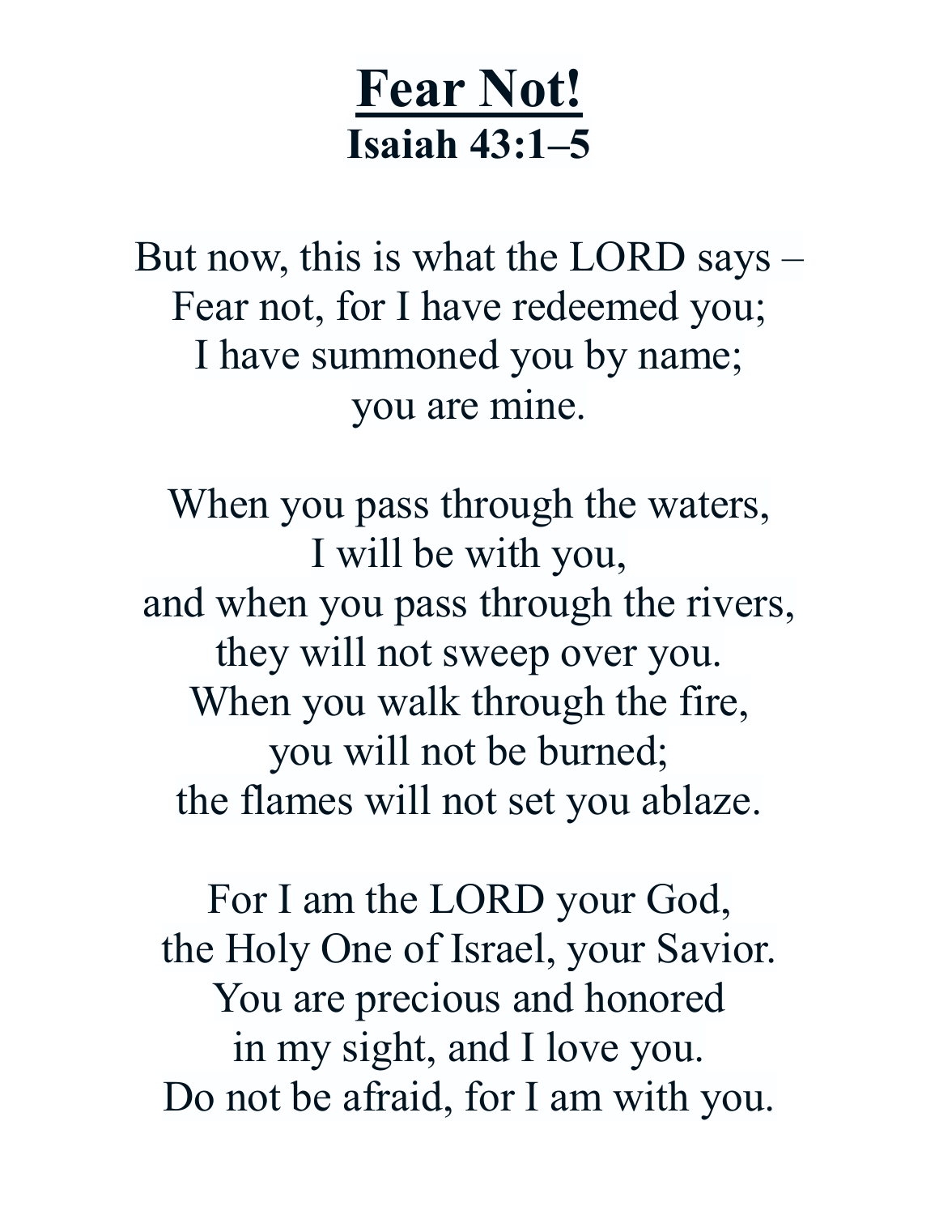# Fear Not!

**Isaiah 43:1–5**

But now, this is what the LORD says –  
Fear not, for I have redeemed you;  
I have summoned you by name;  
you are mine.

When you pass through the waters,  
I will be with you,  
and when you pass through the rivers,  
they will not sweep over you.  
When you walk through the fire,  
you will not be burned;  
the flames will not set you ablaze.

For I am the LORD your God,  
the Holy One of Israel, your Savior.  
You are precious and honored  
in my sight, and I love you.  
Do not be afraid, for I am with you.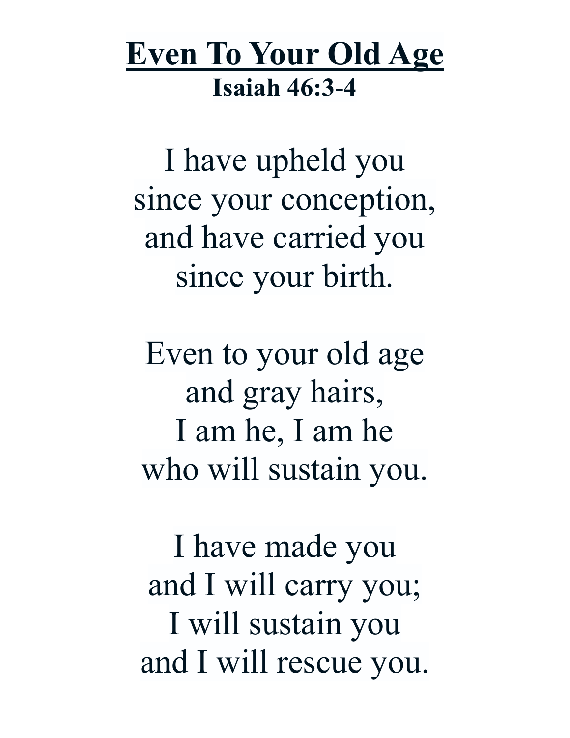# Even To Your Old Age

**Isaiah 46:3-4**

I have upheld you
since your conception,
and have carried you
since your birth.

Even to your old age
and gray hairs,
I am he, I am he
who will sustain you.

I have made you
and I will carry you;
I will sustain you
and I will rescue you.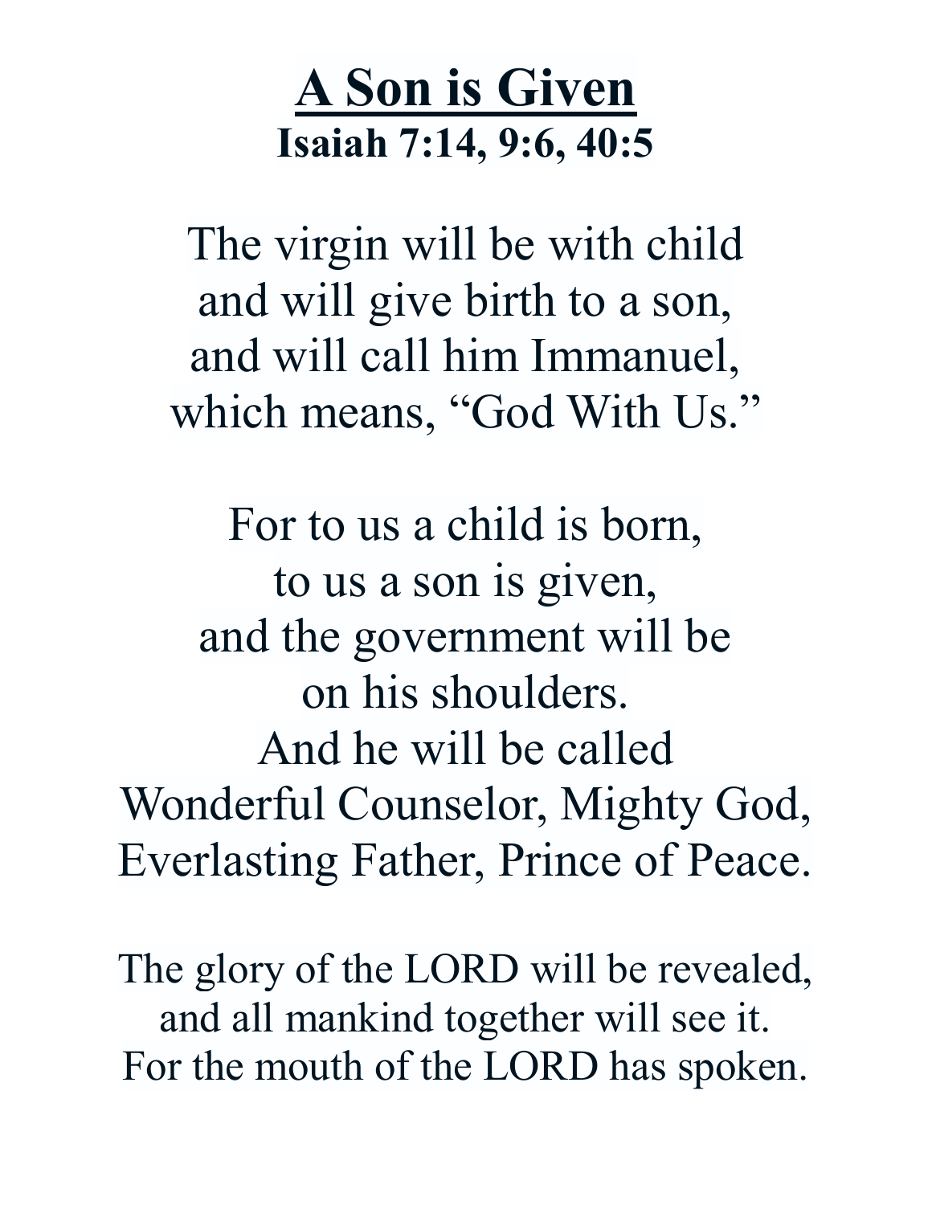# <u>A Son is Given</u>

**Isaiah 7:14, 9:6, 40:5**

The virgin will be with child
and will give birth to a son,
and will call him Immanuel,
which means, "God With Us."

For to us a child is born,
to us a son is given,
and the government will be
on his shoulders.
And he will be called
Wonderful Counselor, Mighty God,
Everlasting Father, Prince of Peace.

The glory of the LORD will be revealed,
and all mankind together will see it.
For the mouth of the LORD has spoken.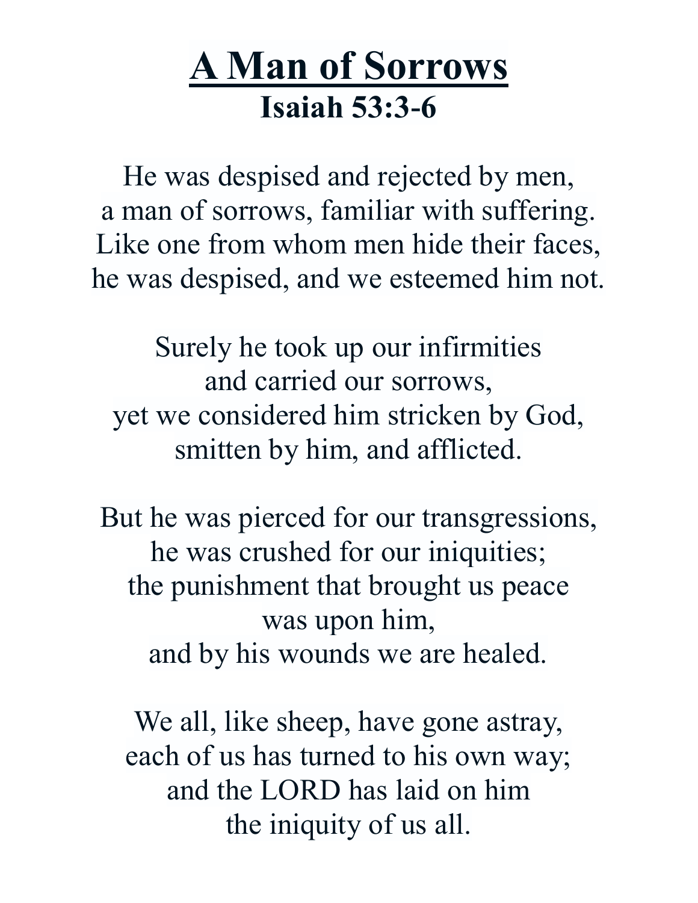# A Man of Sorrows

## Isaiah 53:3-6

He was despised and rejected by men,
a man of sorrows, familiar with suffering.
Like one from whom men hide their faces,
he was despised, and we esteemed him not.

Surely he took up our infirmities
and carried our sorrows,
yet we considered him stricken by God,
smitten by him, and afflicted.

But he was pierced for our transgressions,
he was crushed for our iniquities;
the punishment that brought us peace
was upon him,
and by his wounds we are healed.

We all, like sheep, have gone astray,
each of us has turned to his own way;
and the LORD has laid on him
the iniquity of us all.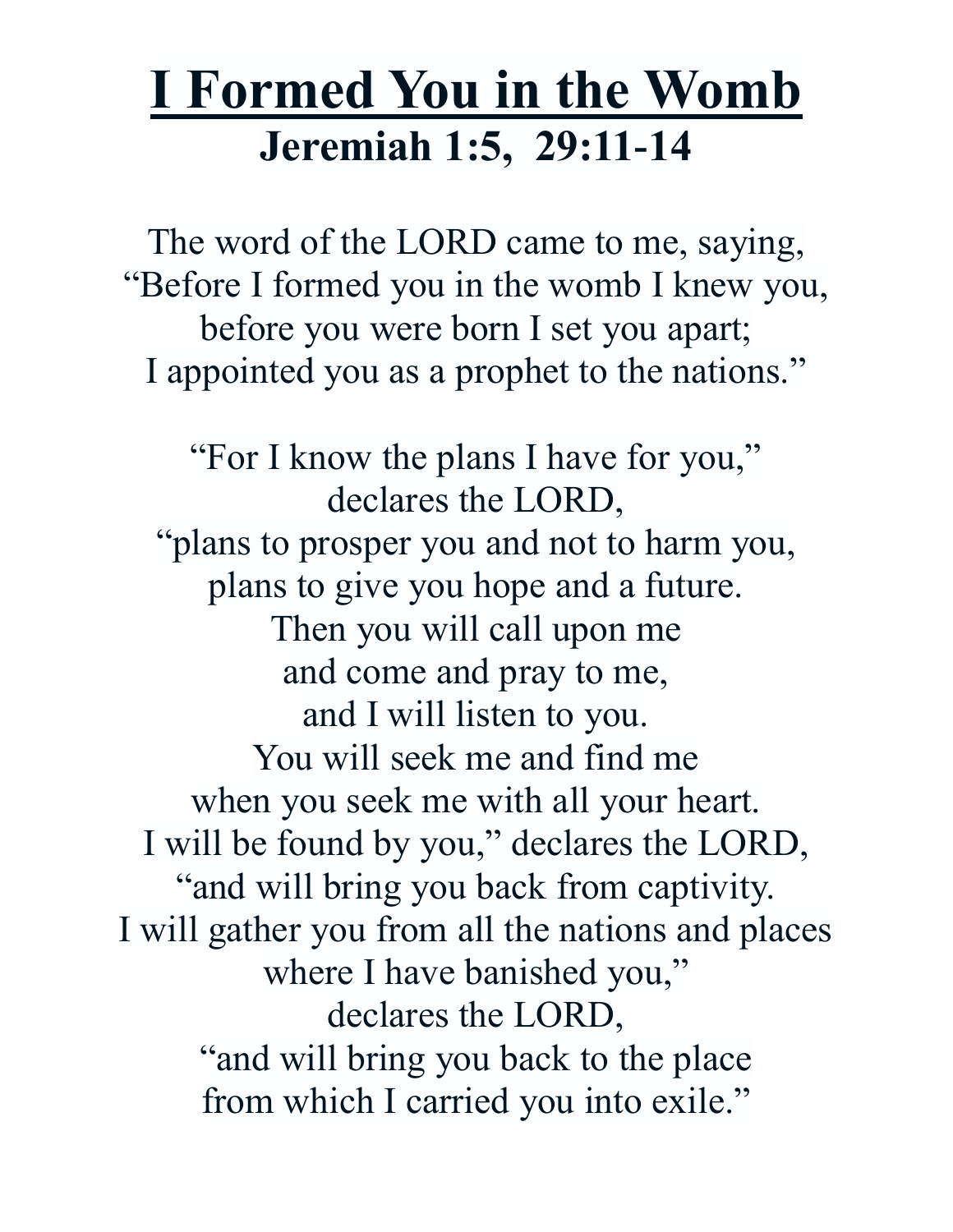# I Formed You in the Womb

## Jeremiah 1:5, 29:11-14

The word of the LORD came to me, saying,
“Before I formed you in the womb I knew you,
before you were born I set you apart;
I appointed you as a prophet to the nations.”

“For I know the plans I have for you,”
declares the LORD,
“plans to prosper you and not to harm you,
plans to give you hope and a future.
Then you will call upon me
and come and pray to me,
and I will listen to you.
You will seek me and find me
when you seek me with all your heart.
I will be found by you,” declares the LORD,
“and will bring you back from captivity.
I will gather you from all the nations and places
where I have banished you,”
declares the LORD,
“and will bring you back to the place
from which I carried you into exile.”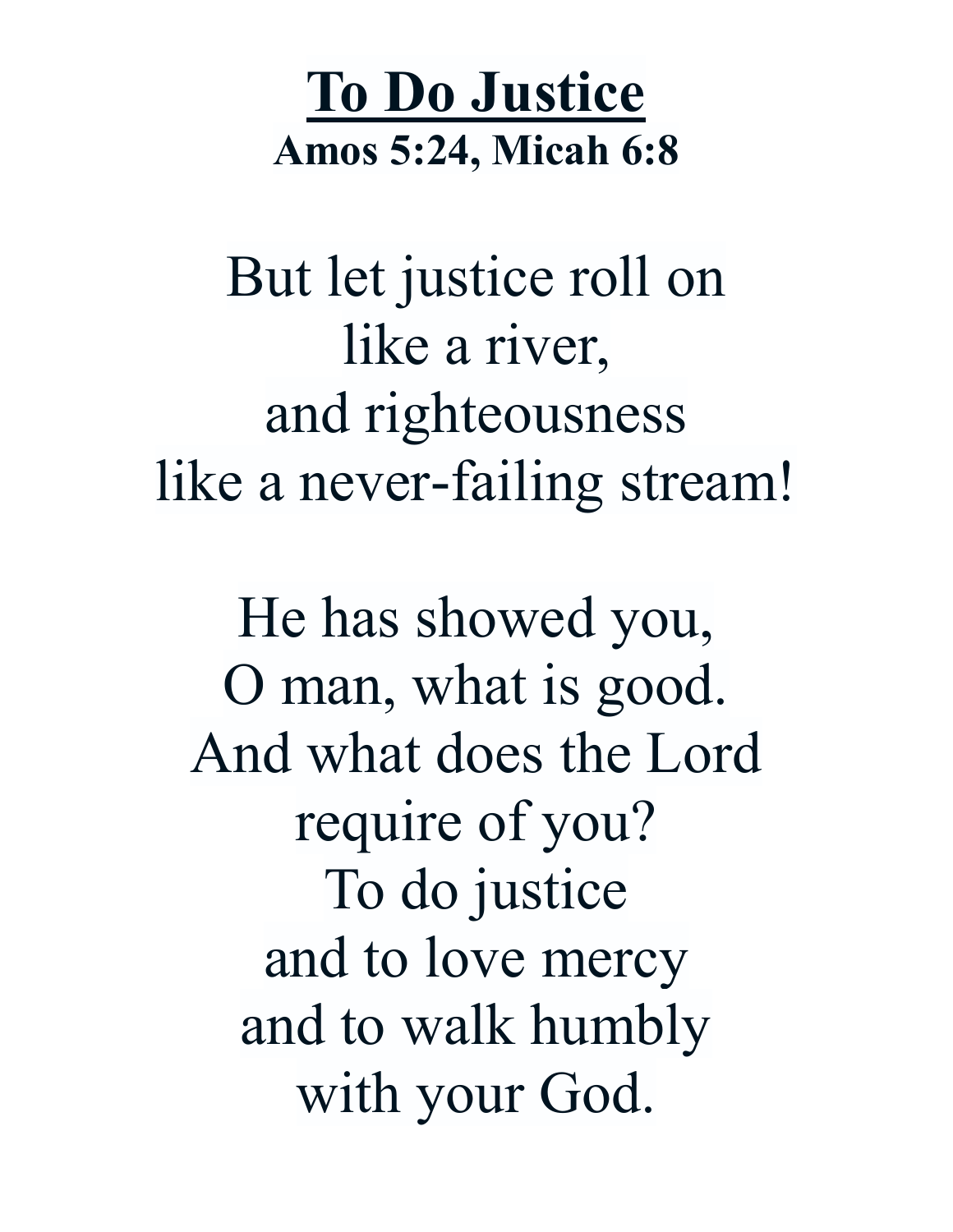# To Do Justice

**Amos 5:24, Micah 6:8**

But let justice roll on
like a river,
and righteousness
like a never-failing stream!

He has showed you,
O man, what is good.
And what does the Lord
require of you?
To do justice
and to love mercy
and to walk humbly
with your God.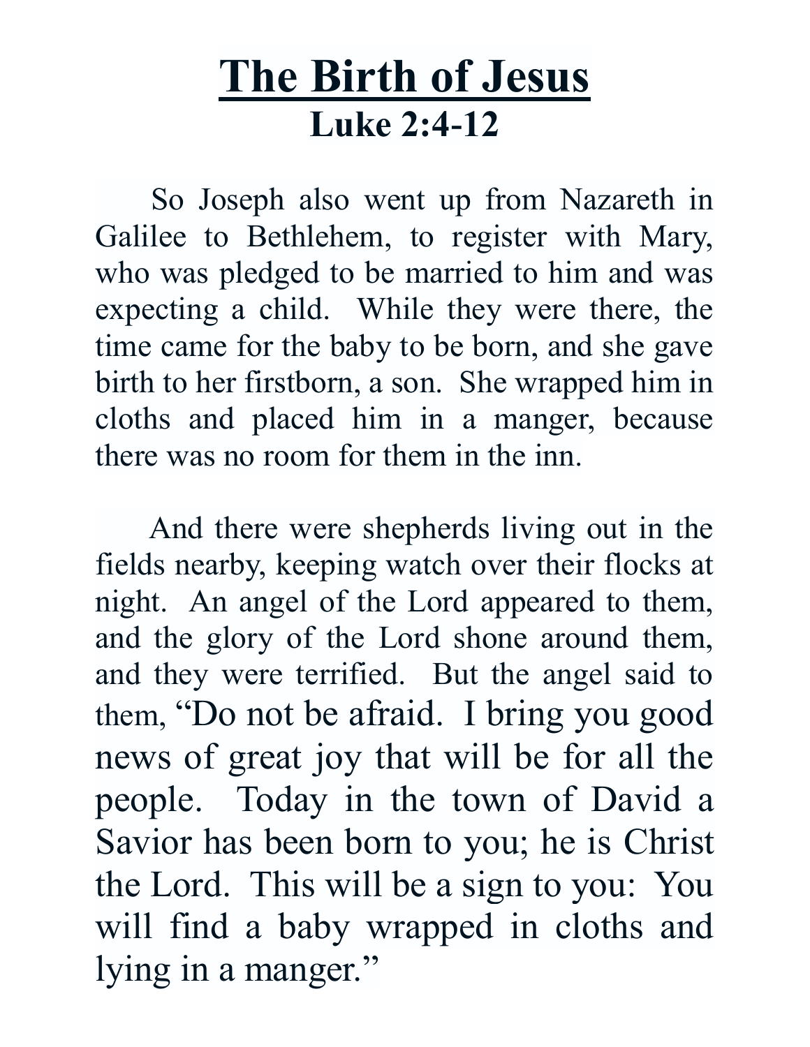# The Birth of Jesus

## Luke 2:4-12

So Joseph also went up from Nazareth in Galilee to Bethlehem, to register with Mary, who was pledged to be married to him and was expecting a child.  While they were there, the time came for the baby to be born, and she gave birth to her firstborn, a son.  She wrapped him in cloths and placed him in a manger, because there was no room for them in the inn.

And there were shepherds living out in the fields nearby, keeping watch over their flocks at night.  An angel of the Lord appeared to them, and the glory of the Lord shone around them, and they were terrified.  But the angel said to them, "Do not be afraid.  I bring you good news of great joy that will be for all the people.  Today in the town of David a Savior has been born to you; he is Christ the Lord.  This will be a sign to you:  You will find a baby wrapped in cloths and lying in a manger."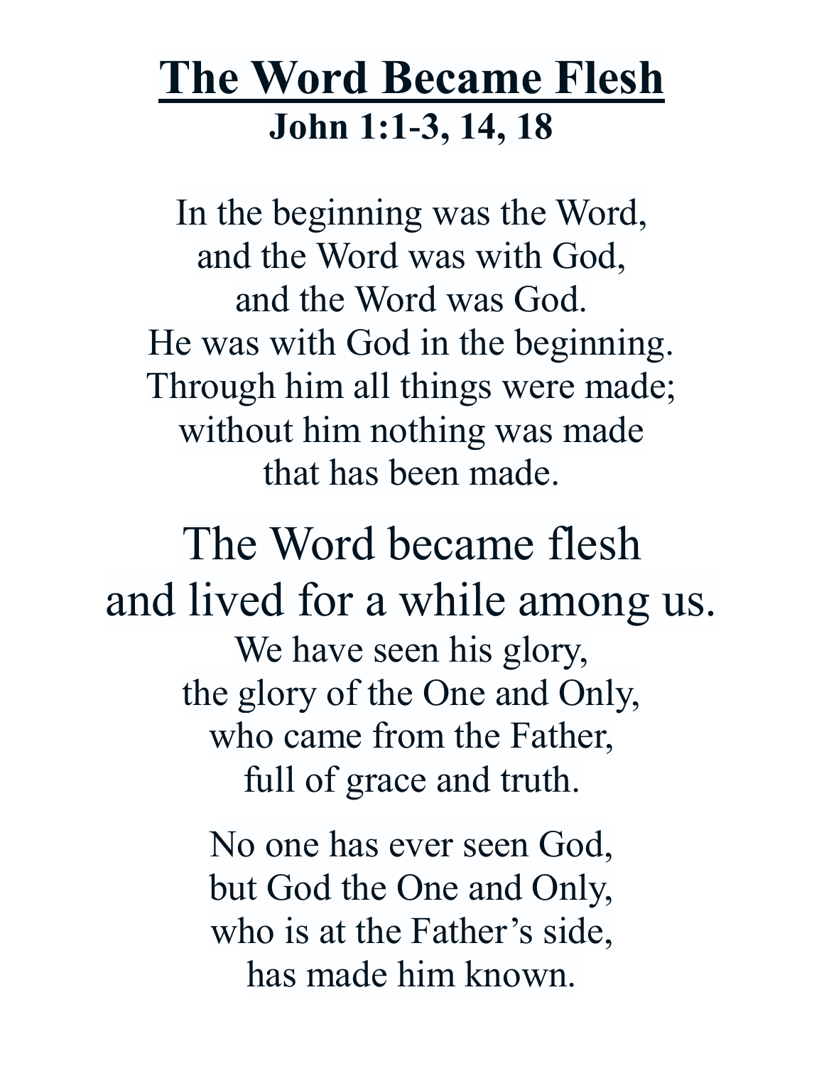# The Word Became Flesh

**John 1:1-3, 14, 18**

In the beginning was the Word,
and the Word was with God,
and the Word was God.
He was with God in the beginning.
Through him all things were made;
without him nothing was made
that has been made.

The Word became flesh
and lived for a while among us.
We have seen his glory,
the glory of the One and Only,
who came from the Father,
full of grace and truth.

No one has ever seen God,
but God the One and Only,
who is at the Father's side,
has made him known.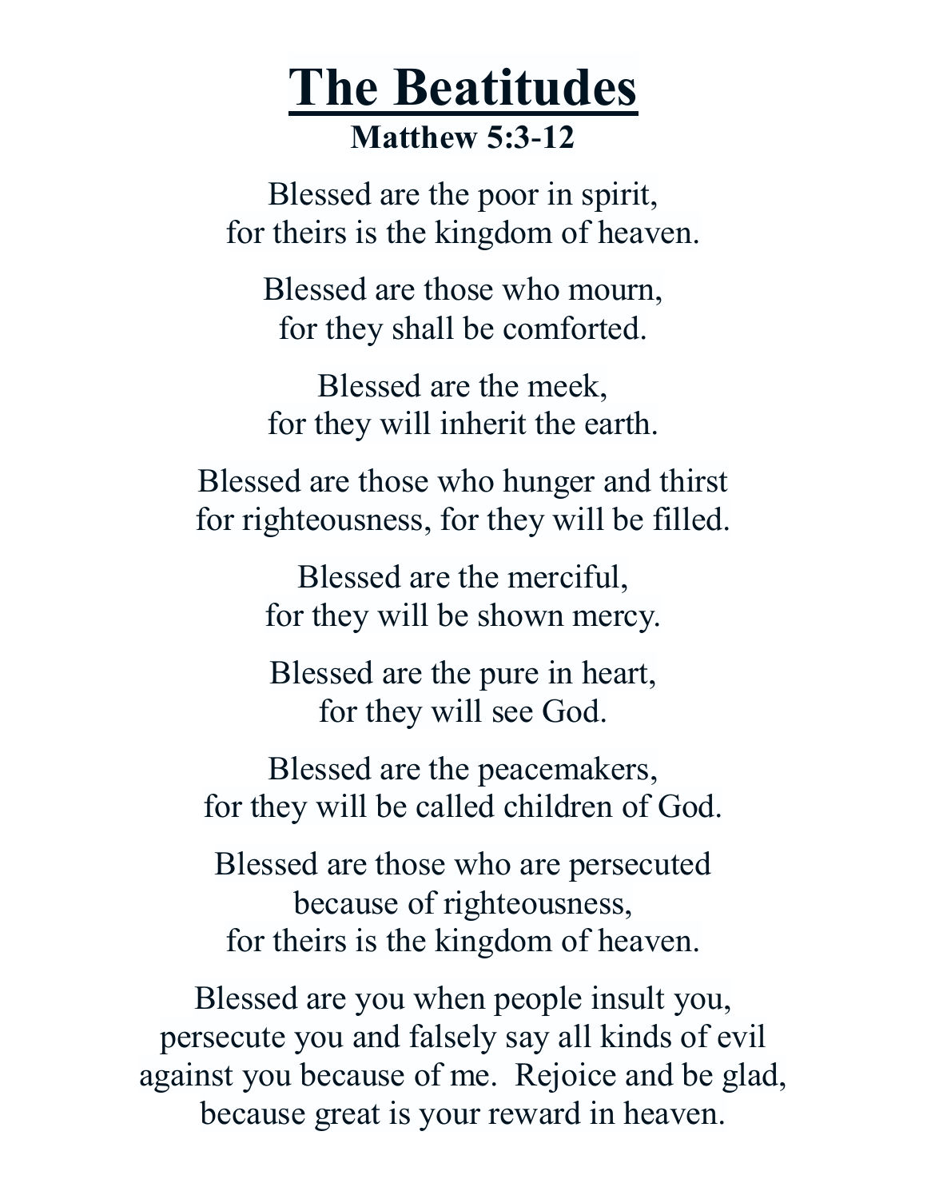# The Beatitudes

**Matthew 5:3-12**

Blessed are the poor in spirit,
for theirs is the kingdom of heaven.

Blessed are those who mourn,
for they shall be comforted.

Blessed are the meek,
for they will inherit the earth.

Blessed are those who hunger and thirst
for righteousness, for they will be filled.

Blessed are the merciful,
for they will be shown mercy.

Blessed are the pure in heart,
for they will see God.

Blessed are the peacemakers,
for they will be called children of God.

Blessed are those who are persecuted
because of righteousness,
for theirs is the kingdom of heaven.

Blessed are you when people insult you,
persecute you and falsely say all kinds of evil
against you because of me. Rejoice and be glad,
because great is your reward in heaven.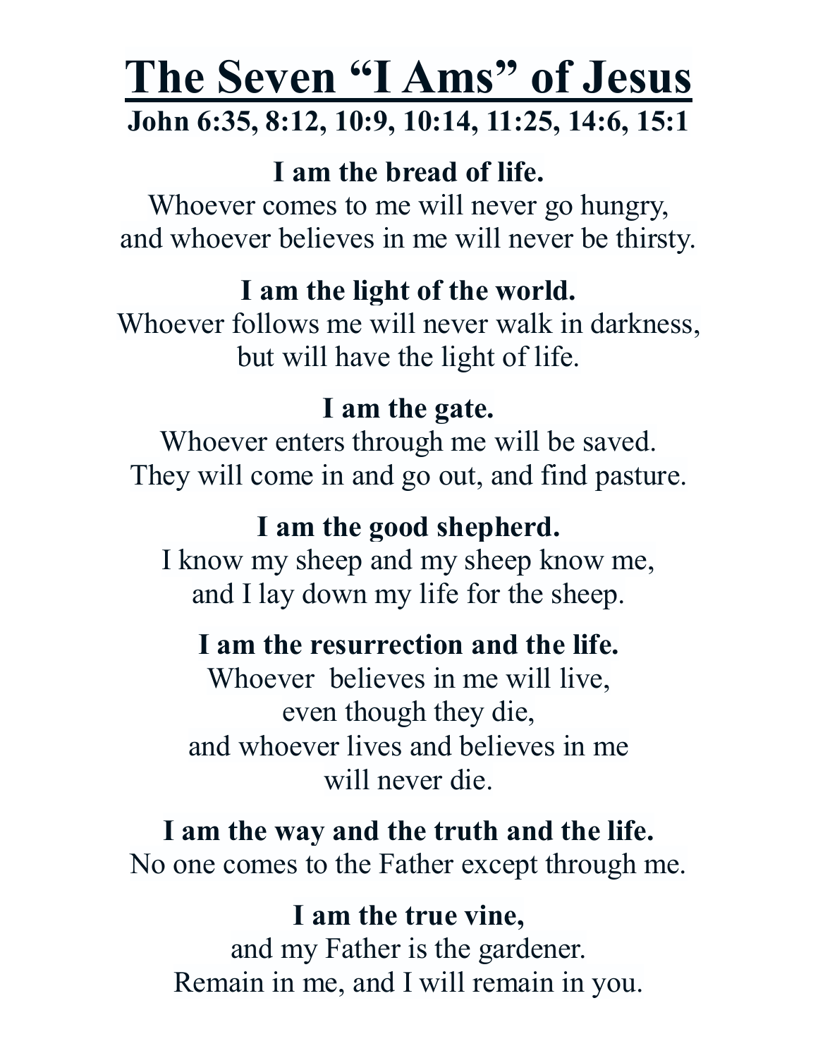# The Seven "I Ams" of Jesus

**John 6:35, 8:12, 10:9, 10:14, 11:25, 14:6, 15:1**

**I am the bread of life.**
Whoever comes to me will never go hungry,
and whoever believes in me will never be thirsty.

**I am the light of the world.**
Whoever follows me will never walk in darkness,
but will have the light of life.

**I am the gate.**
Whoever enters through me will be saved.
They will come in and go out, and find pasture.

**I am the good shepherd.**
I know my sheep and my sheep know me,
and I lay down my life for the sheep.

**I am the resurrection and the life.**
Whoever believes in me will live,
even though they die,
and whoever lives and believes in me
will never die.

**I am the way and the truth and the life.**
No one comes to the Father except through me.

**I am the true vine,**
and my Father is the gardener.
Remain in me, and I will remain in you.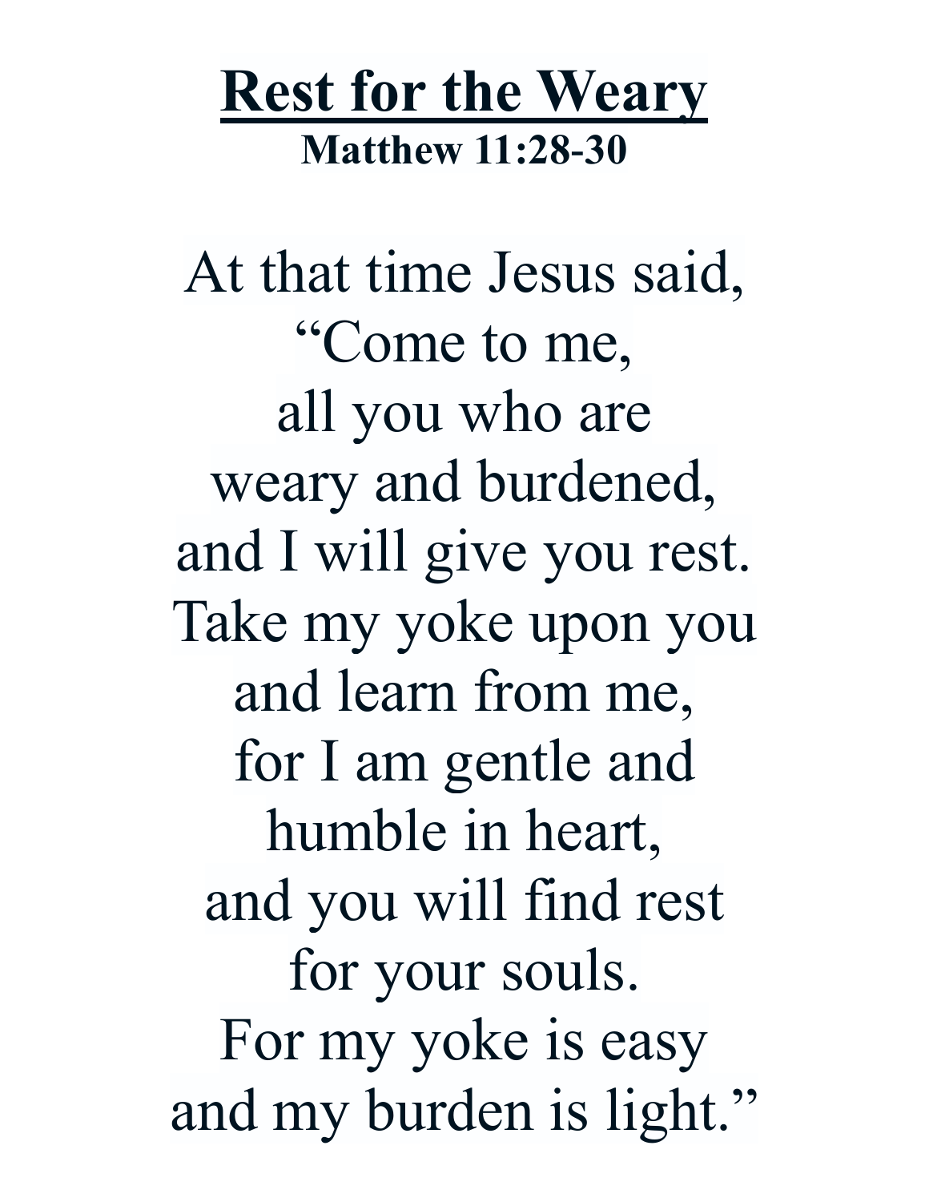# <u>Rest for the Weary</u>

**Matthew 11:28-30**

At that time Jesus said,
“Come to me,
all you who are
weary and burdened,
and I will give you rest.
Take my yoke upon you
and learn from me,
for I am gentle and
humble in heart,
and you will find rest
for your souls.
For my yoke is easy
and my burden is light.”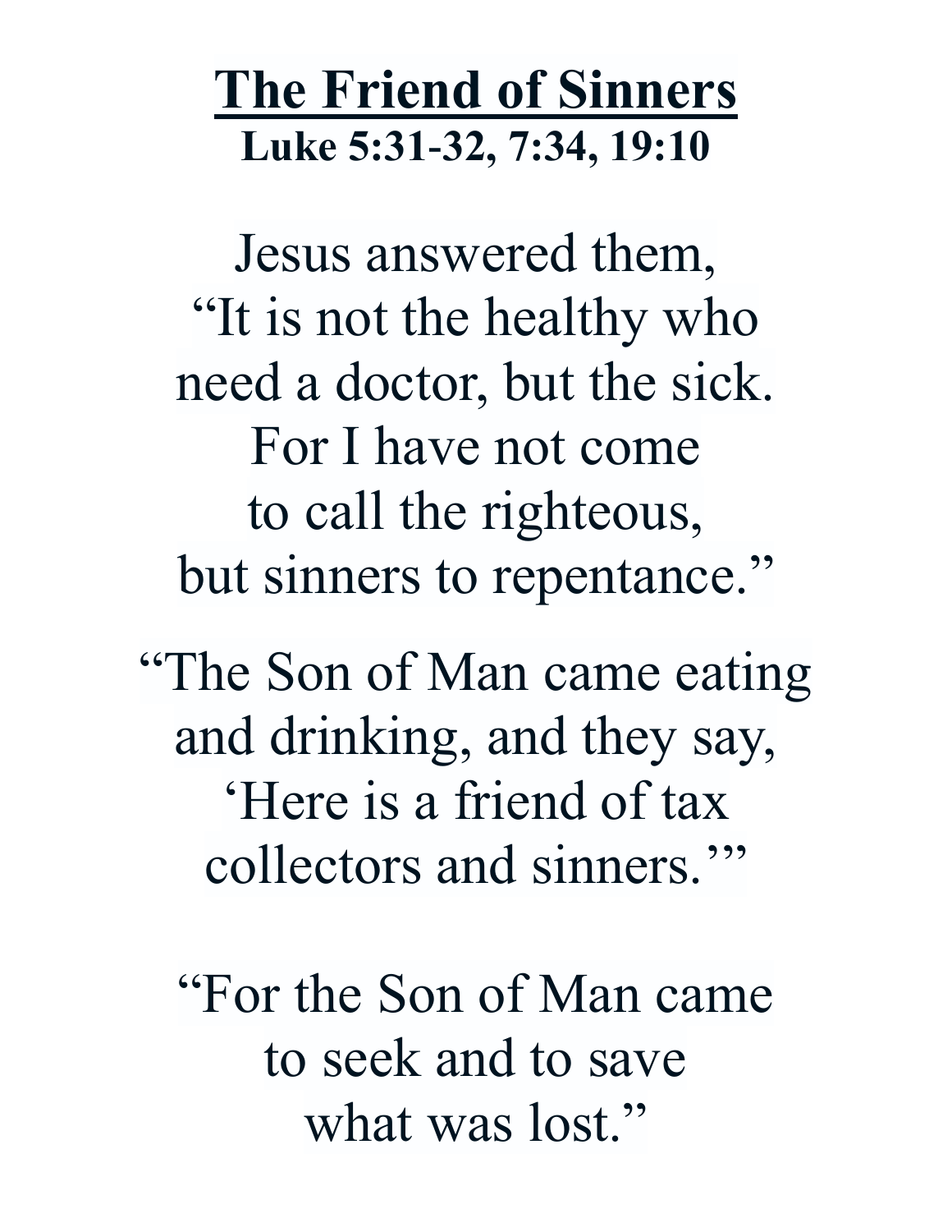# The Friend of Sinners

**Luke 5:31-32, 7:34, 19:10**

Jesus answered them,
"It is not the healthy who
need a doctor, but the sick.
For I have not come
to call the righteous,
but sinners to repentance."

"The Son of Man came eating
and drinking, and they say,
'Here is a friend of tax
collectors and sinners.'"

"For the Son of Man came
to seek and to save
what was lost."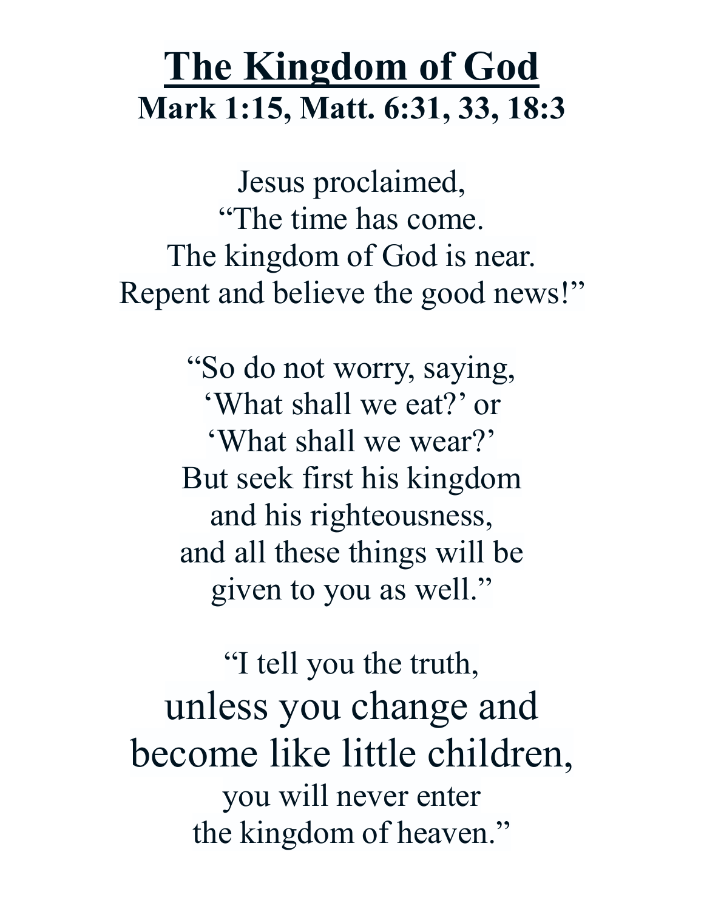# The Kingdom of God

**Mark 1:15, Matt. 6:31, 33, 18:3**

Jesus proclaimed,
"The time has come.
The kingdom of God is near.
Repent and believe the good news!"

"So do not worry, saying,
'What shall we eat?' or
'What shall we wear?'
But seek first his kingdom
and his righteousness,
and all these things will be
given to you as well."

"I tell you the truth,
unless you change and
become like little children,
you will never enter
the kingdom of heaven."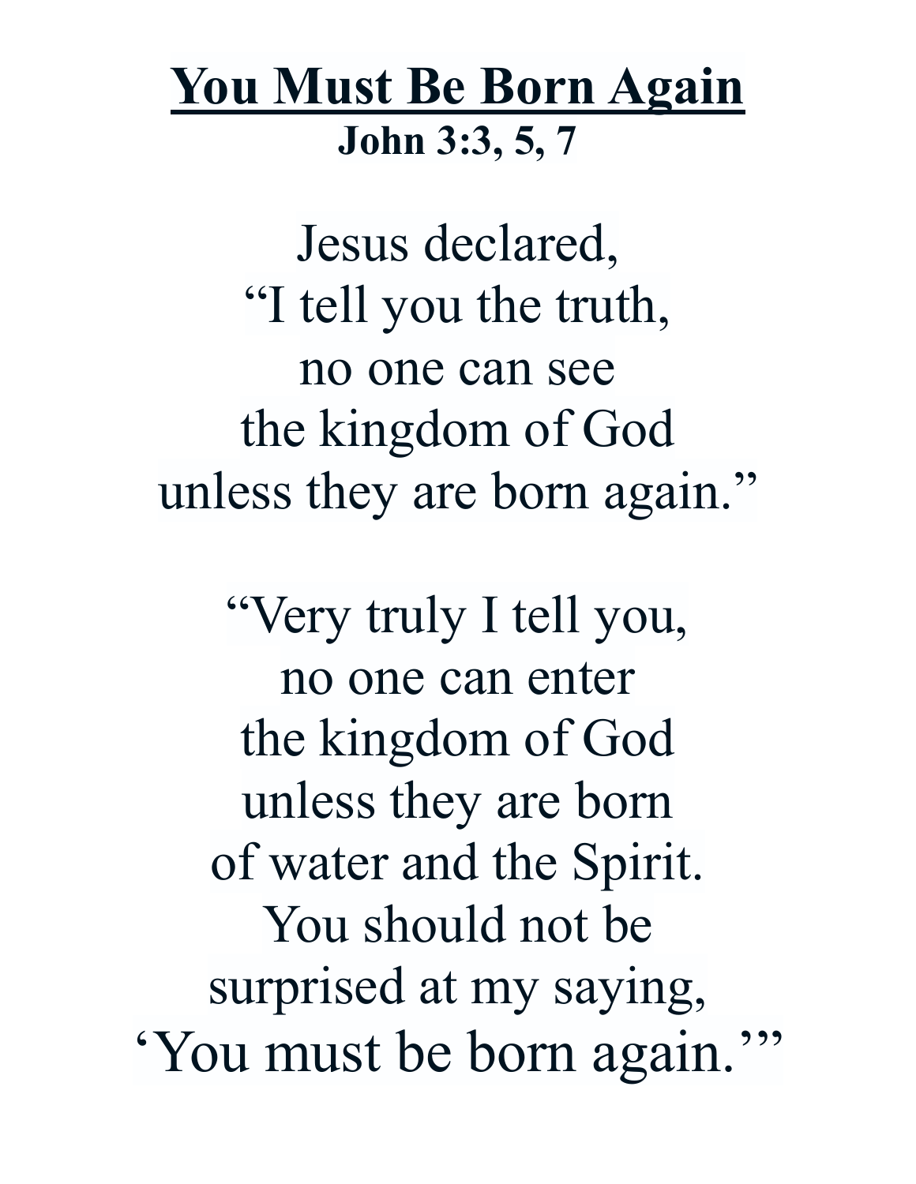# You Must Be Born Again

**John 3:3, 5, 7**

Jesus declared,
"I tell you the truth,
no one can see
the kingdom of God
unless they are born again."

"Very truly I tell you,
no one can enter
the kingdom of God
unless they are born
of water and the Spirit.
You should not be
surprised at my saying,
'You must be born again.'"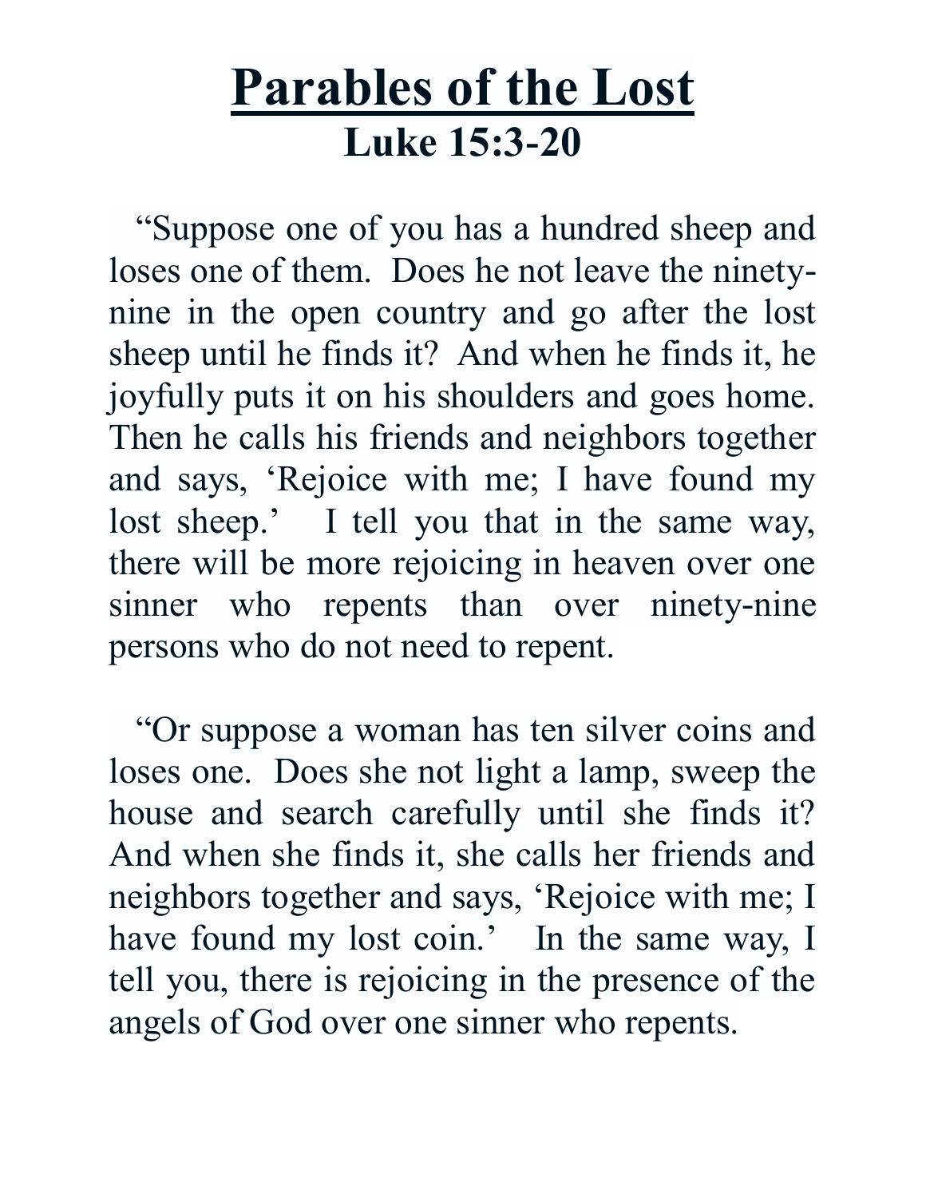# Parables of the Lost

## Luke 15:3-20

“Suppose one of you has a hundred sheep and loses one of them. Does he not leave the ninety-nine in the open country and go after the lost sheep until he finds it? And when he finds it, he joyfully puts it on his shoulders and goes home. Then he calls his friends and neighbors together and says, ‘Rejoice with me; I have found my lost sheep.’ I tell you that in the same way, there will be more rejoicing in heaven over one sinner who repents than over ninety-nine persons who do not need to repent.

“Or suppose a woman has ten silver coins and loses one. Does she not light a lamp, sweep the house and search carefully until she finds it? And when she finds it, she calls her friends and neighbors together and says, ‘Rejoice with me; I have found my lost coin.’ In the same way, I tell you, there is rejoicing in the presence of the angels of God over one sinner who repents.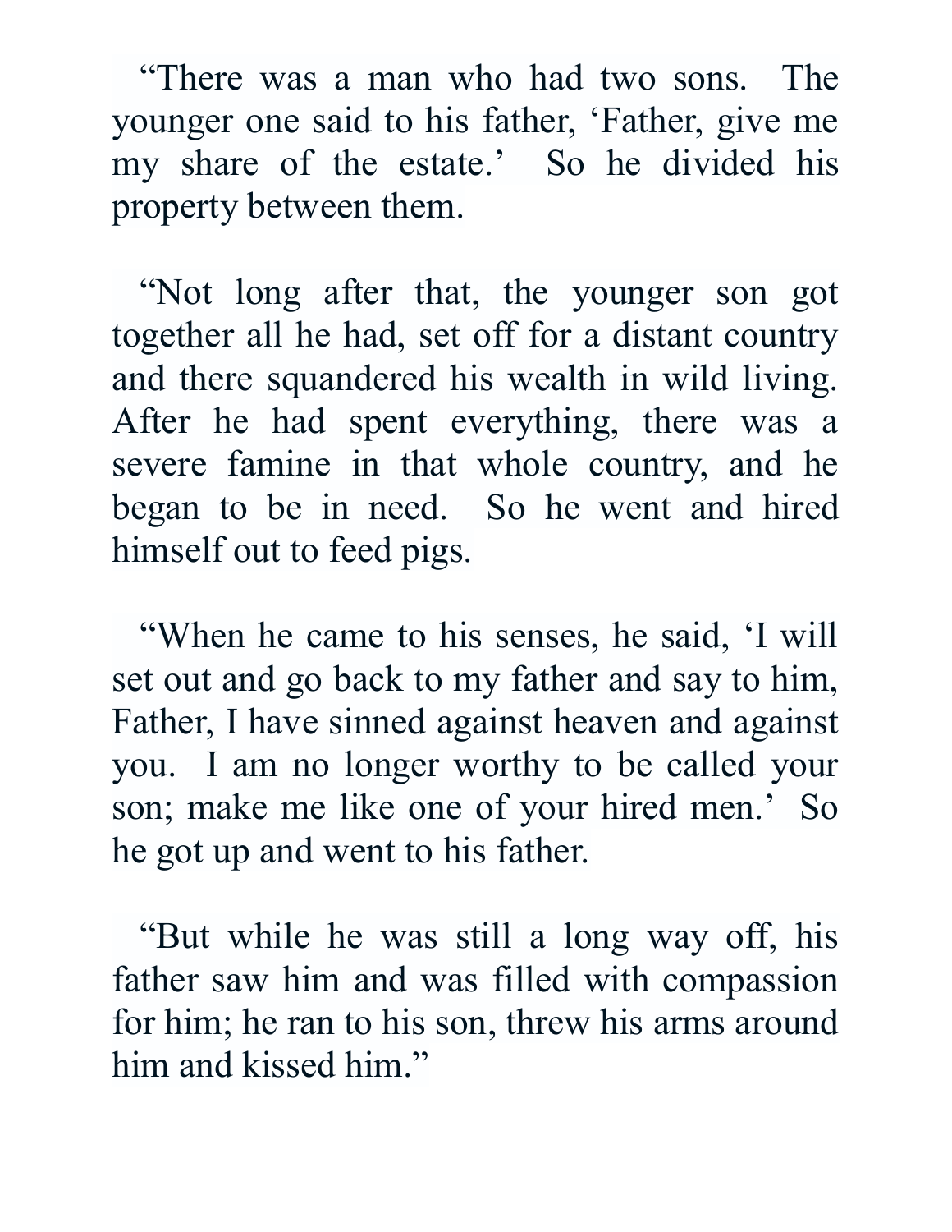"There was a man who had two sons. The younger one said to his father, 'Father, give me my share of the estate.' So he divided his property between them.

"Not long after that, the younger son got together all he had, set off for a distant country and there squandered his wealth in wild living. After he had spent everything, there was a severe famine in that whole country, and he began to be in need. So he went and hired himself out to feed pigs.

"When he came to his senses, he said, 'I will set out and go back to my father and say to him, Father, I have sinned against heaven and against you. I am no longer worthy to be called your son; make me like one of your hired men.' So he got up and went to his father.

"But while he was still a long way off, his father saw him and was filled with compassion for him; he ran to his son, threw his arms around him and kissed him."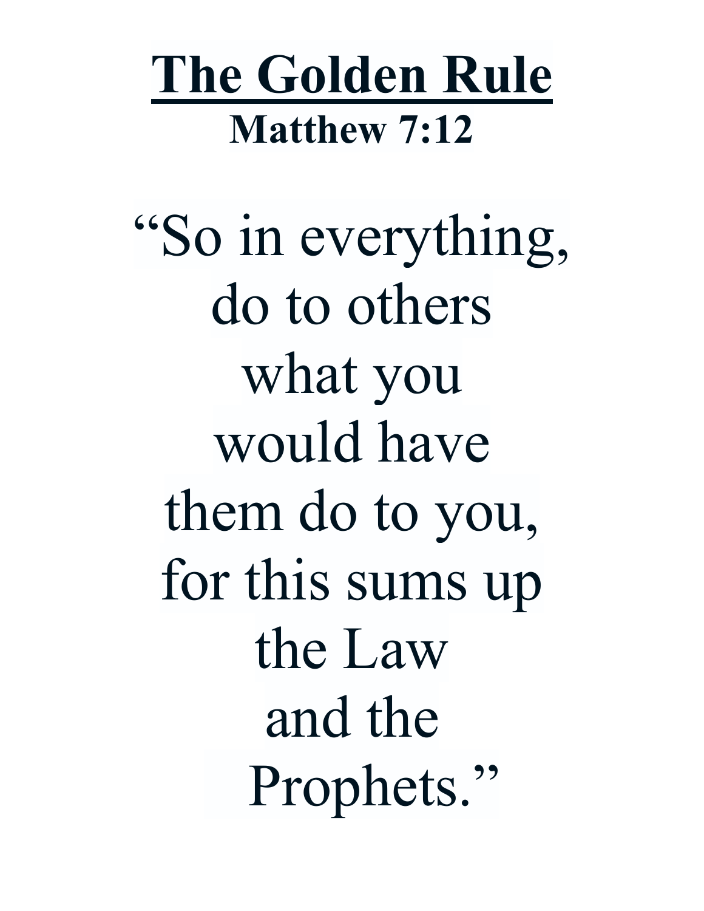# The Golden Rule

**Matthew 7:12**

"So in everything,
do to others
what you
would have
them do to you,
for this sums up
the Law
and the
Prophets."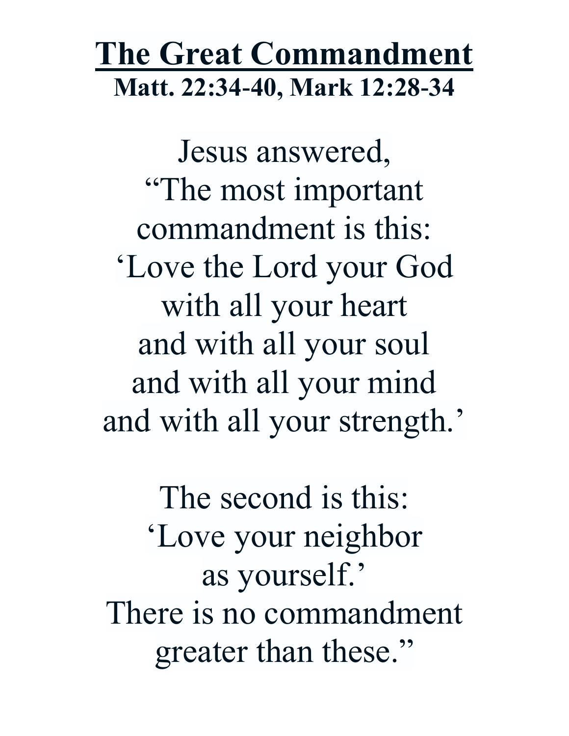# The Great Commandment

**Matt. 22:34-40, Mark 12:28-34**

Jesus answered,
“The most important
commandment is this:
‘Love the Lord your God
with all your heart
and with all your soul
and with all your mind
and with all your strength.’

The second is this:
‘Love your neighbor
as yourself.’
There is no commandment
greater than these.”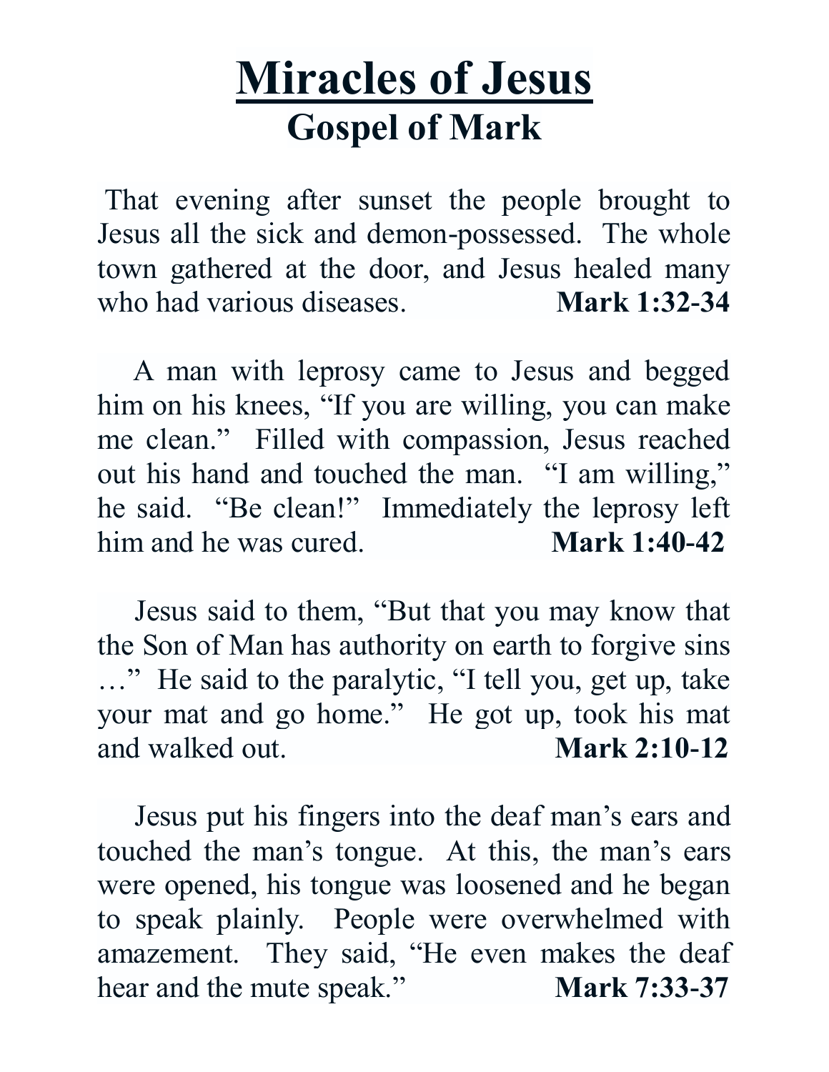# Miracles of Jesus

## Gospel of Mark

That evening after sunset the people brought to Jesus all the sick and demon-possessed. The whole town gathered at the door, and Jesus healed many who had various diseases. **Mark 1:32-34**

A man with leprosy came to Jesus and begged him on his knees, "If you are willing, you can make me clean." Filled with compassion, Jesus reached out his hand and touched the man. "I am willing," he said. "Be clean!" Immediately the leprosy left him and he was cured. **Mark 1:40-42**

Jesus said to them, "But that you may know that the Son of Man has authority on earth to forgive sins …" He said to the paralytic, "I tell you, get up, take your mat and go home." He got up, took his mat and walked out. **Mark 2:10-12**

Jesus put his fingers into the deaf man's ears and touched the man's tongue. At this, the man's ears were opened, his tongue was loosened and he began to speak plainly. People were overwhelmed with amazement. They said, "He even makes the deaf hear and the mute speak." **Mark 7:33-37**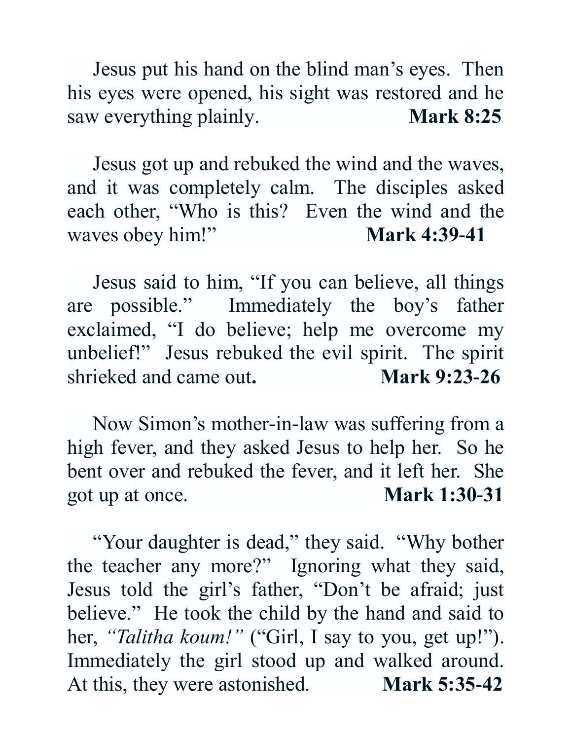Jesus put his hand on the blind man's eyes. Then his eyes were opened, his sight was restored and he saw everything plainly. **Mark 8:25**

Jesus got up and rebuked the wind and the waves, and it was completely calm. The disciples asked each other, "Who is this? Even the wind and the waves obey him!" **Mark 4:39-41**

Jesus said to him, "If you can believe, all things are possible." Immediately the boy's father exclaimed, "I do believe; help me overcome my unbelief!" Jesus rebuked the evil spirit. The spirit shrieked and came out**.** **Mark 9:23-26**

Now Simon's mother-in-law was suffering from a high fever, and they asked Jesus to help her. So he bent over and rebuked the fever, and it left her. She got up at once. **Mark 1:30-31**

"Your daughter is dead," they said. "Why bother the teacher any more?" Ignoring what they said, Jesus told the girl's father, "Don't be afraid; just believe." He took the child by the hand and said to her, *"Talitha koum!"* ("Girl, I say to you, get up!"). Immediately the girl stood up and walked around. At this, they were astonished. **Mark 5:35-42**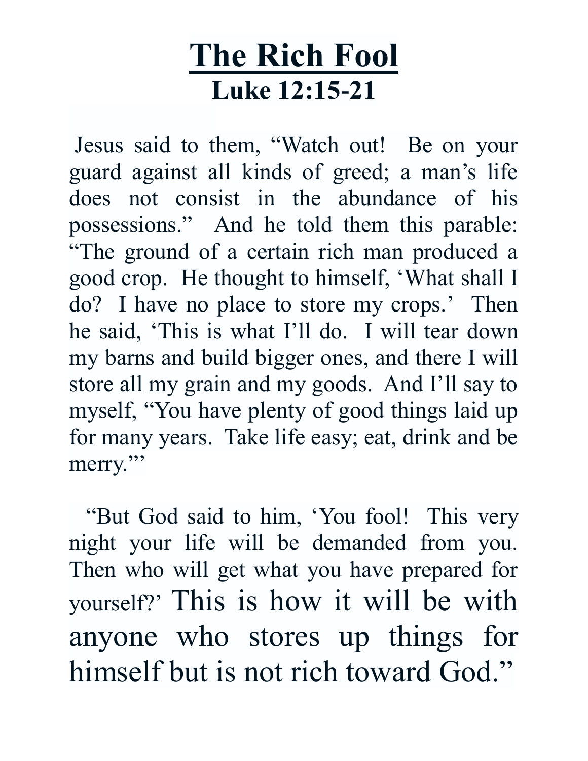# The Rich Fool

## Luke 12:15-21

Jesus said to them, "Watch out! Be on your guard against all kinds of greed; a man's life does not consist in the abundance of his possessions." And he told them this parable: "The ground of a certain rich man produced a good crop. He thought to himself, 'What shall I do? I have no place to store my crops.' Then he said, 'This is what I'll do. I will tear down my barns and build bigger ones, and there I will store all my grain and my goods. And I'll say to myself, "You have plenty of good things laid up for many years. Take life easy; eat, drink and be merry."'

"But God said to him, 'You fool! This very night your life will be demanded from you. Then who will get what you have prepared for yourself?' This is how it will be with anyone who stores up things for himself but is not rich toward God."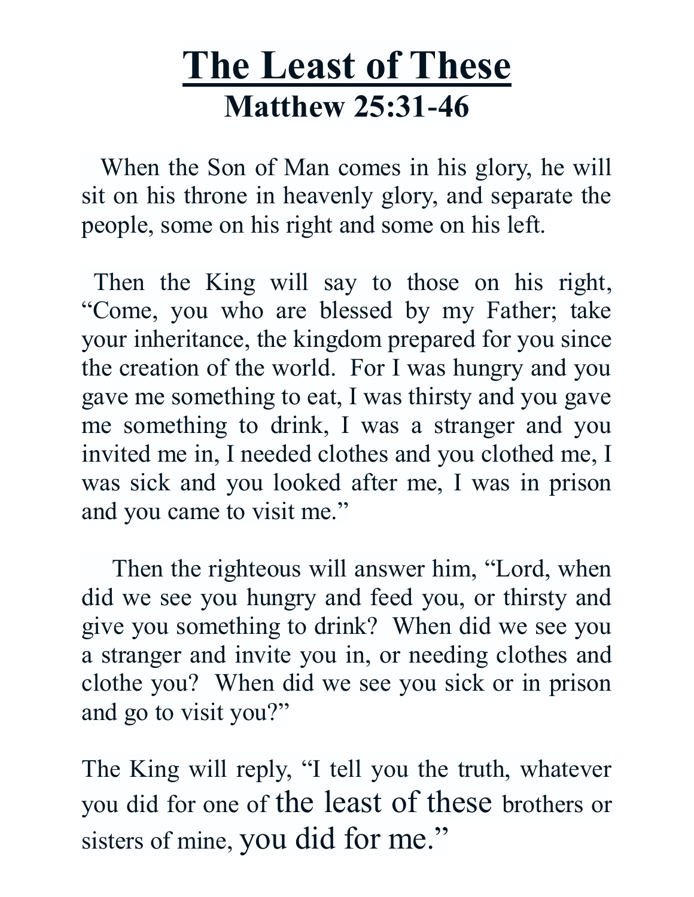# The Least of These

## Matthew 25:31-46

When the Son of Man comes in his glory, he will sit on his throne in heavenly glory, and separate the people, some on his right and some on his left.

Then the King will say to those on his right, "Come, you who are blessed by my Father; take your inheritance, the kingdom prepared for you since the creation of the world. For I was hungry and you gave me something to eat, I was thirsty and you gave me something to drink, I was a stranger and you invited me in, I needed clothes and you clothed me, I was sick and you looked after me, I was in prison and you came to visit me."

Then the righteous will answer him, "Lord, when did we see you hungry and feed you, or thirsty and give you something to drink? When did we see you a stranger and invite you in, or needing clothes and clothe you? When did we see you sick or in prison and go to visit you?"

The King will reply, "I tell you the truth, whatever you did for one of the least of these brothers or sisters of mine, you did for me."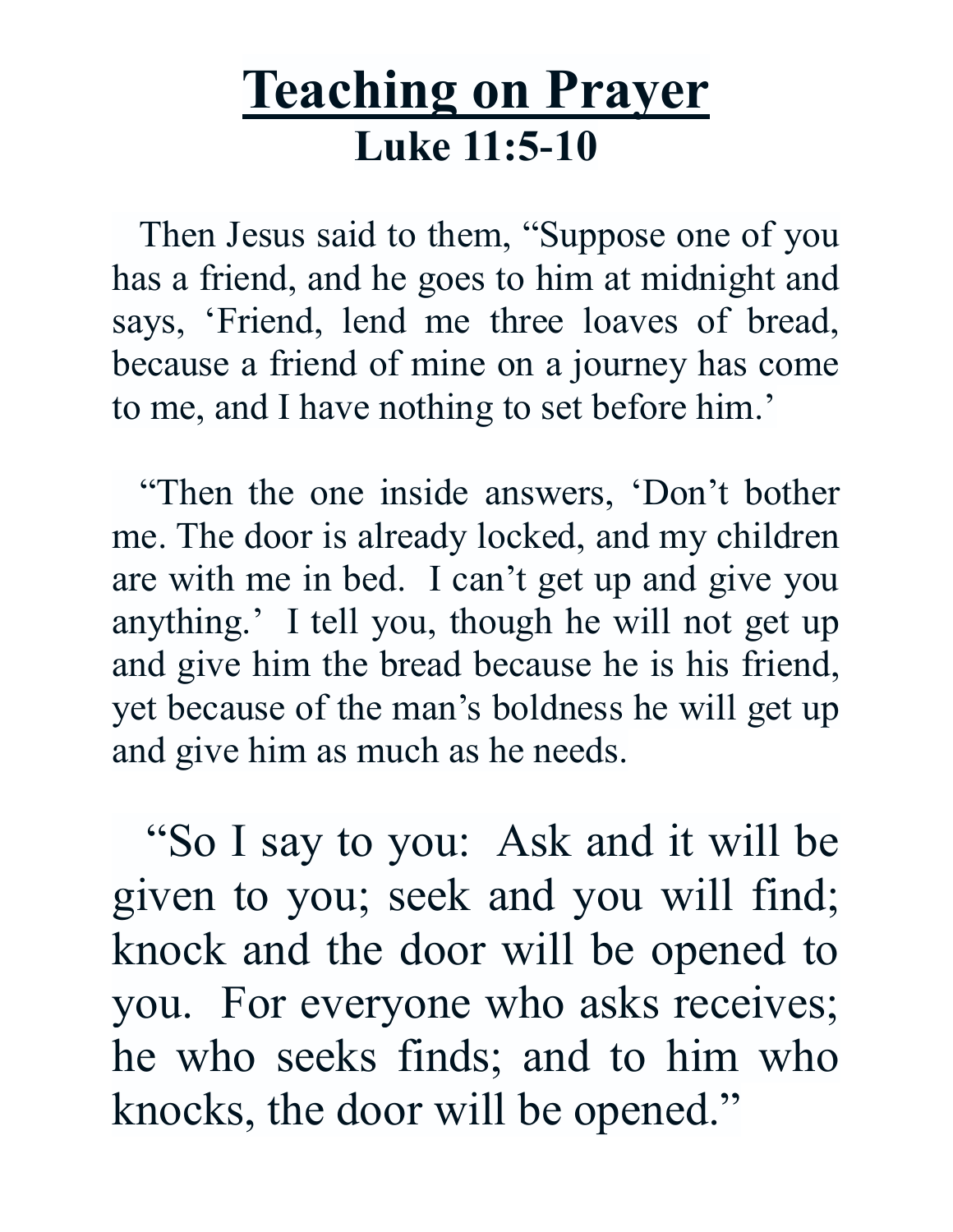# Teaching on Prayer

## Luke 11:5-10

Then Jesus said to them, "Suppose one of you has a friend, and he goes to him at midnight and says, 'Friend, lend me three loaves of bread, because a friend of mine on a journey has come to me, and I have nothing to set before him.'

"Then the one inside answers, 'Don't bother me. The door is already locked, and my children are with me in bed. I can't get up and give you anything.' I tell you, though he will not get up and give him the bread because he is his friend, yet because of the man's boldness he will get up and give him as much as he needs.

"So I say to you: Ask and it will be given to you; seek and you will find; knock and the door will be opened to you. For everyone who asks receives; he who seeks finds; and to him who knocks, the door will be opened."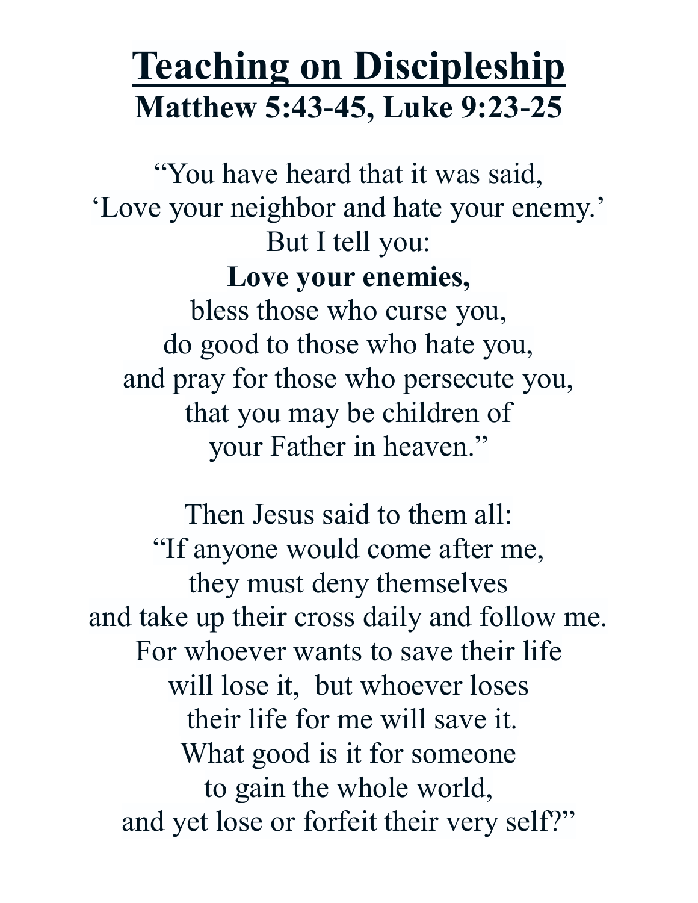# Teaching on Discipleship

## Matthew 5:43-45, Luke 9:23-25

"You have heard that it was said,
'Love your neighbor and hate your enemy.'
But I tell you:
**Love your enemies,**
bless those who curse you,
do good to those who hate you,
and pray for those who persecute you,
that you may be children of
your Father in heaven."

Then Jesus said to them all:
"If anyone would come after me,
they must deny themselves
and take up their cross daily and follow me.
For whoever wants to save their life
will lose it, but whoever loses
their life for me will save it.
What good is it for someone
to gain the whole world,
and yet lose or forfeit their very self?"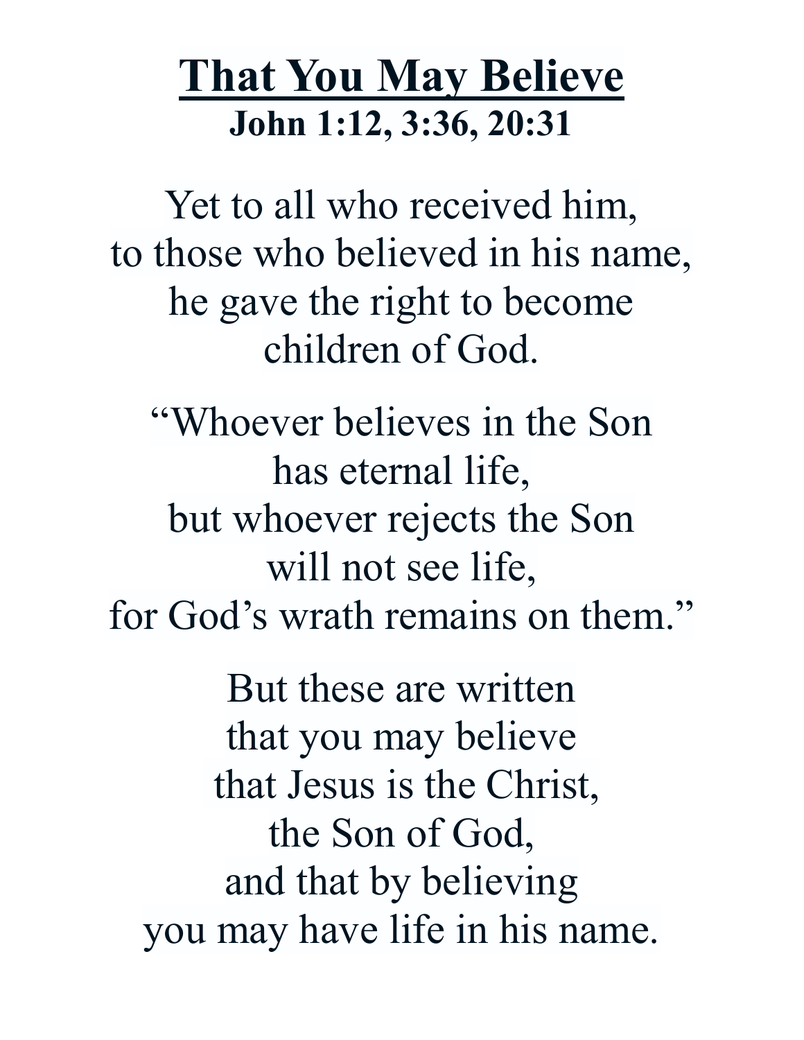# <u>That You May Believe</u>

**John 1:12, 3:36, 20:31**

Yet to all who received him,
to those who believed in his name,
he gave the right to become
children of God.

"Whoever believes in the Son
has eternal life,
but whoever rejects the Son
will not see life,
for God's wrath remains on them."

But these are written
that you may believe
that Jesus is the Christ,
the Son of God,
and that by believing
you may have life in his name.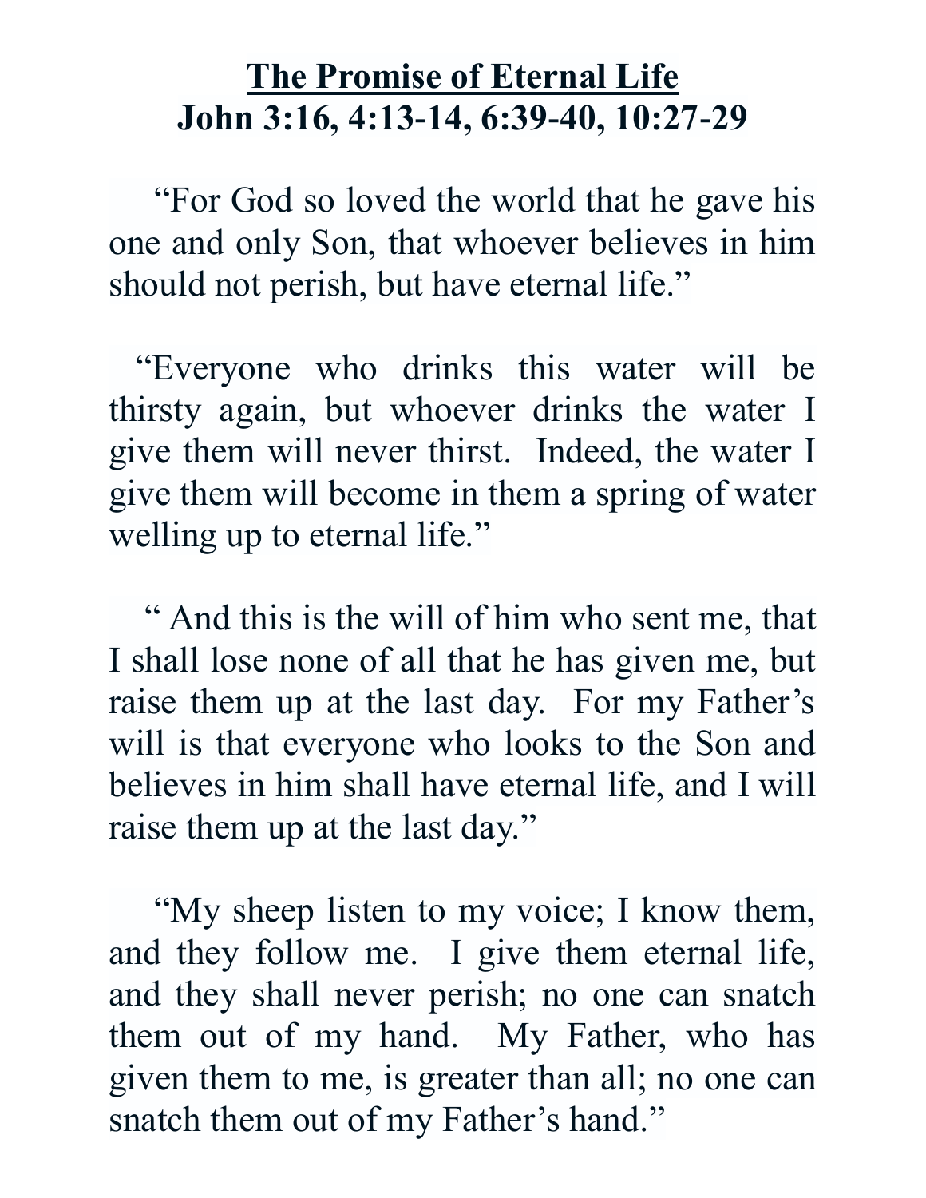# <u>The Promise of Eternal Life</u>
# John 3:16, 4:13-14, 6:39-40, 10:27-29

"For God so loved the world that he gave his one and only Son, that whoever believes in him should not perish, but have eternal life."

"Everyone who drinks this water will be thirsty again, but whoever drinks the water I give them will never thirst. Indeed, the water I give them will become in them a spring of water welling up to eternal life."

" And this is the will of him who sent me, that I shall lose none of all that he has given me, but raise them up at the last day. For my Father's will is that everyone who looks to the Son and believes in him shall have eternal life, and I will raise them up at the last day."

"My sheep listen to my voice; I know them, and they follow me. I give them eternal life, and they shall never perish; no one can snatch them out of my hand. My Father, who has given them to me, is greater than all; no one can snatch them out of my Father's hand."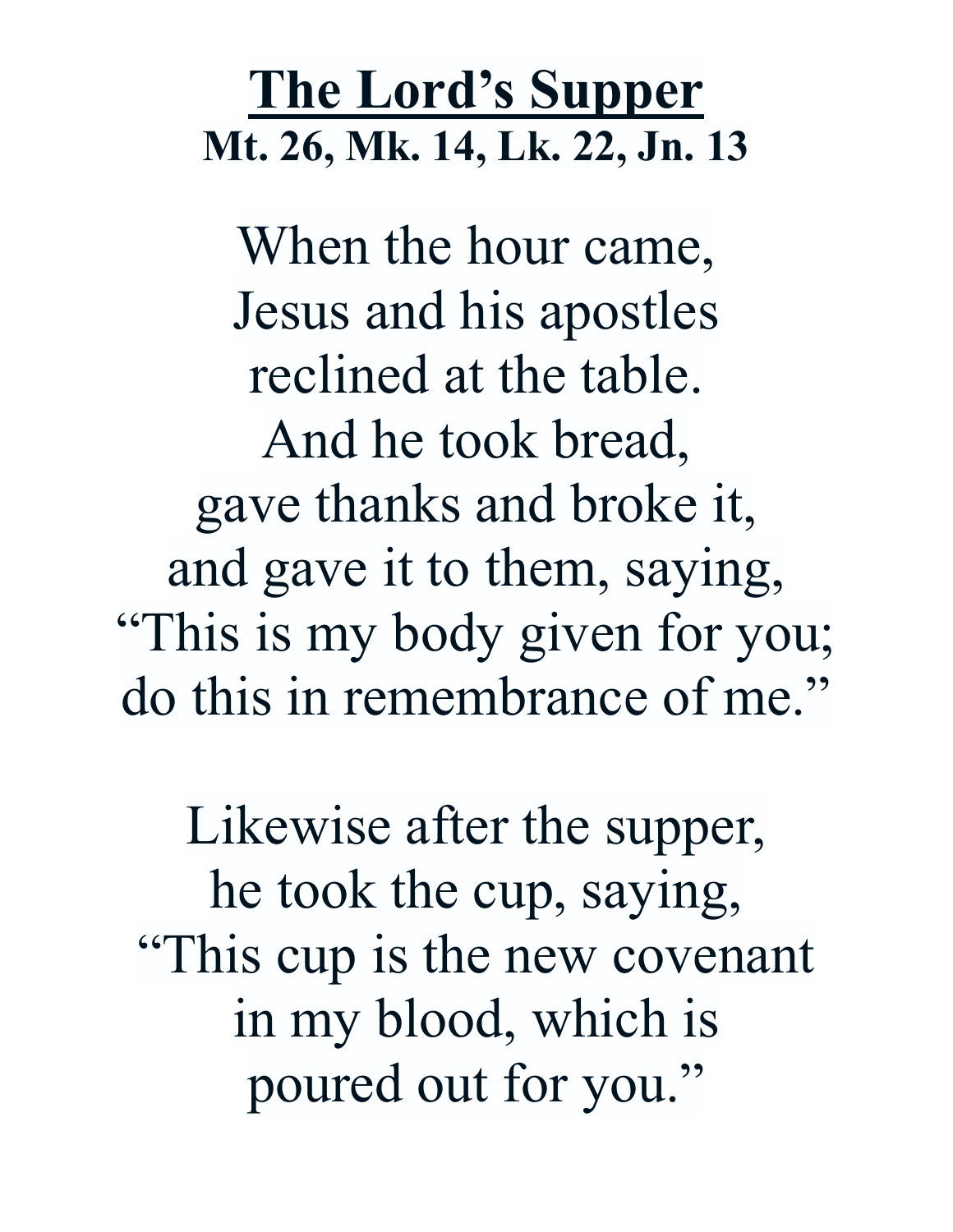# The Lord's Supper

**Mt. 26, Mk. 14, Lk. 22, Jn. 13**

When the hour came,
Jesus and his apostles
reclined at the table.
And he took bread,
gave thanks and broke it,
and gave it to them, saying,
"This is my body given for you;
do this in remembrance of me."

Likewise after the supper,
he took the cup, saying,
"This cup is the new covenant
in my blood, which is
poured out for you."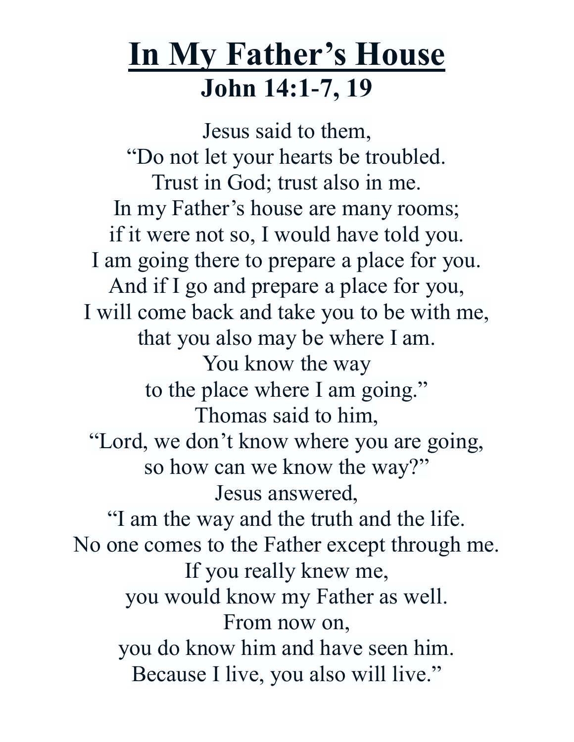# <u>In My Father's House</u>

## John 14:1-7, 19

Jesus said to them,  
"Do not let your hearts be troubled.  
Trust in God; trust also in me.  
In my Father's house are many rooms;  
if it were not so, I would have told you.  
I am going there to prepare a place for you.  
And if I go and prepare a place for you,  
I will come back and take you to be with me,  
that you also may be where I am.  
You know the way  
to the place where I am going."  
Thomas said to him,  
"Lord, we don't know where you are going,  
so how can we know the way?"  
Jesus answered,  
"I am the way and the truth and the life.  
No one comes to the Father except through me.  
If you really knew me,  
you would know my Father as well.  
From now on,  
you do know him and have seen him.  
Because I live, you also will live."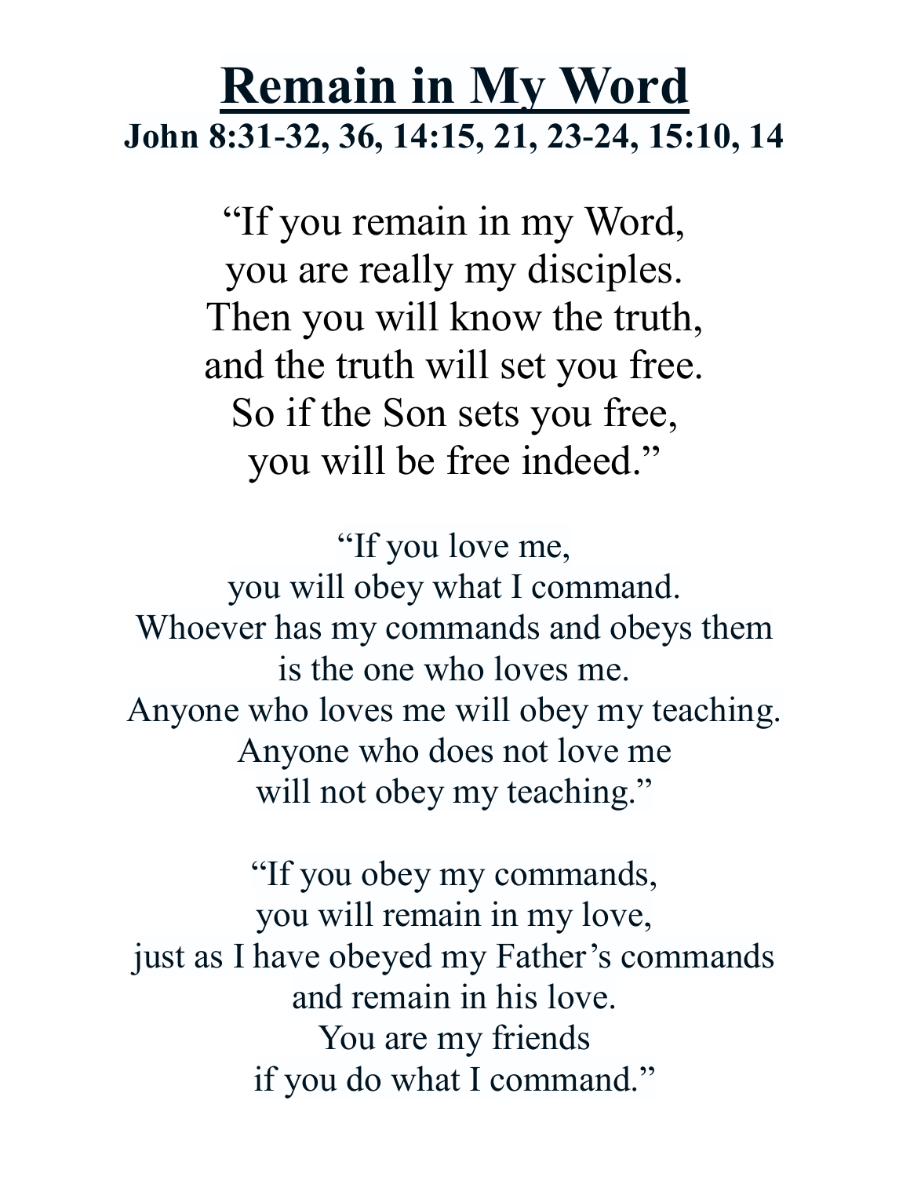# Remain in My Word

**John 8:31-32, 36, 14:15, 21, 23-24, 15:10, 14**

"If you remain in my Word,
you are really my disciples.
Then you will know the truth,
and the truth will set you free.
So if the Son sets you free,
you will be free indeed."

"If you love me,
you will obey what I command.
Whoever has my commands and obeys them
is the one who loves me.
Anyone who loves me will obey my teaching.
Anyone who does not love me
will not obey my teaching."

"If you obey my commands,
you will remain in my love,
just as I have obeyed my Father's commands
and remain in his love.
You are my friends
if you do what I command."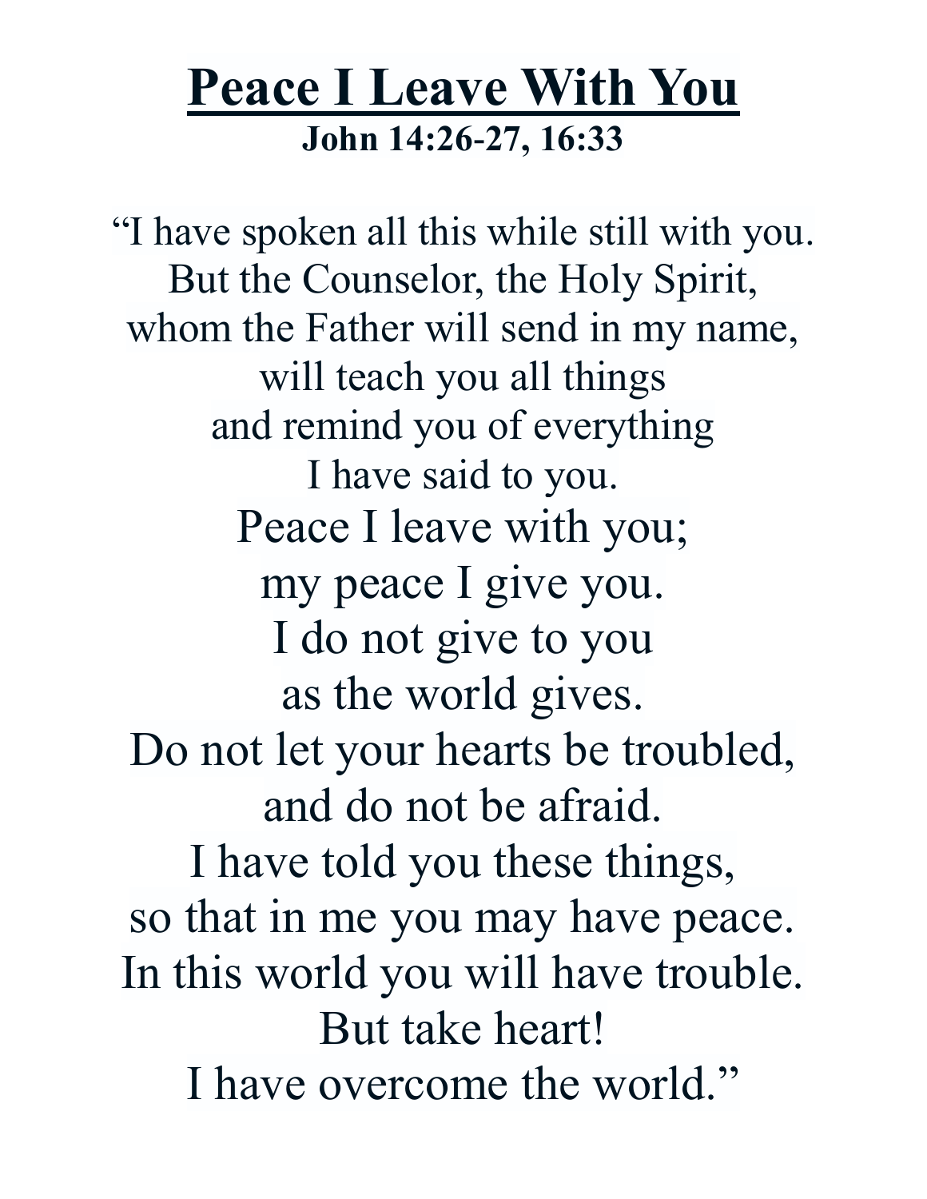# Peace I Leave With You

**John 14:26-27, 16:33**

"I have spoken all this while still with you.
But the Counselor, the Holy Spirit,
whom the Father will send in my name,
will teach you all things
and remind you of everything
I have said to you.
Peace I leave with you;
my peace I give you.
I do not give to you
as the world gives.
Do not let your hearts be troubled,
and do not be afraid.
I have told you these things,
so that in me you may have peace.
In this world you will have trouble.
But take heart!
I have overcome the world."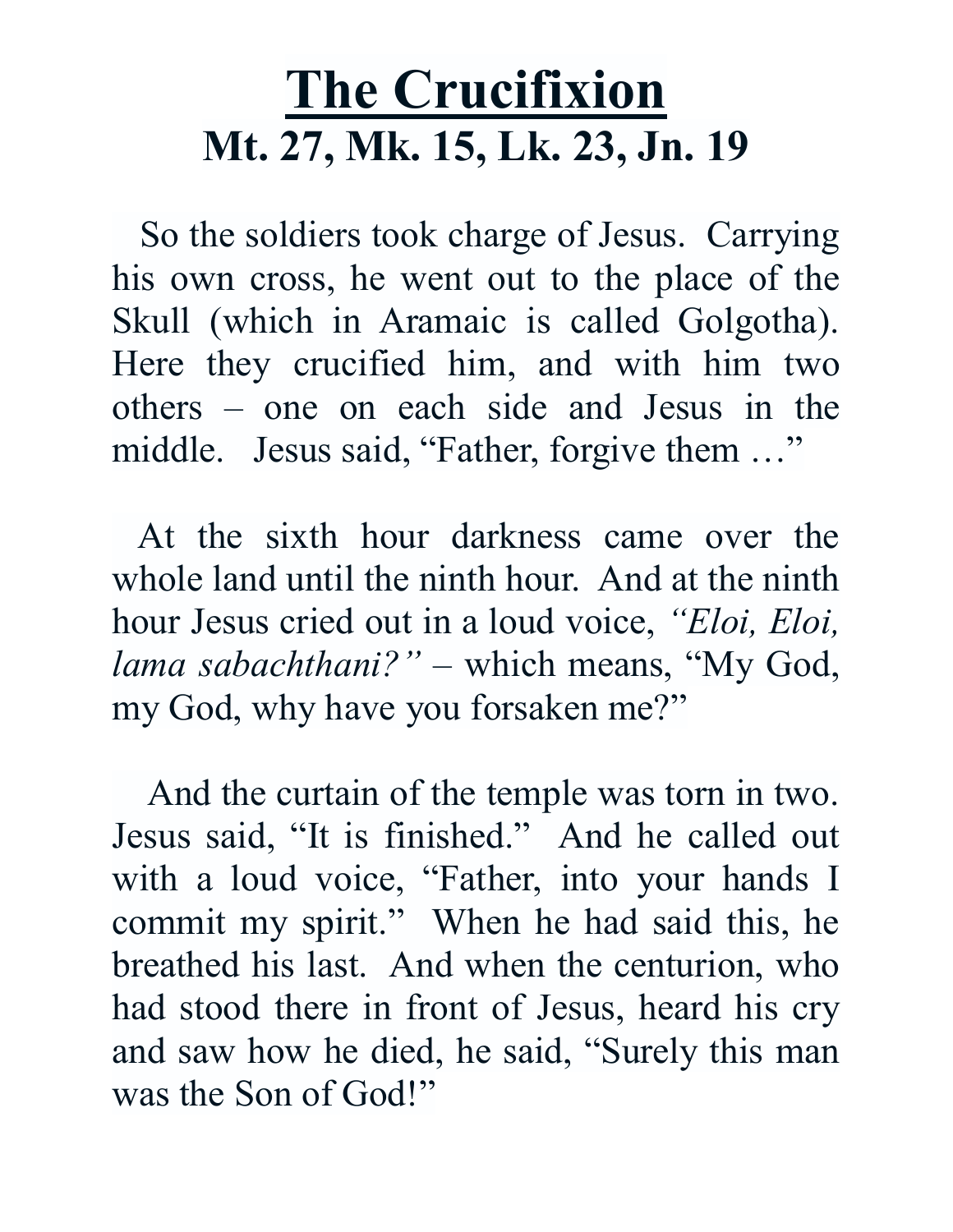# The Crucifixion

## Mt. 27, Mk. 15, Lk. 23, Jn. 19

So the soldiers took charge of Jesus. Carrying his own cross, he went out to the place of the Skull (which in Aramaic is called Golgotha). Here they crucified him, and with him two others – one on each side and Jesus in the middle. Jesus said, “Father, forgive them …”

At the sixth hour darkness came over the whole land until the ninth hour. And at the ninth hour Jesus cried out in a loud voice, *“Eloi, Eloi, lama sabachthani?”* – which means, “My God, my God, why have you forsaken me?”

And the curtain of the temple was torn in two. Jesus said, “It is finished.” And he called out with a loud voice, “Father, into your hands I commit my spirit.” When he had said this, he breathed his last. And when the centurion, who had stood there in front of Jesus, heard his cry and saw how he died, he said, “Surely this man was the Son of God!”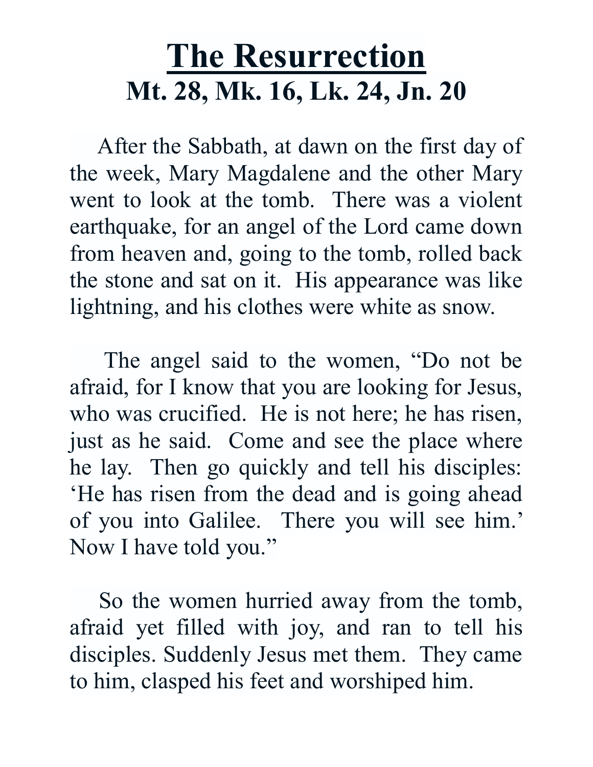# The Resurrection
## Mt. 28, Mk. 16, Lk. 24, Jn. 20

After the Sabbath, at dawn on the first day of the week, Mary Magdalene and the other Mary went to look at the tomb. There was a violent earthquake, for an angel of the Lord came down from heaven and, going to the tomb, rolled back the stone and sat on it. His appearance was like lightning, and his clothes were white as snow.

The angel said to the women, "Do not be afraid, for I know that you are looking for Jesus, who was crucified. He is not here; he has risen, just as he said. Come and see the place where he lay. Then go quickly and tell his disciples: 'He has risen from the dead and is going ahead of you into Galilee. There you will see him.' Now I have told you."

So the women hurried away from the tomb, afraid yet filled with joy, and ran to tell his disciples. Suddenly Jesus met them. They came to him, clasped his feet and worshiped him.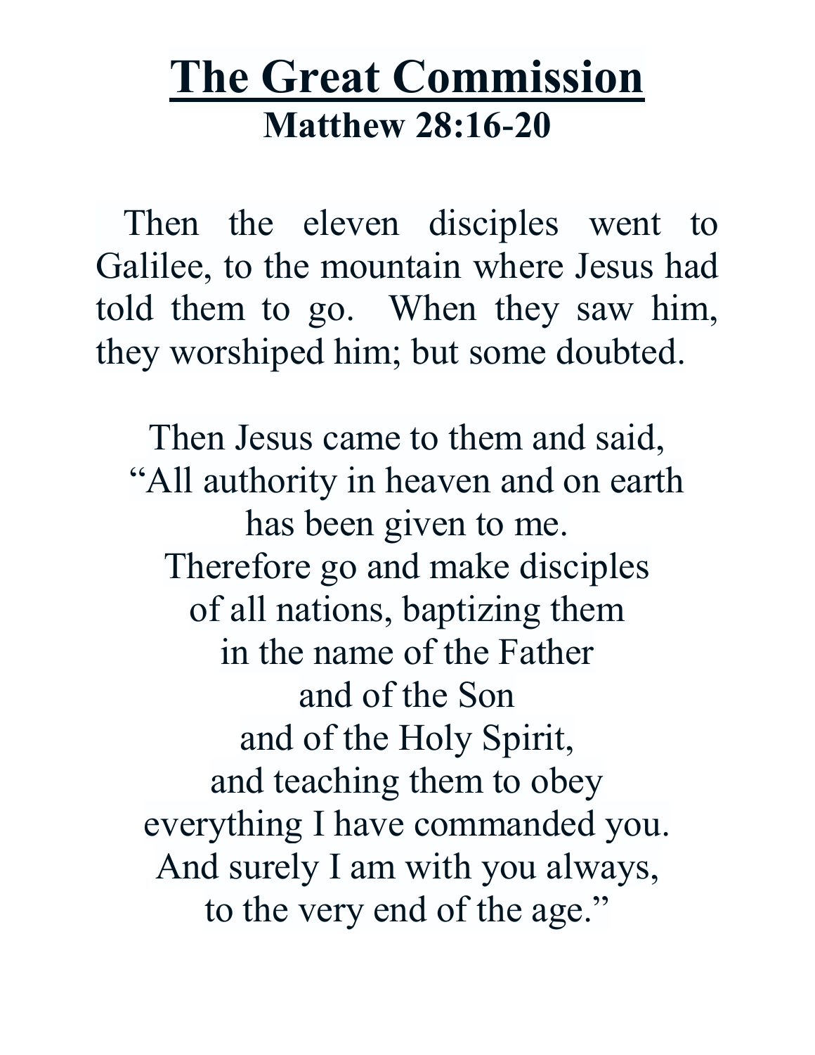# The Great Commission

## Matthew 28:16-20

Then the eleven disciples went to Galilee, to the mountain where Jesus had told them to go. When they saw him, they worshiped him; but some doubted.

Then Jesus came to them and said,
"All authority in heaven and on earth
has been given to me.
Therefore go and make disciples
of all nations, baptizing them
in the name of the Father
and of the Son
and of the Holy Spirit,
and teaching them to obey
everything I have commanded you.
And surely I am with you always,
to the very end of the age."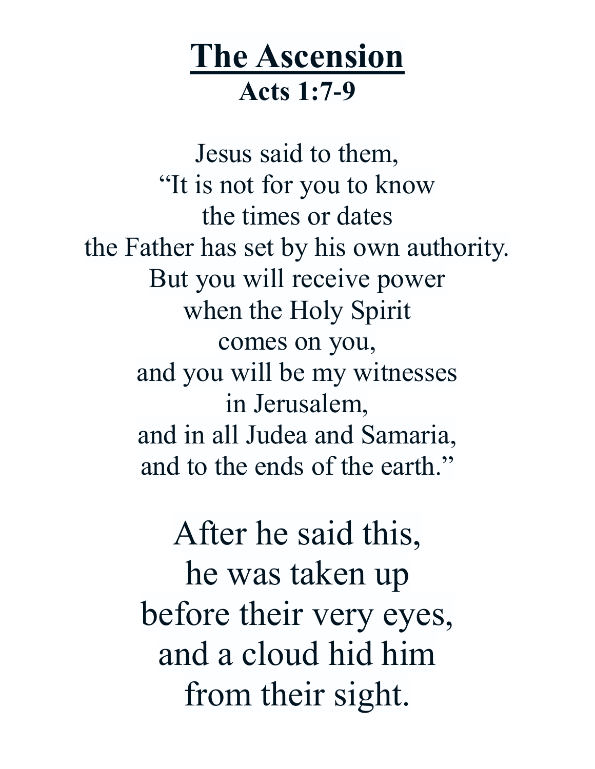# <u>The Ascension</u>

**Acts 1:7-9**

Jesus said to them,
"It is not for you to know
the times or dates
the Father has set by his own authority.
But you will receive power
when the Holy Spirit
comes on you,
and you will be my witnesses
in Jerusalem,
and in all Judea and Samaria,
and to the ends of the earth."

After he said this,
he was taken up
before their very eyes,
and a cloud hid him
from their sight.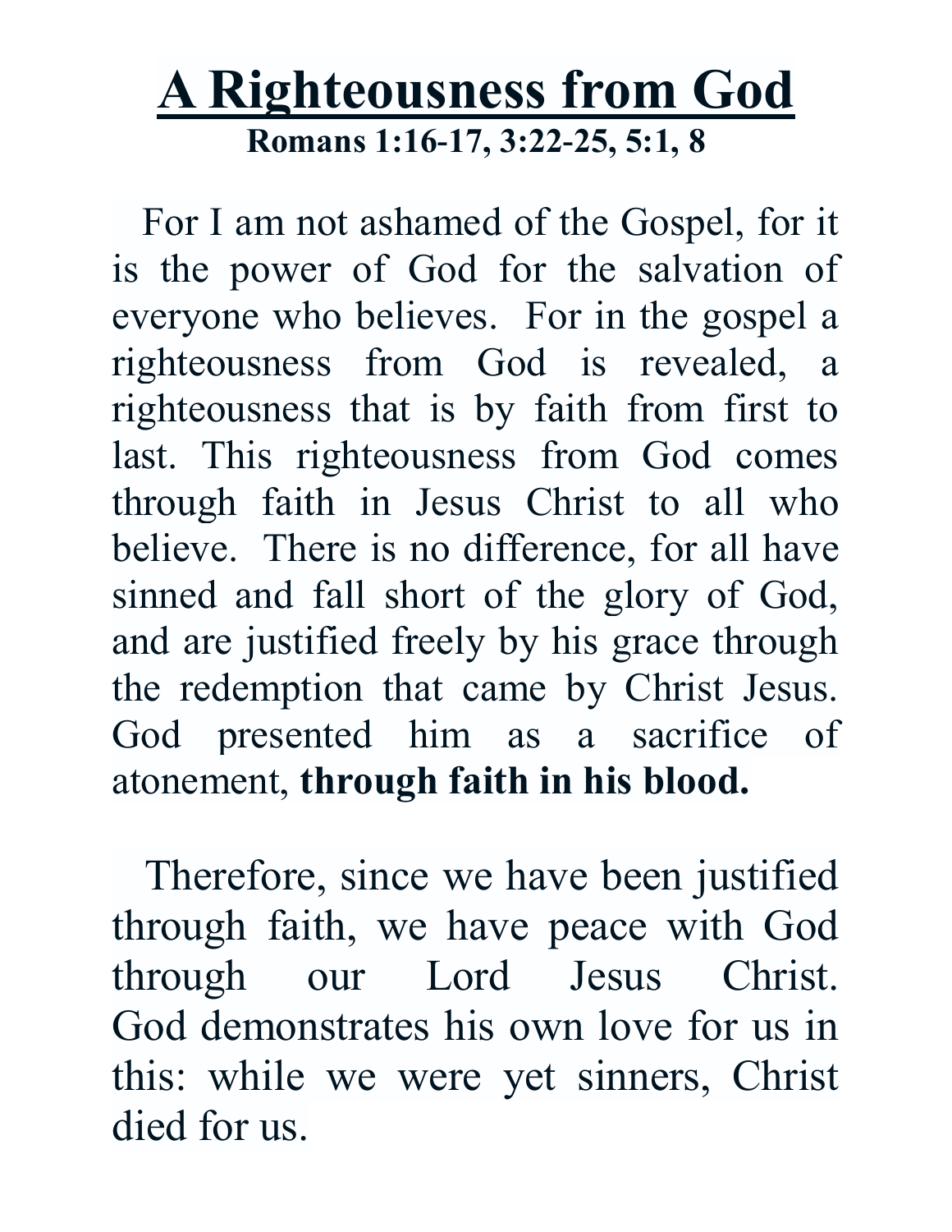# A Righteousness from God

**Romans 1:16-17, 3:22-25, 5:1, 8**

For I am not ashamed of the Gospel, for it is the power of God for the salvation of everyone who believes.  For in the gospel a righteousness from God is revealed, a righteousness that is by faith from first to last. This righteousness from God comes through faith in Jesus Christ to all who believe.  There is no difference, for all have sinned and fall short of the glory of God, and are justified freely by his grace through the redemption that came by Christ Jesus. God presented him as a sacrifice of atonement, **through faith in his blood.**

Therefore, since we have been justified through faith, we have peace with God through our Lord Jesus Christ. God demonstrates his own love for us in this: while we were yet sinners, Christ died for us.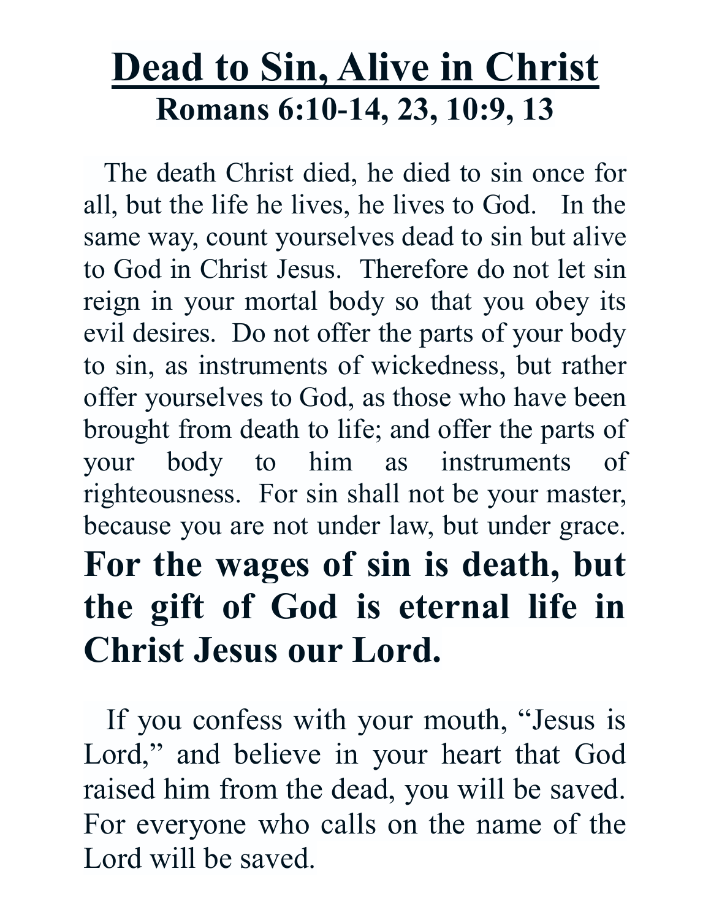# Dead to Sin, Alive in Christ

## Romans 6:10-14, 23, 10:9, 13

The death Christ died, he died to sin once for all, but the life he lives, he lives to God. In the same way, count yourselves dead to sin but alive to God in Christ Jesus. Therefore do not let sin reign in your mortal body so that you obey its evil desires. Do not offer the parts of your body to sin, as instruments of wickedness, but rather offer yourselves to God, as those who have been brought from death to life; and offer the parts of your body to him as instruments of righteousness. For sin shall not be your master, because you are not under law, but under grace.

**For the wages of sin is death, but the gift of God is eternal life in Christ Jesus our Lord.**

If you confess with your mouth, "Jesus is Lord," and believe in your heart that God raised him from the dead, you will be saved. For everyone who calls on the name of the Lord will be saved.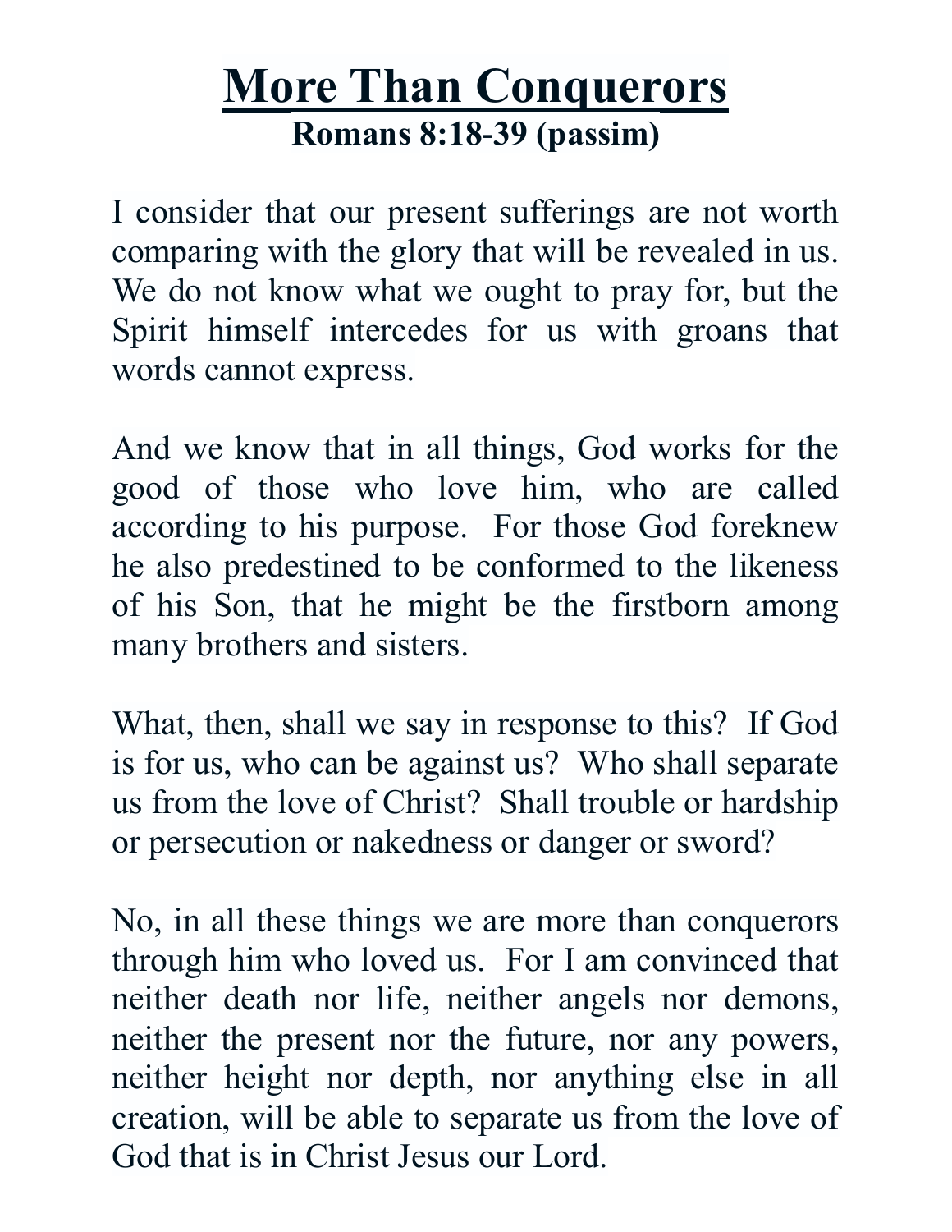# More Than Conquerors

**Romans 8:18-39 (passim)**

I consider that our present sufferings are not worth comparing with the glory that will be revealed in us. We do not know what we ought to pray for, but the Spirit himself intercedes for us with groans that words cannot express.

And we know that in all things, God works for the good of those who love him, who are called according to his purpose. For those God foreknew he also predestined to be conformed to the likeness of his Son, that he might be the firstborn among many brothers and sisters.

What, then, shall we say in response to this? If God is for us, who can be against us? Who shall separate us from the love of Christ? Shall trouble or hardship or persecution or nakedness or danger or sword?

No, in all these things we are more than conquerors through him who loved us. For I am convinced that neither death nor life, neither angels nor demons, neither the present nor the future, nor any powers, neither height nor depth, nor anything else in all creation, will be able to separate us from the love of God that is in Christ Jesus our Lord.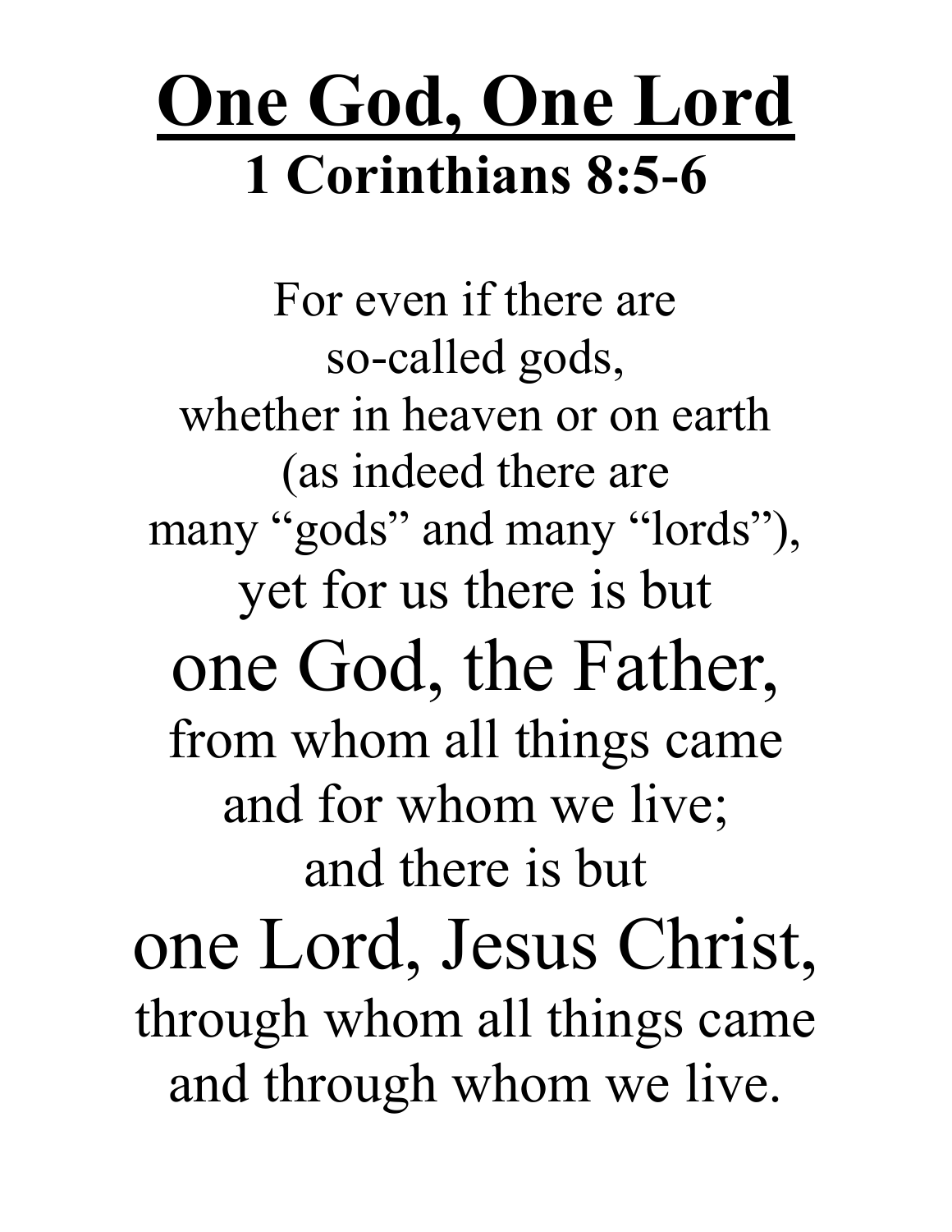# One God, One Lord

## 1 Corinthians 8:5-6

For even if there are  
so-called gods,  
whether in heaven or on earth  
(as indeed there are  
many "gods" and many "lords"),  
yet for us there is but

### one God, the Father,

from whom all things came  
and for whom we live;  
and there is but

### one Lord, Jesus Christ,

through whom all things came  
and through whom we live.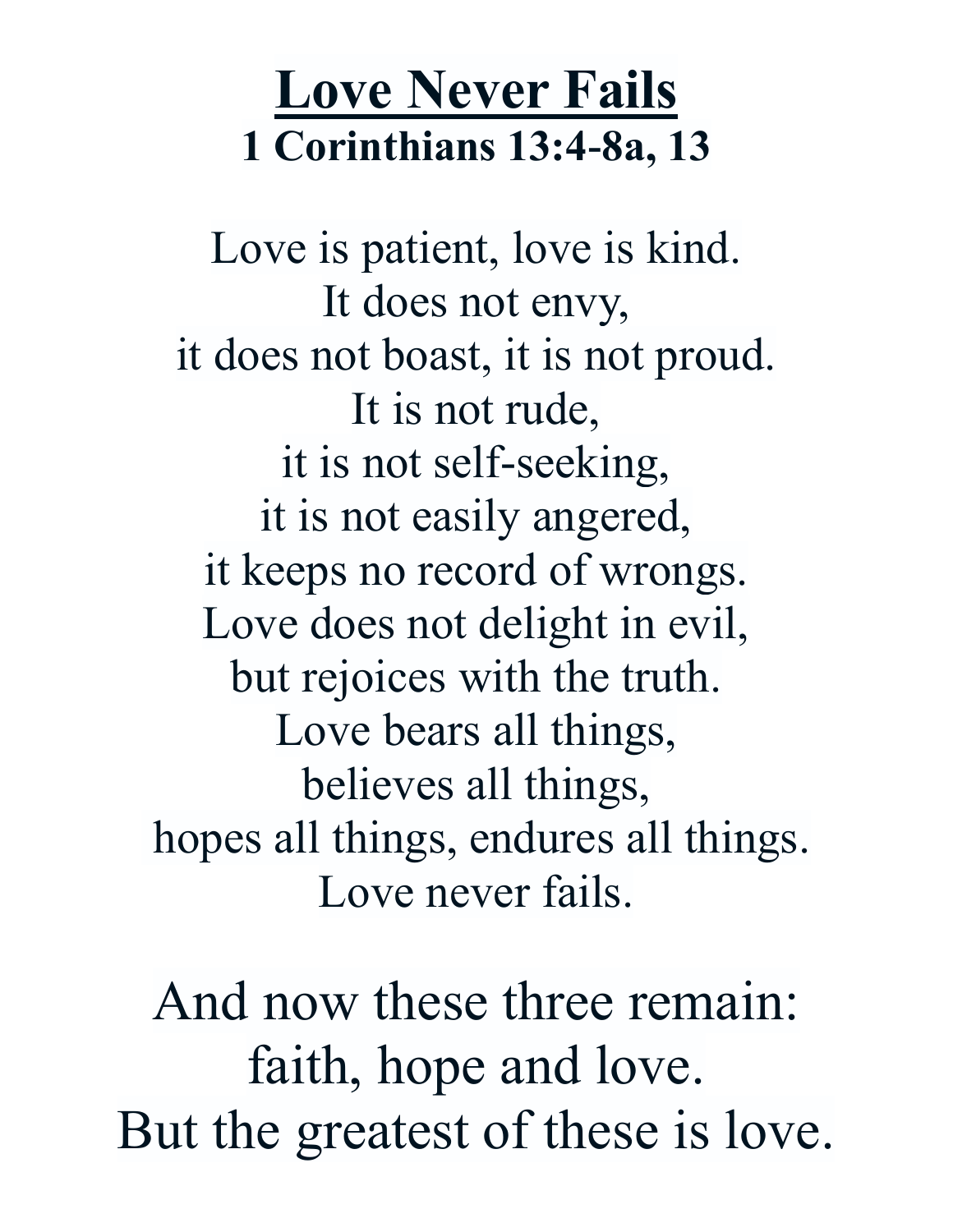# Love Never Fails

**1 Corinthians 13:4-8a, 13**

Love is patient, love is kind.  
It does not envy,  
it does not boast, it is not proud.  
It is not rude,  
it is not self-seeking,  
it is not easily angered,  
it keeps no record of wrongs.  
Love does not delight in evil,  
but rejoices with the truth.  
Love bears all things,  
believes all things,  
hopes all things, endures all things.  
Love never fails.

And now these three remain:  
faith, hope and love.  
But the greatest of these is love.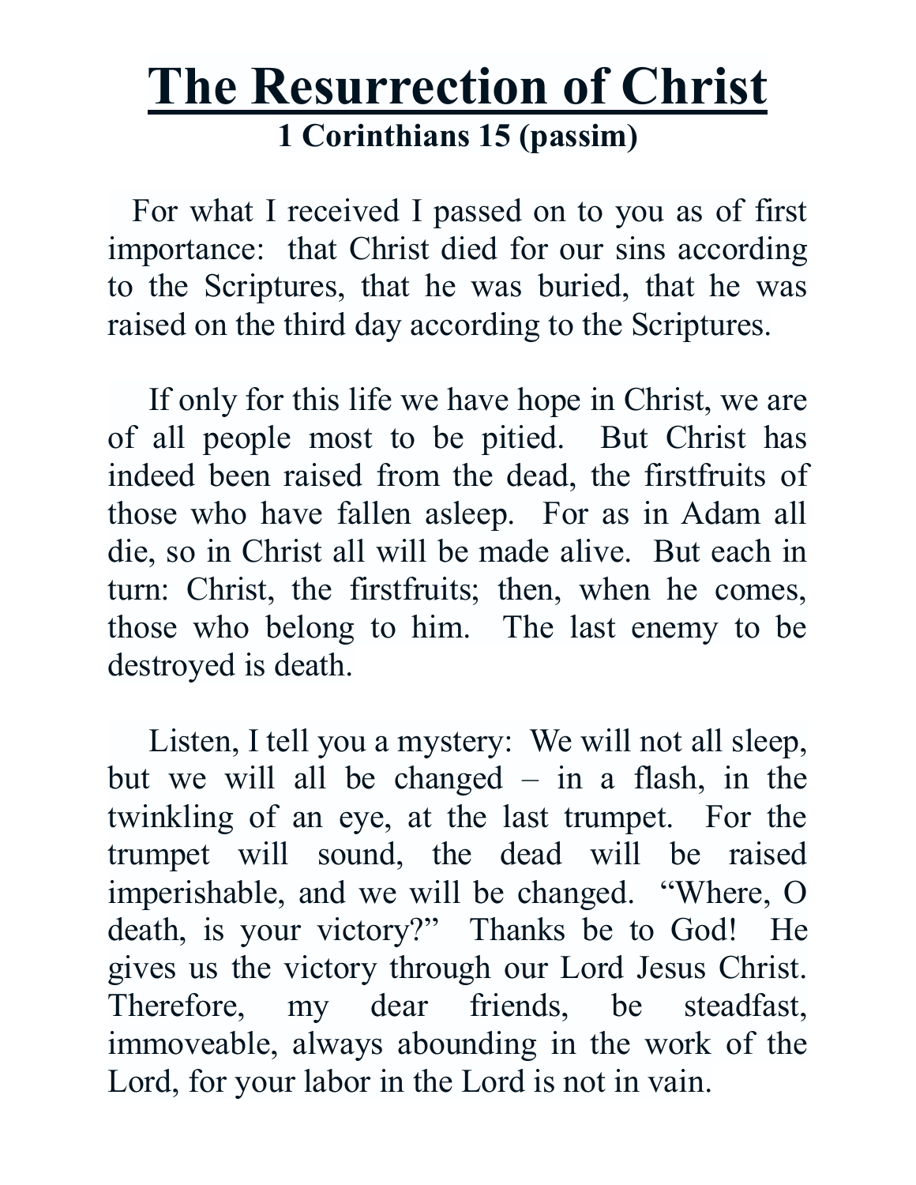# The Resurrection of Christ

**1 Corinthians 15 (passim)**

For what I received I passed on to you as of first importance: that Christ died for our sins according to the Scriptures, that he was buried, that he was raised on the third day according to the Scriptures.

If only for this life we have hope in Christ, we are of all people most to be pitied. But Christ has indeed been raised from the dead, the firstfruits of those who have fallen asleep. For as in Adam all die, so in Christ all will be made alive. But each in turn: Christ, the firstfruits; then, when he comes, those who belong to him. The last enemy to be destroyed is death.

Listen, I tell you a mystery: We will not all sleep, but we will all be changed – in a flash, in the twinkling of an eye, at the last trumpet. For the trumpet will sound, the dead will be raised imperishable, and we will be changed. "Where, O death, is your victory?" Thanks be to God! He gives us the victory through our Lord Jesus Christ. Therefore, my dear friends, be steadfast, immoveable, always abounding in the work of the Lord, for your labor in the Lord is not in vain.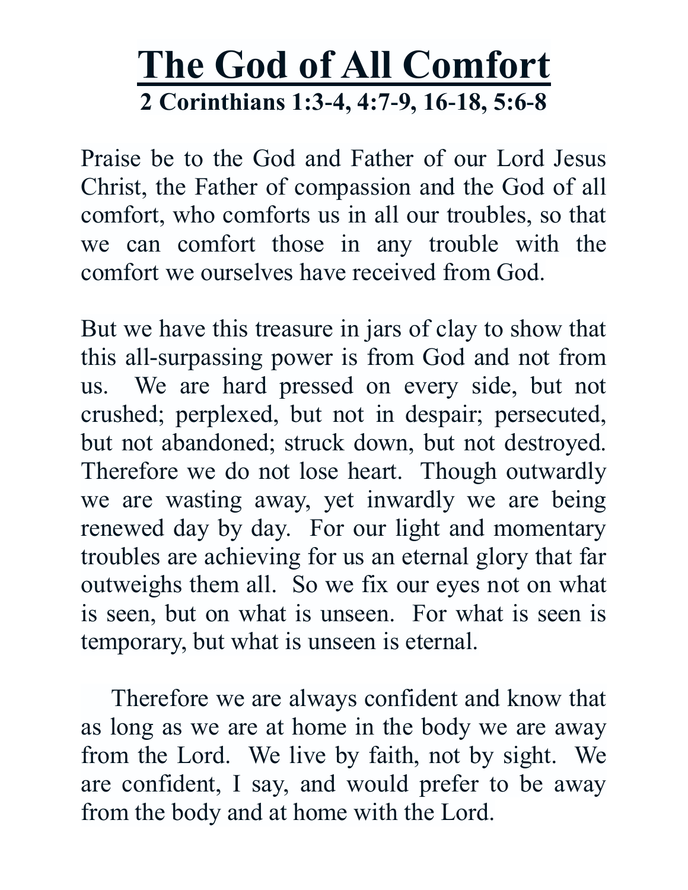# The God of All Comfort

**2 Corinthians 1:3-4, 4:7-9, 16-18, 5:6-8**

Praise be to the God and Father of our Lord Jesus Christ, the Father of compassion and the God of all comfort, who comforts us in all our troubles, so that we can comfort those in any trouble with the comfort we ourselves have received from God.

But we have this treasure in jars of clay to show that this all-surpassing power is from God and not from us. We are hard pressed on every side, but not crushed; perplexed, but not in despair; persecuted, but not abandoned; struck down, but not destroyed. Therefore we do not lose heart. Though outwardly we are wasting away, yet inwardly we are being renewed day by day. For our light and momentary troubles are achieving for us an eternal glory that far outweighs them all. So we fix our eyes not on what is seen, but on what is unseen. For what is seen is temporary, but what is unseen is eternal.

Therefore we are always confident and know that as long as we are at home in the body we are away from the Lord. We live by faith, not by sight. We are confident, I say, and would prefer to be away from the body and at home with the Lord.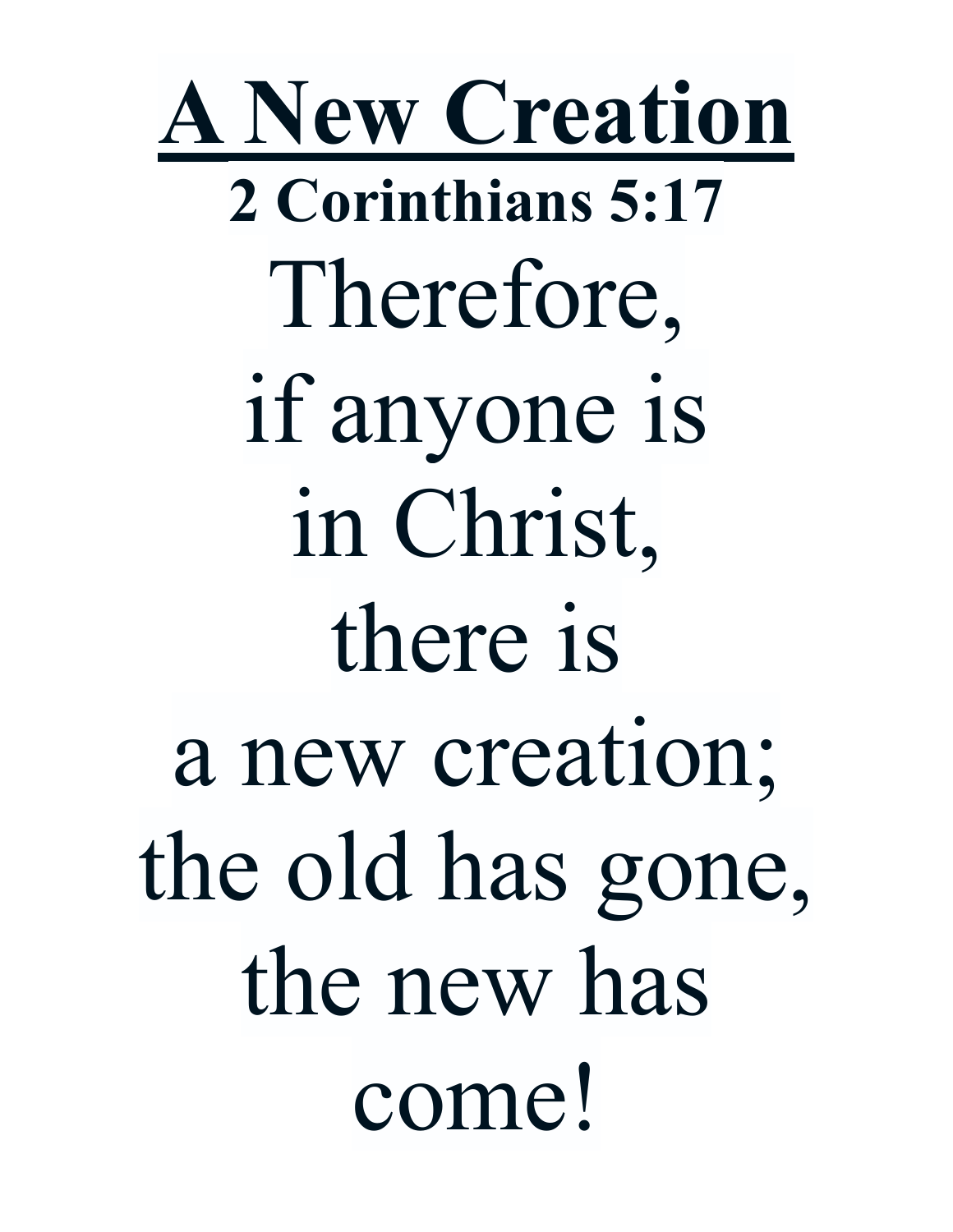# A New Creation

**2 Corinthians 5:17**

Therefore,
if anyone is
in Christ,
there is
a new creation;
the old has gone,
the new has
come!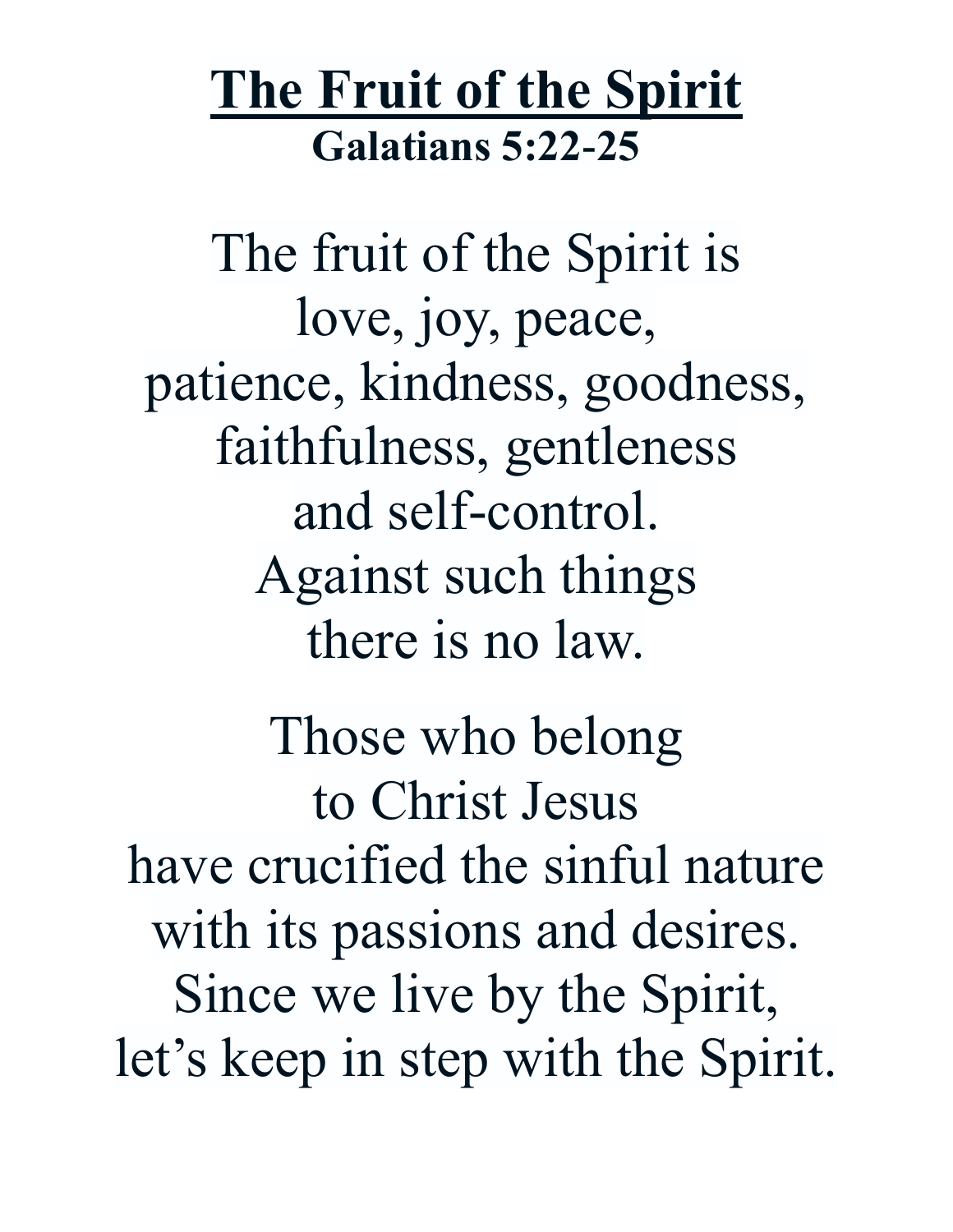# The Fruit of the Spirit

**Galatians 5:22-25**

The fruit of the Spirit is
love, joy, peace,
patience, kindness, goodness,
faithfulness, gentleness
and self-control.
Against such things
there is no law.

Those who belong
to Christ Jesus
have crucified the sinful nature
with its passions and desires.
Since we live by the Spirit,
let's keep in step with the Spirit.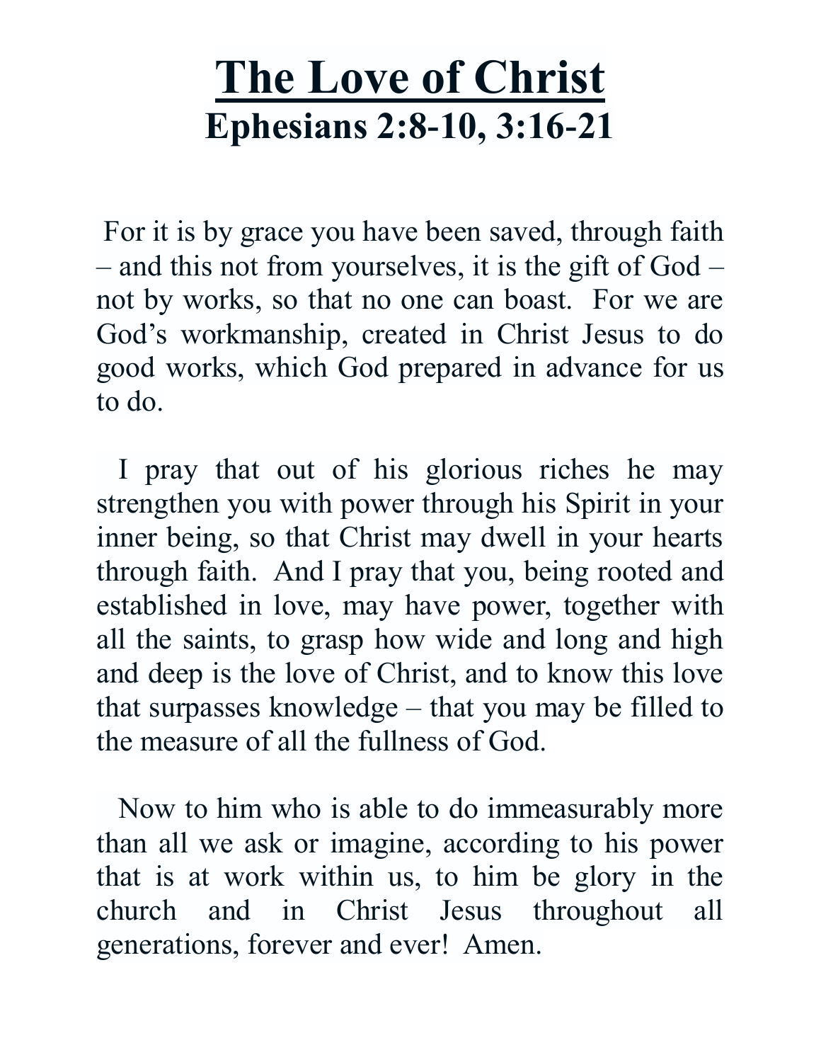# <u>The Love of Christ</u>

## Ephesians 2:8-10, 3:16-21

For it is by grace you have been saved, through faith – and this not from yourselves, it is the gift of God – not by works, so that no one can boast. For we are God's workmanship, created in Christ Jesus to do good works, which God prepared in advance for us to do.

I pray that out of his glorious riches he may strengthen you with power through his Spirit in your inner being, so that Christ may dwell in your hearts through faith. And I pray that you, being rooted and established in love, may have power, together with all the saints, to grasp how wide and long and high and deep is the love of Christ, and to know this love that surpasses knowledge – that you may be filled to the measure of all the fullness of God.

Now to him who is able to do immeasurably more than all we ask or imagine, according to his power that is at work within us, to him be glory in the church and in Christ Jesus throughout all generations, forever and ever! Amen.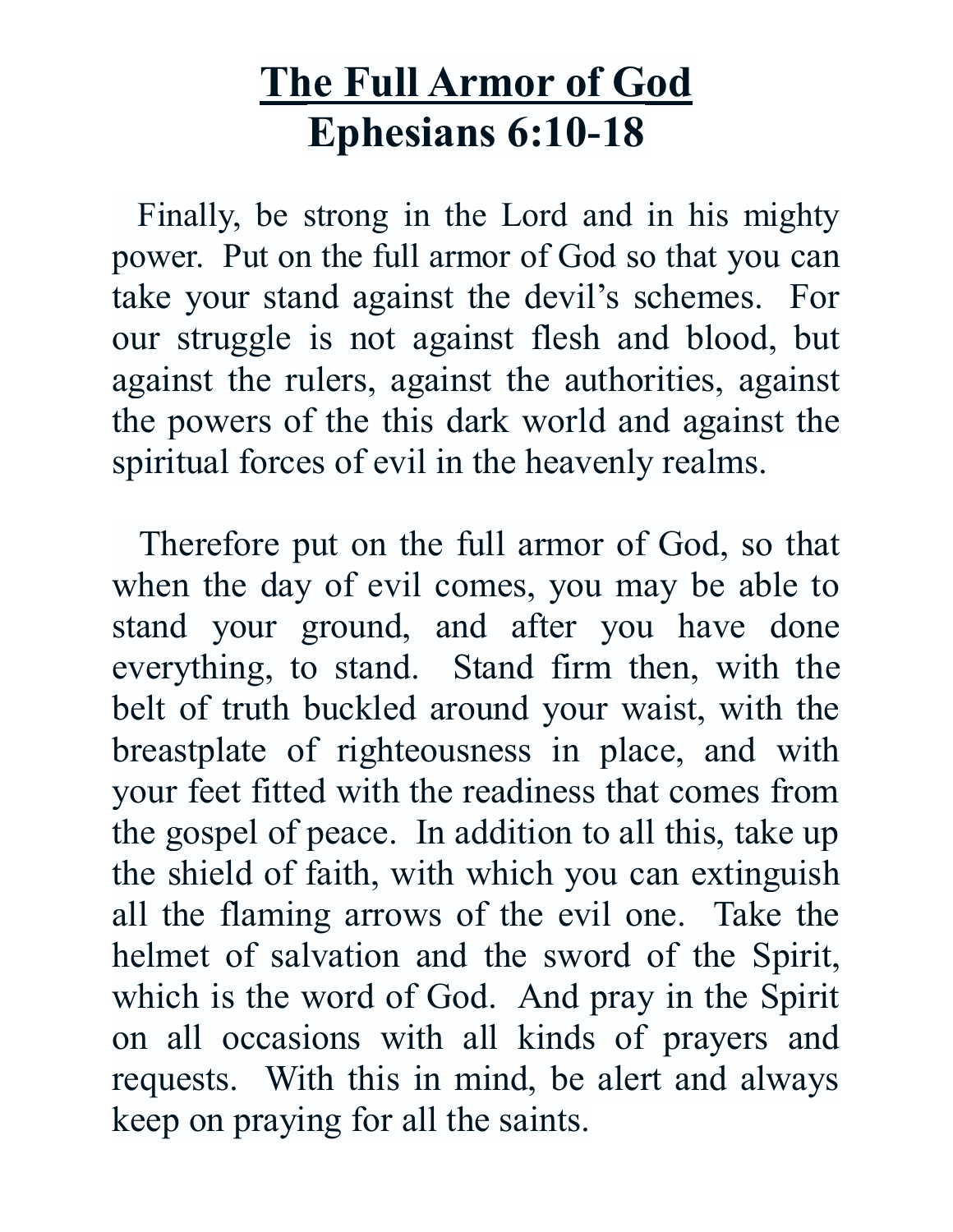# <u>The Full Armor of God</u>
# Ephesians 6:10-18

Finally, be strong in the Lord and in his mighty power. Put on the full armor of God so that you can take your stand against the devil's schemes. For our struggle is not against flesh and blood, but against the rulers, against the authorities, against the powers of the this dark world and against the spiritual forces of evil in the heavenly realms.

Therefore put on the full armor of God, so that when the day of evil comes, you may be able to stand your ground, and after you have done everything, to stand. Stand firm then, with the belt of truth buckled around your waist, with the breastplate of righteousness in place, and with your feet fitted with the readiness that comes from the gospel of peace. In addition to all this, take up the shield of faith, with which you can extinguish all the flaming arrows of the evil one. Take the helmet of salvation and the sword of the Spirit, which is the word of God. And pray in the Spirit on all occasions with all kinds of prayers and requests. With this in mind, be alert and always keep on praying for all the saints.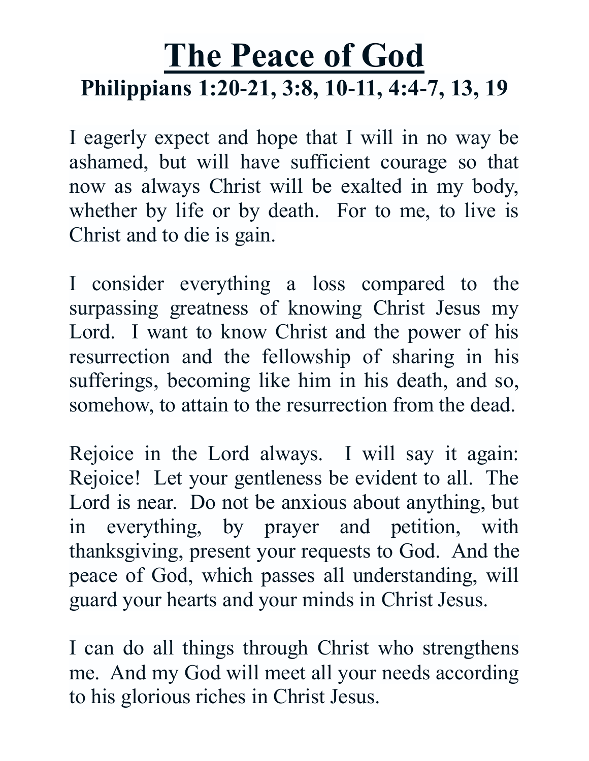# The Peace of God

## Philippians 1:20-21, 3:8, 10-11, 4:4-7, 13, 19

I eagerly expect and hope that I will in no way be ashamed, but will have sufficient courage so that now as always Christ will be exalted in my body, whether by life or by death. For to me, to live is Christ and to die is gain.

I consider everything a loss compared to the surpassing greatness of knowing Christ Jesus my Lord. I want to know Christ and the power of his resurrection and the fellowship of sharing in his sufferings, becoming like him in his death, and so, somehow, to attain to the resurrection from the dead.

Rejoice in the Lord always. I will say it again: Rejoice! Let your gentleness be evident to all. The Lord is near. Do not be anxious about anything, but in everything, by prayer and petition, with thanksgiving, present your requests to God. And the peace of God, which passes all understanding, will guard your hearts and your minds in Christ Jesus.

I can do all things through Christ who strengthens me. And my God will meet all your needs according to his glorious riches in Christ Jesus.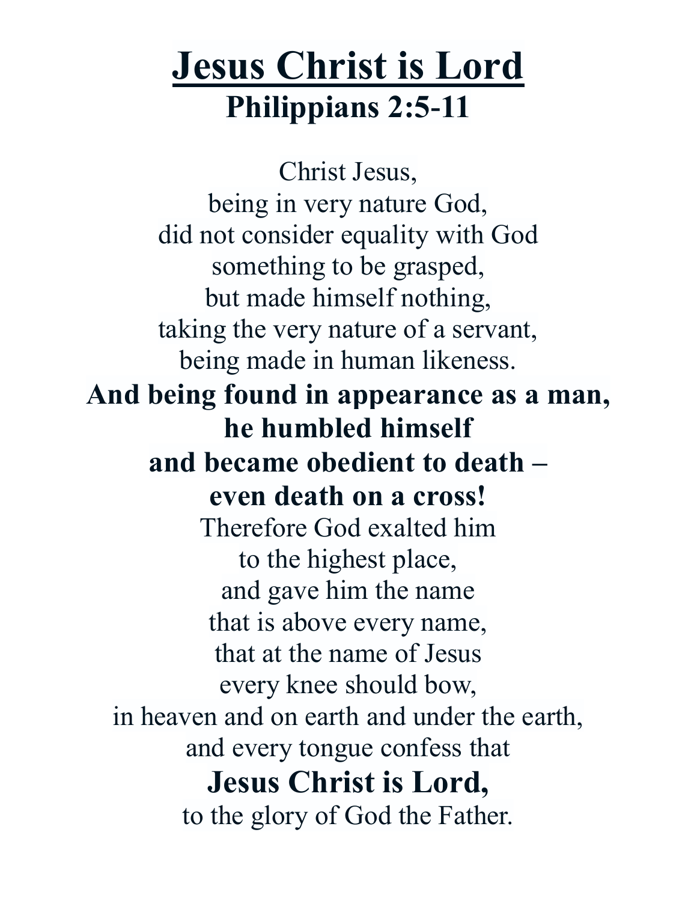# Jesus Christ is Lord

## Philippians 2:5-11

Christ Jesus,  
being in very nature God,  
did not consider equality with God  
something to be grasped,  
but made himself nothing,  
taking the very nature of a servant,  
being made in human likeness.  
**And being found in appearance as a man,**  
**he humbled himself**  
**and became obedient to death –**  
**even death on a cross!**  
Therefore God exalted him  
to the highest place,  
and gave him the name  
that is above every name,  
that at the name of Jesus  
every knee should bow,  
in heaven and on earth and under the earth,  
and every tongue confess that  
**Jesus Christ is Lord,**  
to the glory of God the Father.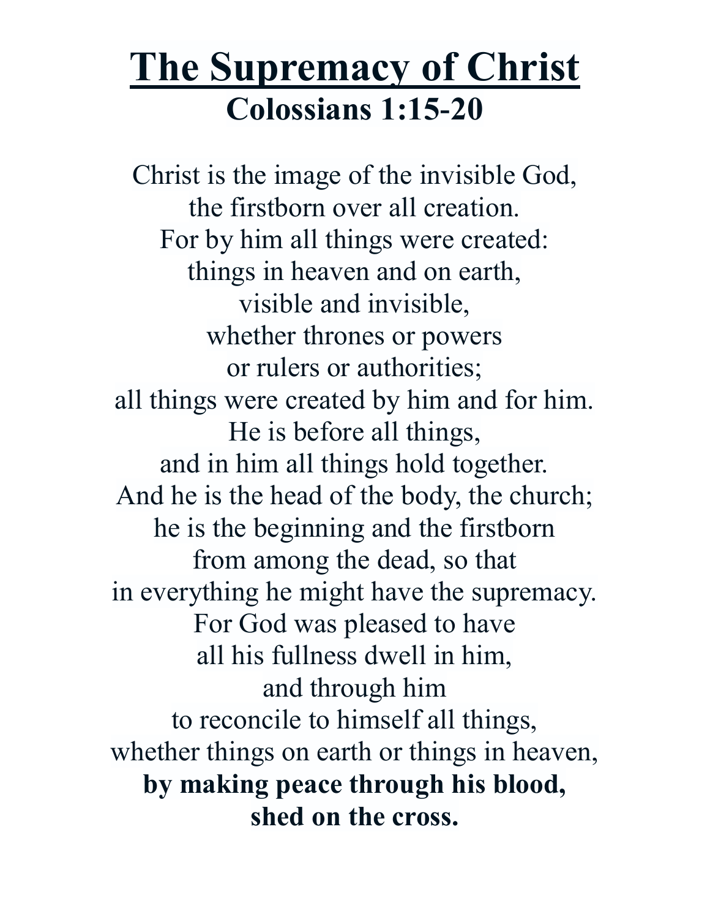# <u>The Supremacy of Christ</u>

## Colossians 1:15-20

Christ is the image of the invisible God,
the firstborn over all creation.
For by him all things were created:
things in heaven and on earth,
visible and invisible,
whether thrones or powers
or rulers or authorities;
all things were created by him and for him.
He is before all things,
and in him all things hold together.
And he is the head of the body, the church;
he is the beginning and the firstborn
from among the dead, so that
in everything he might have the supremacy.
For God was pleased to have
all his fullness dwell in him,
and through him
to reconcile to himself all things,
whether things on earth or things in heaven,
**by making peace through his blood,**
**shed on the cross.**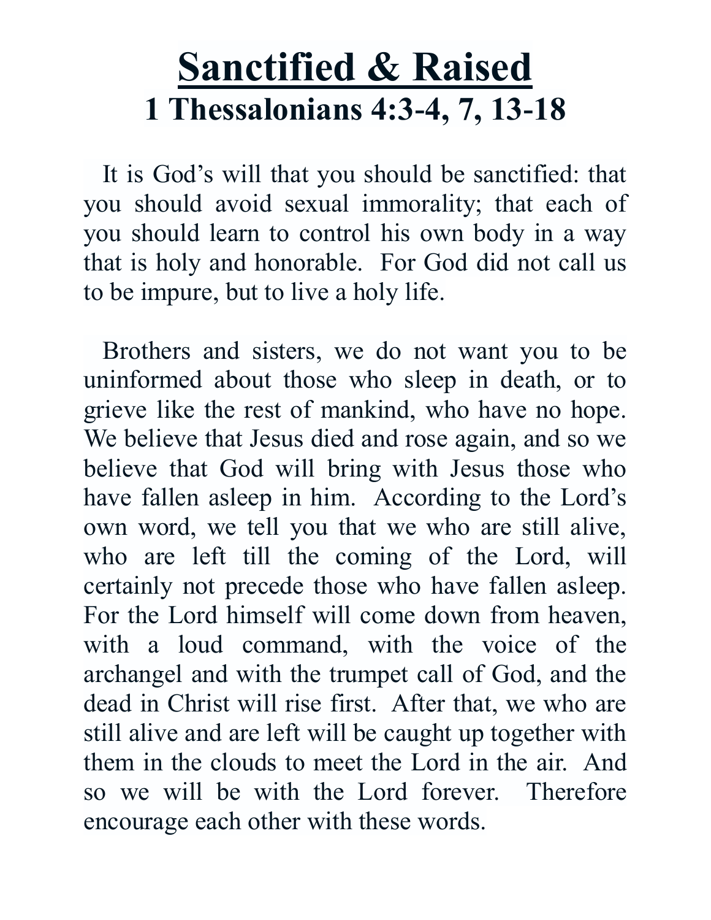# Sanctified & Raised

## 1 Thessalonians 4:3-4, 7, 13-18

It is God's will that you should be sanctified: that you should avoid sexual immorality; that each of you should learn to control his own body in a way that is holy and honorable. For God did not call us to be impure, but to live a holy life.

Brothers and sisters, we do not want you to be uninformed about those who sleep in death, or to grieve like the rest of mankind, who have no hope. We believe that Jesus died and rose again, and so we believe that God will bring with Jesus those who have fallen asleep in him. According to the Lord's own word, we tell you that we who are still alive, who are left till the coming of the Lord, will certainly not precede those who have fallen asleep. For the Lord himself will come down from heaven, with a loud command, with the voice of the archangel and with the trumpet call of God, and the dead in Christ will rise first. After that, we who are still alive and are left will be caught up together with them in the clouds to meet the Lord in the air. And so we will be with the Lord forever. Therefore encourage each other with these words.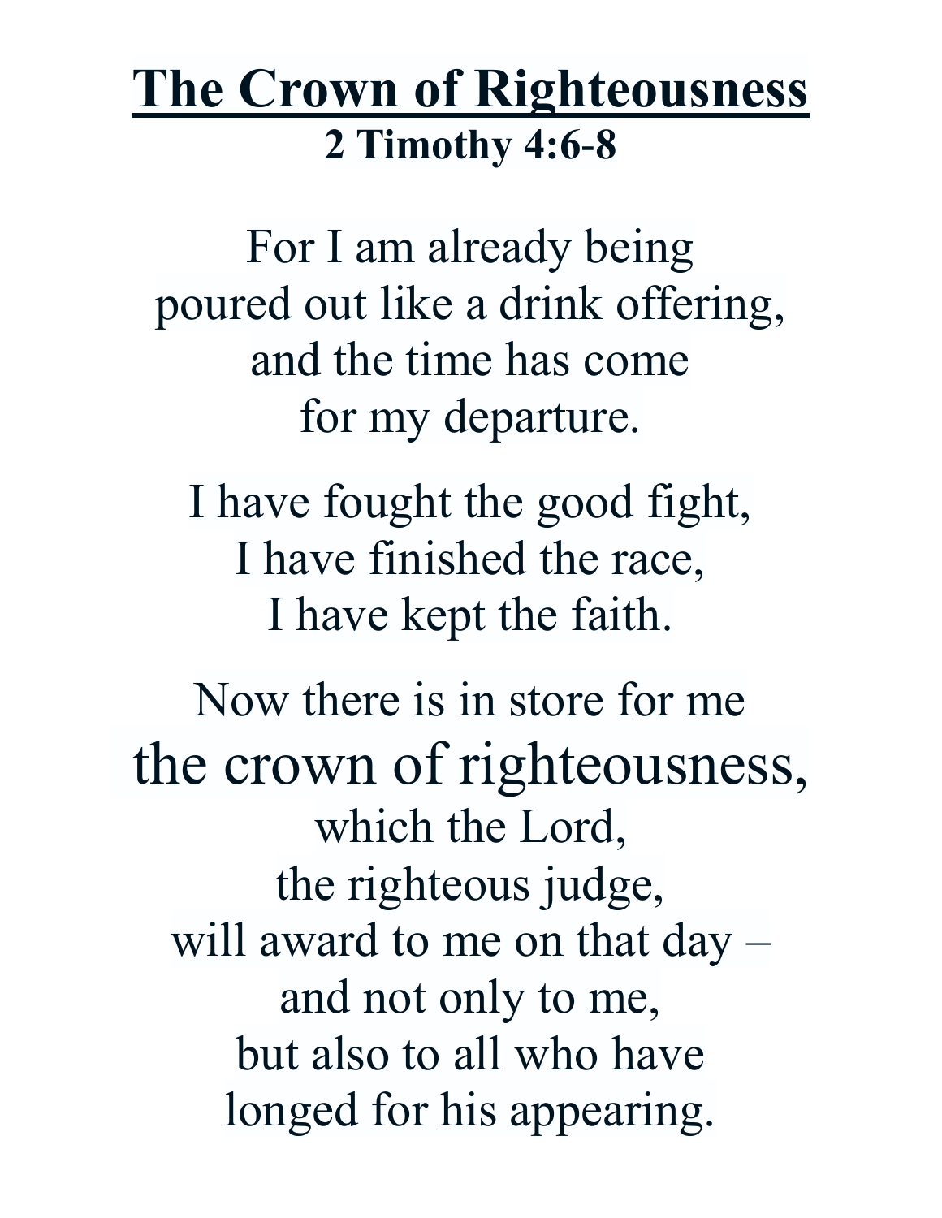# The Crown of Righteousness

**2 Timothy 4:6-8**

For I am already being
poured out like a drink offering,
and the time has come
for my departure.

I have fought the good fight,
I have finished the race,
I have kept the faith.

Now there is in store for me
the crown of righteousness,
which the Lord,
the righteous judge,
will award to me on that day –
and not only to me,
but also to all who have
longed for his appearing.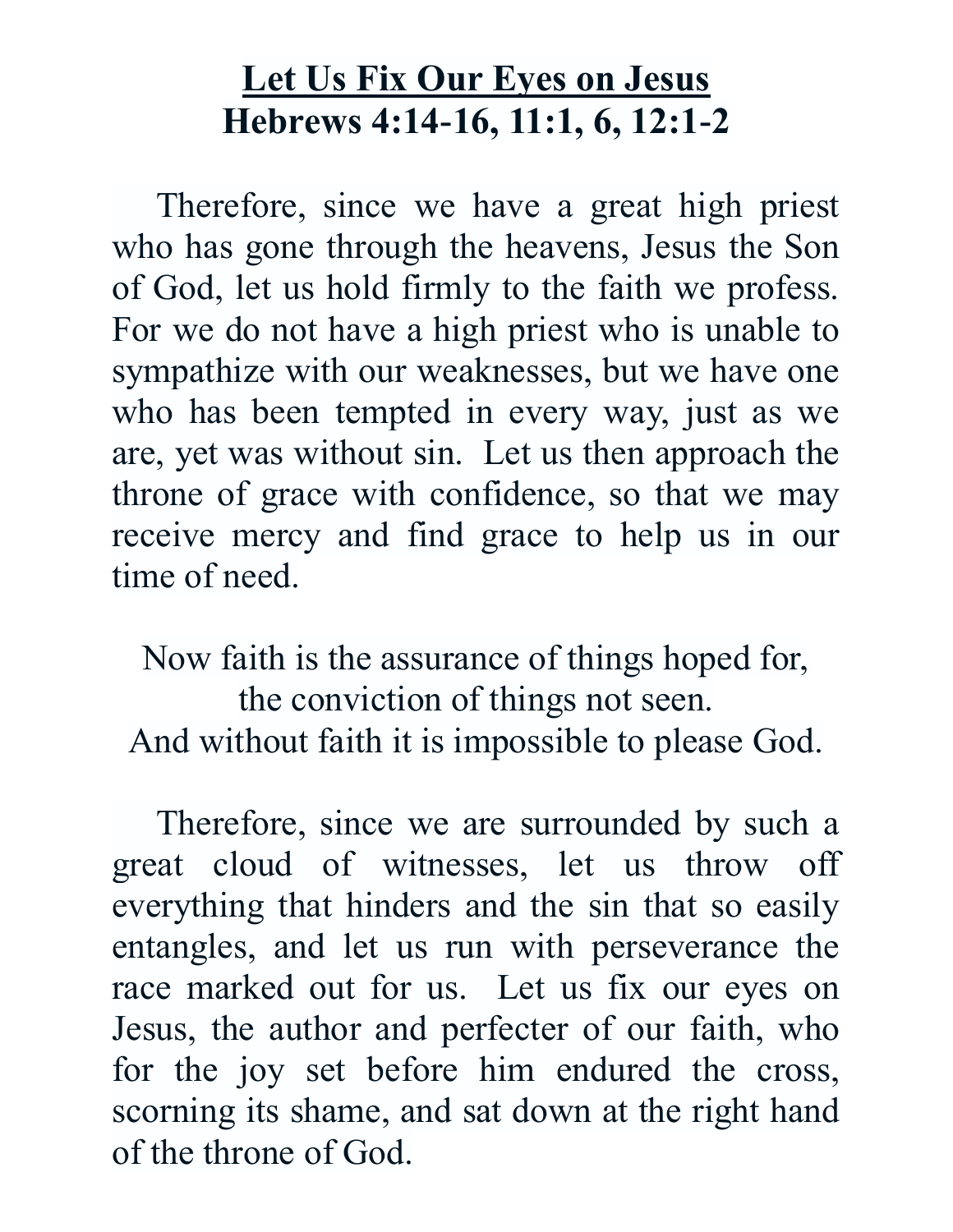# **<u>Let Us Fix Our Eyes on Jesus</u>**
## **Hebrews 4:14-16, 11:1, 6, 12:1-2**

Therefore, since we have a great high priest who has gone through the heavens, Jesus the Son of God, let us hold firmly to the faith we profess. For we do not have a high priest who is unable to sympathize with our weaknesses, but we have one who has been tempted in every way, just as we are, yet was without sin. Let us then approach the throne of grace with confidence, so that we may receive mercy and find grace to help us in our time of need.

Now faith is the assurance of things hoped for,
the conviction of things not seen.
And without faith it is impossible to please God.

Therefore, since we are surrounded by such a great cloud of witnesses, let us throw off everything that hinders and the sin that so easily entangles, and let us run with perseverance the race marked out for us. Let us fix our eyes on Jesus, the author and perfecter of our faith, who for the joy set before him endured the cross, scorning its shame, and sat down at the right hand of the throne of God.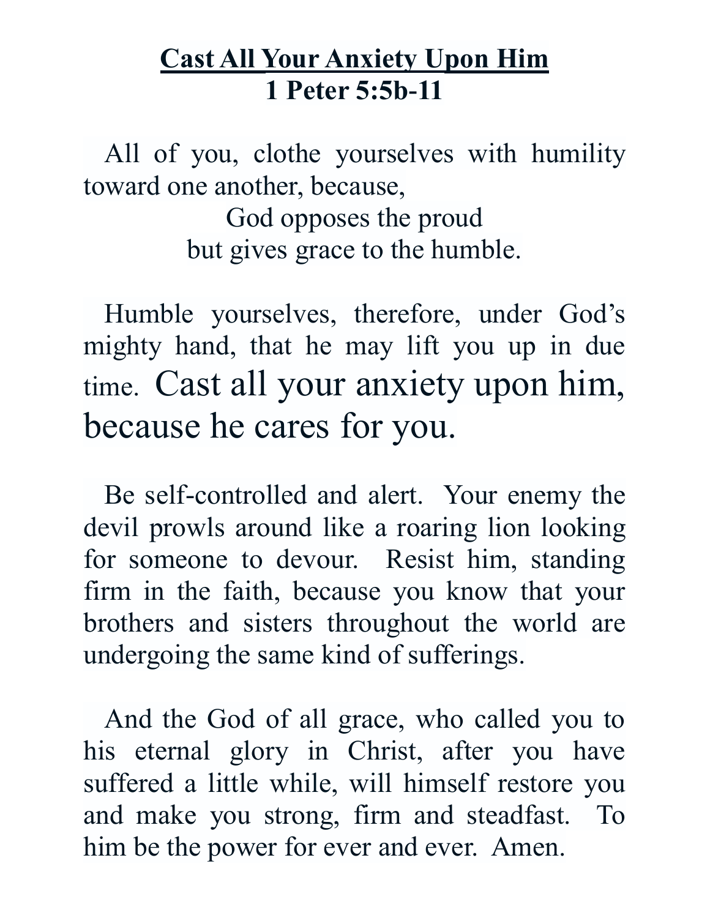# Cast All Your Anxiety Upon Him

## 1 Peter 5:5b-11

All of you, clothe yourselves with humility toward one another, because,

God opposes the proud
but gives grace to the humble.

Humble yourselves, therefore, under God's mighty hand, that he may lift you up in due time. Cast all your anxiety upon him, because he cares for you.

Be self-controlled and alert. Your enemy the devil prowls around like a roaring lion looking for someone to devour. Resist him, standing firm in the faith, because you know that your brothers and sisters throughout the world are undergoing the same kind of sufferings.

And the God of all grace, who called you to his eternal glory in Christ, after you have suffered a little while, will himself restore you and make you strong, firm and steadfast. To him be the power for ever and ever. Amen.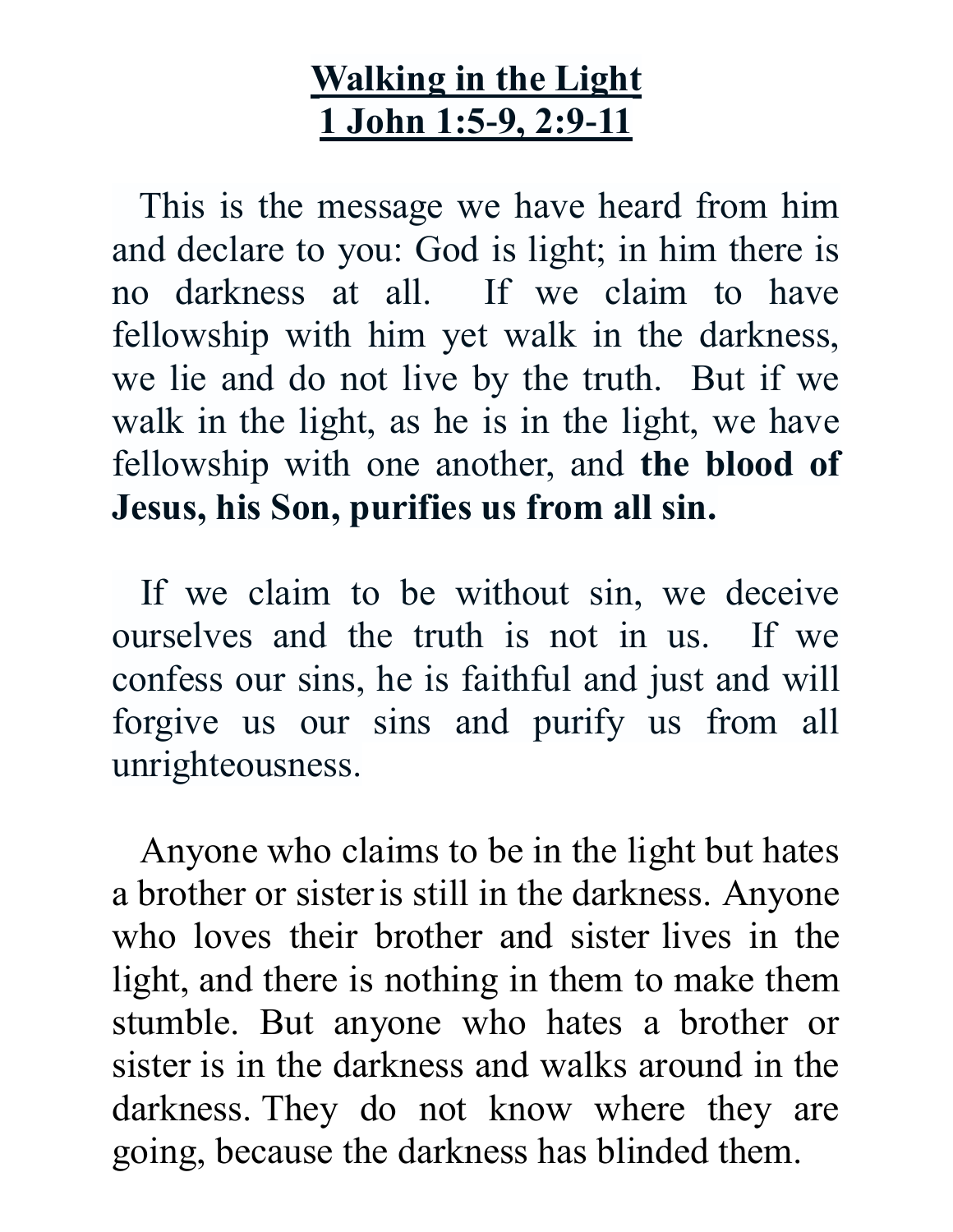# Walking in the Light
# 1 John 1:5-9, 2:9-11

This is the message we have heard from him and declare to you: God is light; in him there is no darkness at all. If we claim to have fellowship with him yet walk in the darkness, we lie and do not live by the truth. But if we walk in the light, as he is in the light, we have fellowship with one another, and **the blood of Jesus, his Son, purifies us from all sin.**

If we claim to be without sin, we deceive ourselves and the truth is not in us. If we confess our sins, he is faithful and just and will forgive us our sins and purify us from all unrighteousness.

Anyone who claims to be in the light but hates a brother or sister is still in the darkness. Anyone who loves their brother and sister lives in the light, and there is nothing in them to make them stumble. But anyone who hates a brother or sister is in the darkness and walks around in the darkness. They do not know where they are going, because the darkness has blinded them.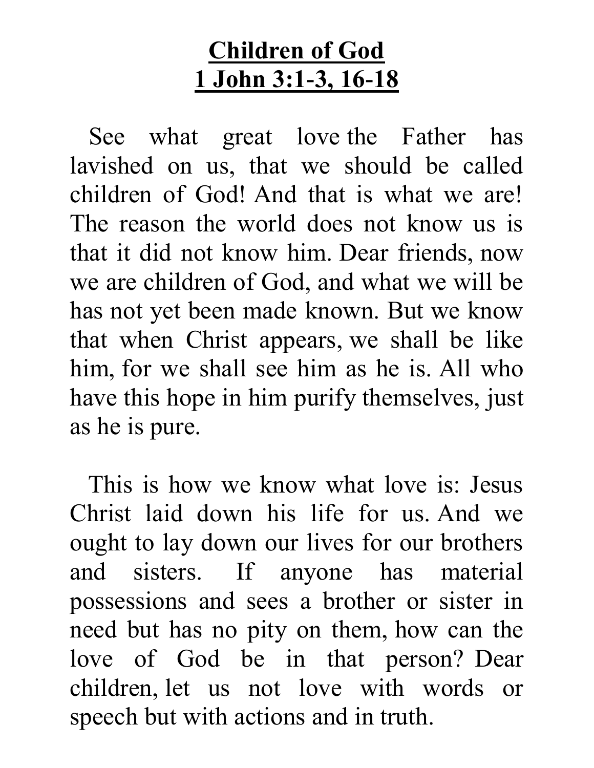# **Children of God**
# **1 John 3:1-3, 16-18**

See what great love the Father has lavished on us, that we should be called children of God! And that is what we are! The reason the world does not know us is that it did not know him. Dear friends, now we are children of God, and what we will be has not yet been made known. But we know that when Christ appears, we shall be like him, for we shall see him as he is. All who have this hope in him purify themselves, just as he is pure.

This is how we know what love is: Jesus Christ laid down his life for us. And we ought to lay down our lives for our brothers and sisters. If anyone has material possessions and sees a brother or sister in need but has no pity on them, how can the love of God be in that person? Dear children, let us not love with words or speech but with actions and in truth.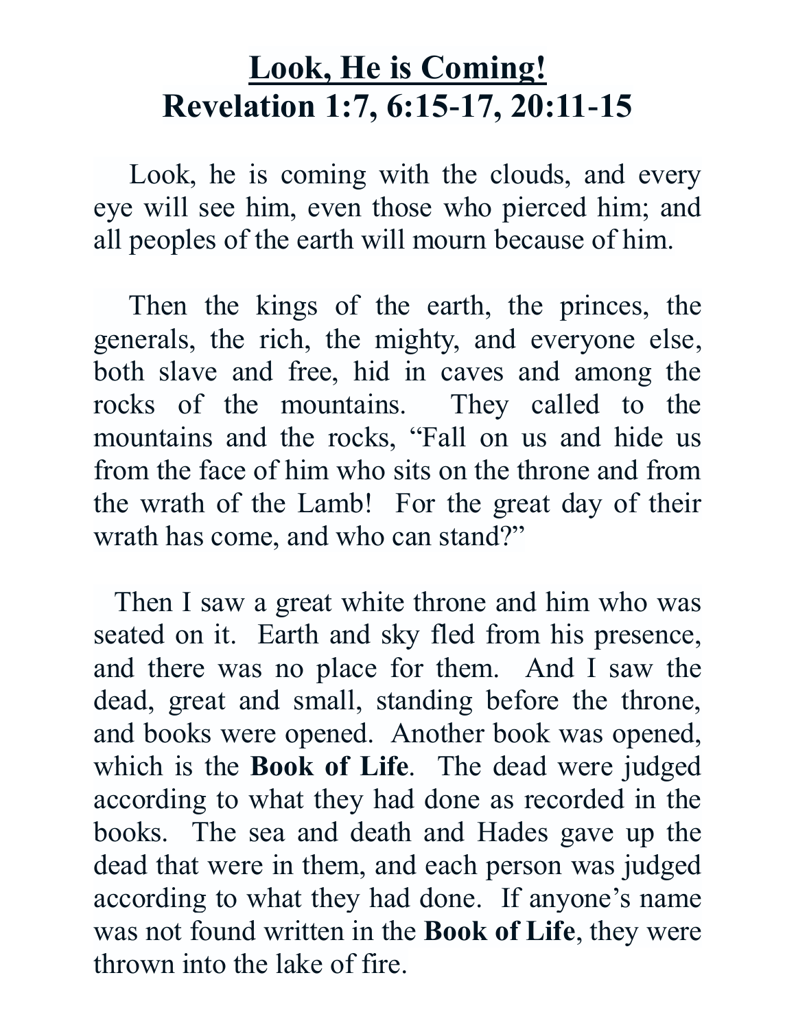# <u>Look, He is Coming!</u>
# Revelation 1:7, 6:15-17, 20:11-15

Look, he is coming with the clouds, and every eye will see him, even those who pierced him; and all peoples of the earth will mourn because of him.

Then the kings of the earth, the princes, the generals, the rich, the mighty, and everyone else, both slave and free, hid in caves and among the rocks of the mountains. They called to the mountains and the rocks, "Fall on us and hide us from the face of him who sits on the throne and from the wrath of the Lamb! For the great day of their wrath has come, and who can stand?"

Then I saw a great white throne and him who was seated on it. Earth and sky fled from his presence, and there was no place for them. And I saw the dead, great and small, standing before the throne, and books were opened. Another book was opened, which is the **Book of Life**. The dead were judged according to what they had done as recorded in the books. The sea and death and Hades gave up the dead that were in them, and each person was judged according to what they had done. If anyone's name was not found written in the **Book of Life**, they were thrown into the lake of fire.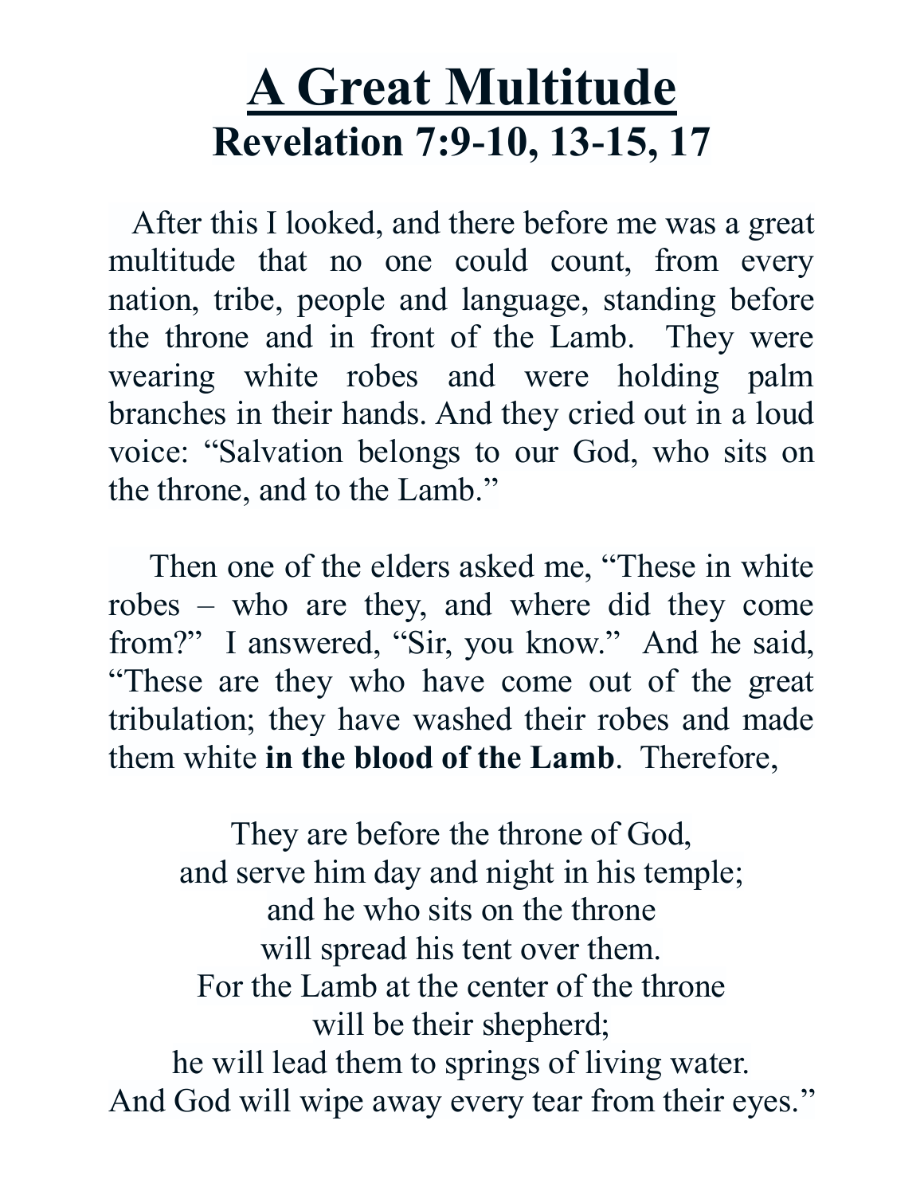# A Great Multitude

## Revelation 7:9-10, 13-15, 17

After this I looked, and there before me was a great multitude that no one could count, from every nation, tribe, people and language, standing before the throne and in front of the Lamb. They were wearing white robes and were holding palm branches in their hands. And they cried out in a loud voice: "Salvation belongs to our God, who sits on the throne, and to the Lamb."

Then one of the elders asked me, "These in white robes – who are they, and where did they come from?" I answered, "Sir, you know." And he said, "These are they who have come out of the great tribulation; they have washed their robes and made them white **in the blood of the Lamb**. Therefore,

They are before the throne of God,  
and serve him day and night in his temple;  
and he who sits on the throne  
will spread his tent over them.  
For the Lamb at the center of the throne  
will be their shepherd;  
he will lead them to springs of living water.  
And God will wipe away every tear from their eyes."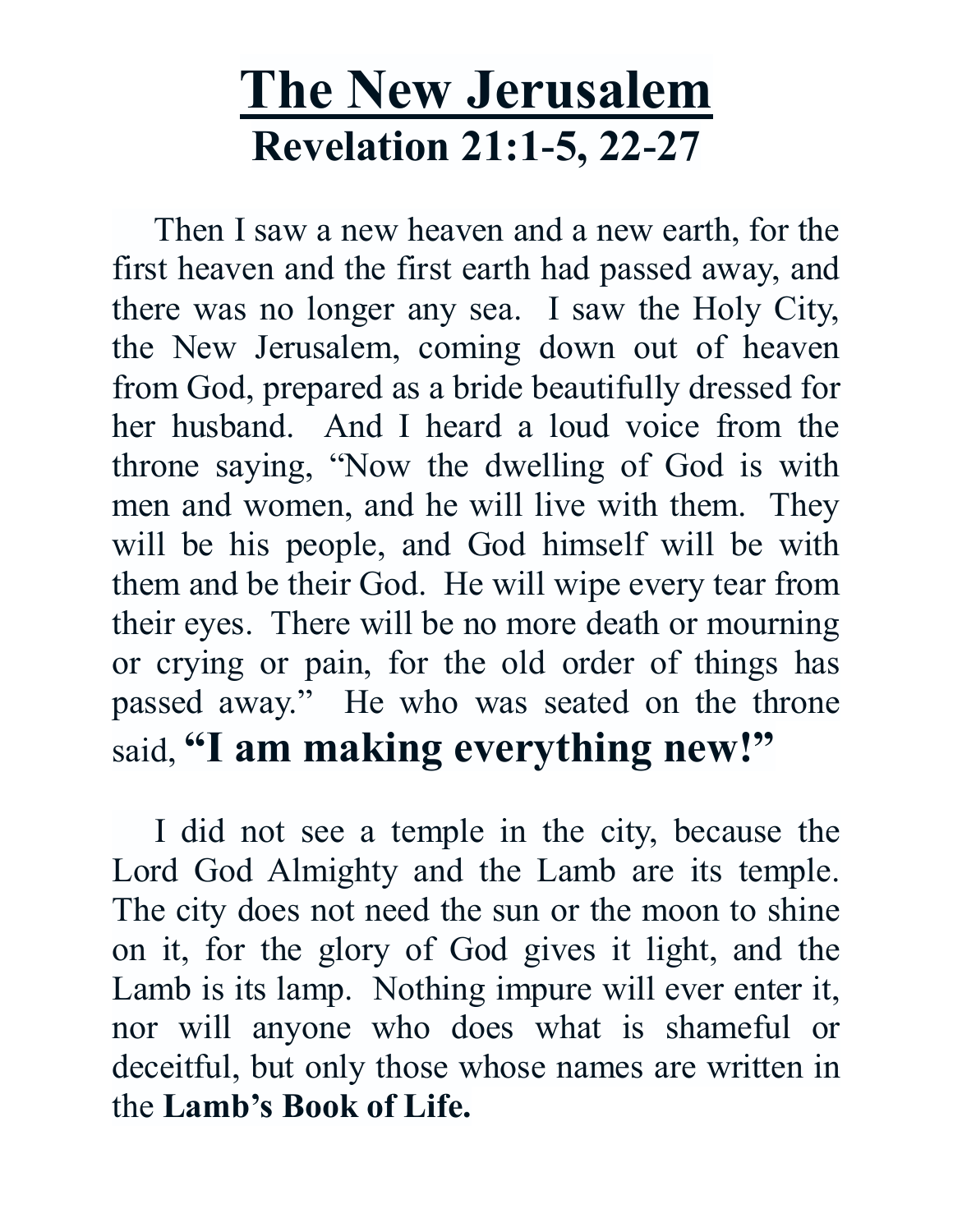# The New Jerusalem

## Revelation 21:1-5, 22-27

Then I saw a new heaven and a new earth, for the first heaven and the first earth had passed away, and there was no longer any sea. I saw the Holy City, the New Jerusalem, coming down out of heaven from God, prepared as a bride beautifully dressed for her husband. And I heard a loud voice from the throne saying, "Now the dwelling of God is with men and women, and he will live with them. They will be his people, and God himself will be with them and be their God. He will wipe every tear from their eyes. There will be no more death or mourning or crying or pain, for the old order of things has passed away." He who was seated on the throne said, **"I am making everything new!"**

I did not see a temple in the city, because the Lord God Almighty and the Lamb are its temple. The city does not need the sun or the moon to shine on it, for the glory of God gives it light, and the Lamb is its lamp. Nothing impure will ever enter it, nor will anyone who does what is shameful or deceitful, but only those whose names are written in the **Lamb's Book of Life.**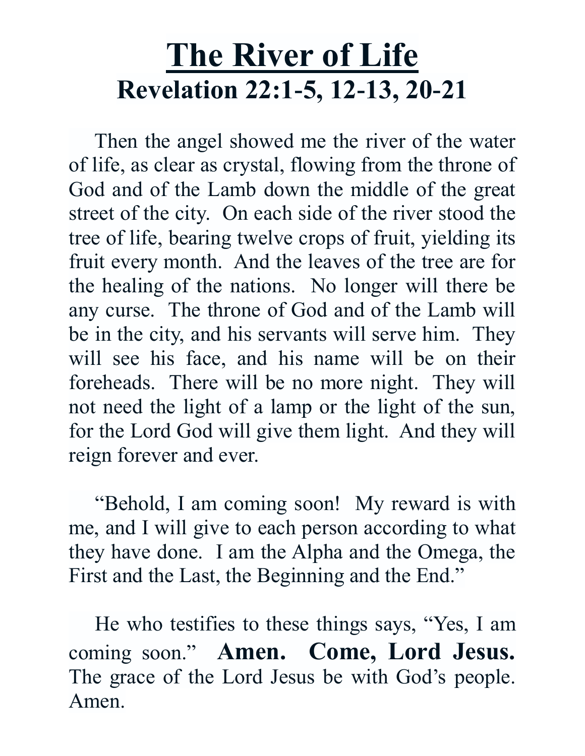# The River of Life

## Revelation 22:1-5, 12-13, 20-21

Then the angel showed me the river of the water of life, as clear as crystal, flowing from the throne of God and of the Lamb down the middle of the great street of the city. On each side of the river stood the tree of life, bearing twelve crops of fruit, yielding its fruit every month. And the leaves of the tree are for the healing of the nations. No longer will there be any curse. The throne of God and of the Lamb will be in the city, and his servants will serve him. They will see his face, and his name will be on their foreheads. There will be no more night. They will not need the light of a lamp or the light of the sun, for the Lord God will give them light. And they will reign forever and ever.

"Behold, I am coming soon! My reward is with me, and I will give to each person according to what they have done. I am the Alpha and the Omega, the First and the Last, the Beginning and the End."

He who testifies to these things says, "Yes, I am coming soon." **Amen. Come, Lord Jesus.** The grace of the Lord Jesus be with God's people. Amen.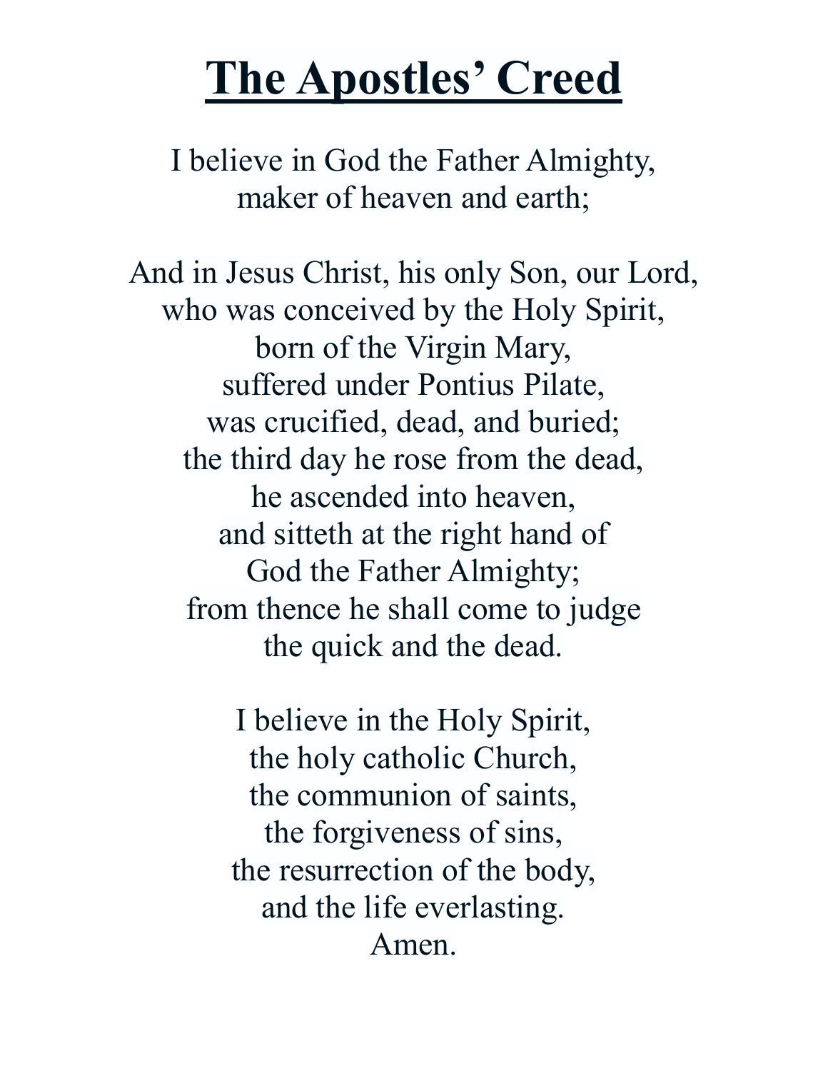# The Apostles' Creed

I believe in God the Father Almighty,
maker of heaven and earth;

And in Jesus Christ, his only Son, our Lord,
who was conceived by the Holy Spirit,
born of the Virgin Mary,
suffered under Pontius Pilate,
was crucified, dead, and buried;
the third day he rose from the dead,
he ascended into heaven,
and sitteth at the right hand of
God the Father Almighty;
from thence he shall come to judge
the quick and the dead.

I believe in the Holy Spirit,
the holy catholic Church,
the communion of saints,
the forgiveness of sins,
the resurrection of the body,
and the life everlasting.
Amen.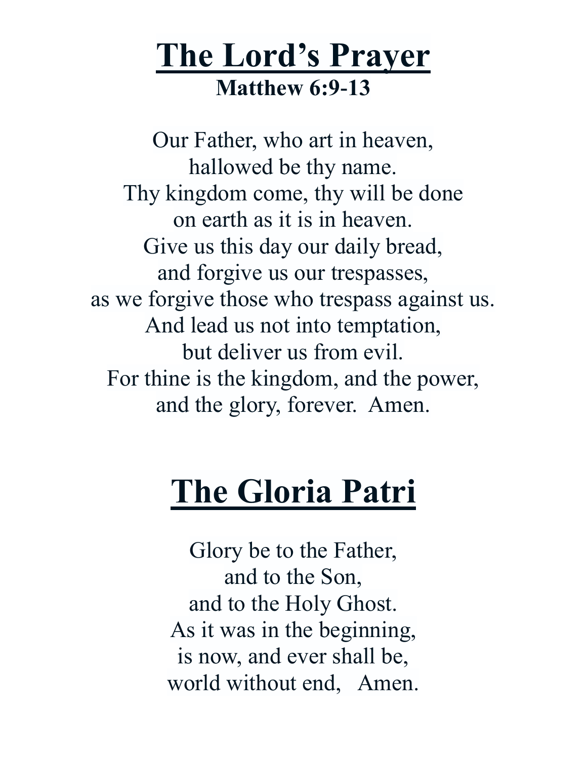# The Lord's Prayer

**Matthew 6:9-13**

Our Father, who art in heaven,
hallowed be thy name.
Thy kingdom come, thy will be done
on earth as it is in heaven.
Give us this day our daily bread,
and forgive us our trespasses,
as we forgive those who trespass against us.
And lead us not into temptation,
but deliver us from evil.
For thine is the kingdom, and the power,
and the glory, forever. Amen.

# The Gloria Patri

Glory be to the Father,
and to the Son,
and to the Holy Ghost.
As it was in the beginning,
is now, and ever shall be,
world without end, Amen.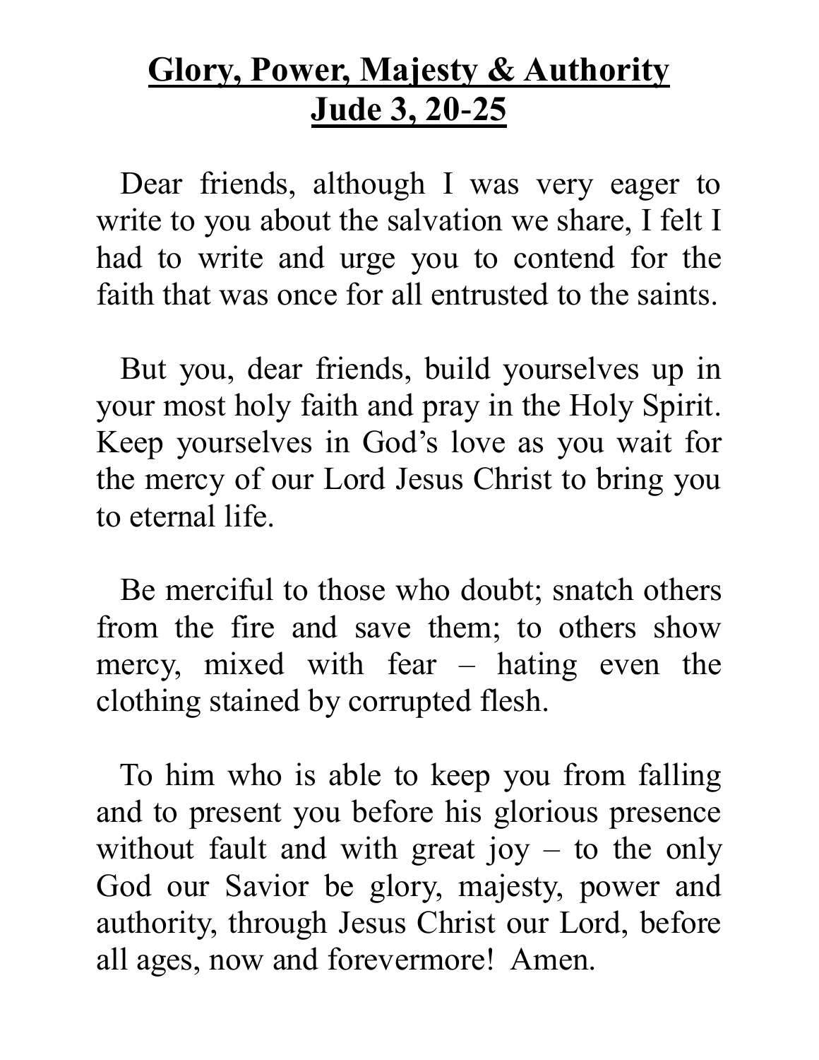# Glory, Power, Majesty & Authority
# Jude 3, 20-25

Dear friends, although I was very eager to write to you about the salvation we share, I felt I had to write and urge you to contend for the faith that was once for all entrusted to the saints.

But you, dear friends, build yourselves up in your most holy faith and pray in the Holy Spirit. Keep yourselves in God's love as you wait for the mercy of our Lord Jesus Christ to bring you to eternal life.

Be merciful to those who doubt; snatch others from the fire and save them; to others show mercy, mixed with fear – hating even the clothing stained by corrupted flesh.

To him who is able to keep you from falling and to present you before his glorious presence without fault and with great joy – to the only God our Savior be glory, majesty, power and authority, through Jesus Christ our Lord, before all ages, now and forevermore! Amen.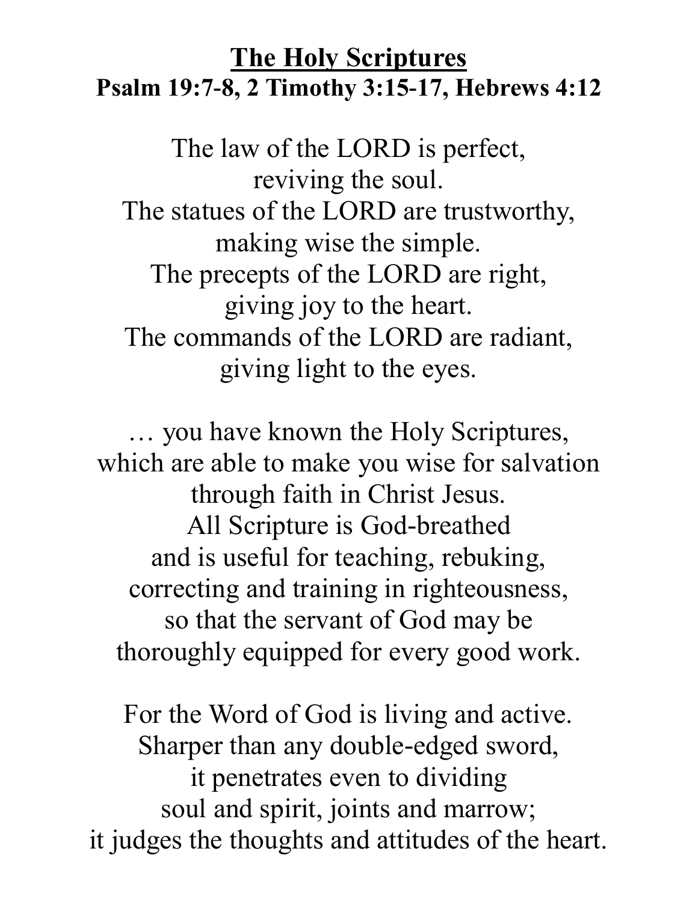# The Holy Scriptures

**Psalm 19:7-8, 2 Timothy 3:15-17, Hebrews 4:12**

The law of the LORD is perfect,
reviving the soul.
The statues of the LORD are trustworthy,
making wise the simple.
The precepts of the LORD are right,
giving joy to the heart.
The commands of the LORD are radiant,
giving light to the eyes.

… you have known the Holy Scriptures,
which are able to make you wise for salvation
through faith in Christ Jesus.
All Scripture is God-breathed
and is useful for teaching, rebuking,
correcting and training in righteousness,
so that the servant of God may be
thoroughly equipped for every good work.

For the Word of God is living and active.
Sharper than any double-edged sword,
it penetrates even to dividing
soul and spirit, joints and marrow;
it judges the thoughts and attitudes of the heart.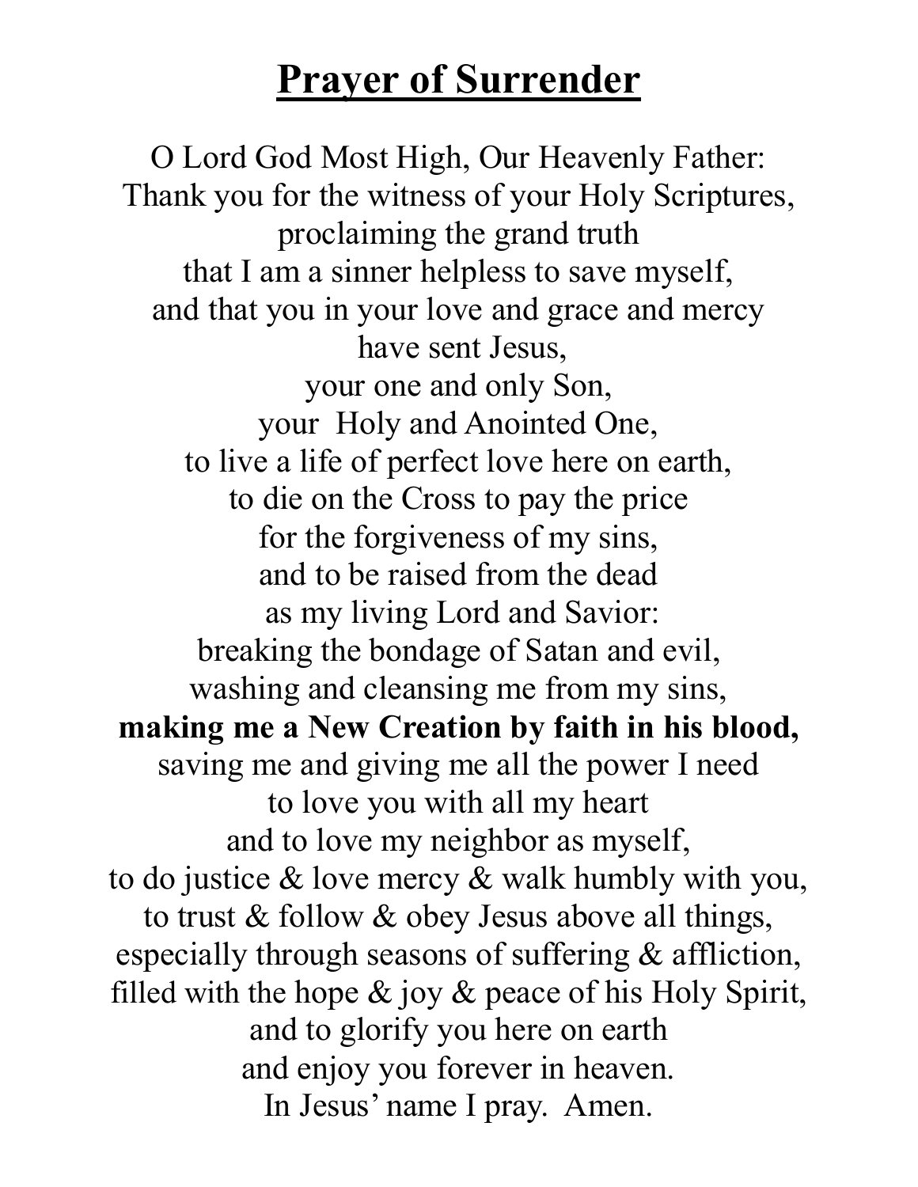# Prayer of Surrender

O Lord God Most High, Our Heavenly Father:
Thank you for the witness of your Holy Scriptures,
proclaiming the grand truth
that I am a sinner helpless to save myself,
and that you in your love and grace and mercy
have sent Jesus,
your one and only Son,
your Holy and Anointed One,
to live a life of perfect love here on earth,
to die on the Cross to pay the price
for the forgiveness of my sins,
and to be raised from the dead
as my living Lord and Savior:
breaking the bondage of Satan and evil,
washing and cleansing me from my sins,
**making me a New Creation by faith in his blood,**
saving me and giving me all the power I need
to love you with all my heart
and to love my neighbor as myself,
to do justice & love mercy & walk humbly with you,
to trust & follow & obey Jesus above all things,
especially through seasons of suffering & affliction,
filled with the hope & joy & peace of his Holy Spirit,
and to glorify you here on earth
and enjoy you forever in heaven.
In Jesus' name I pray. Amen.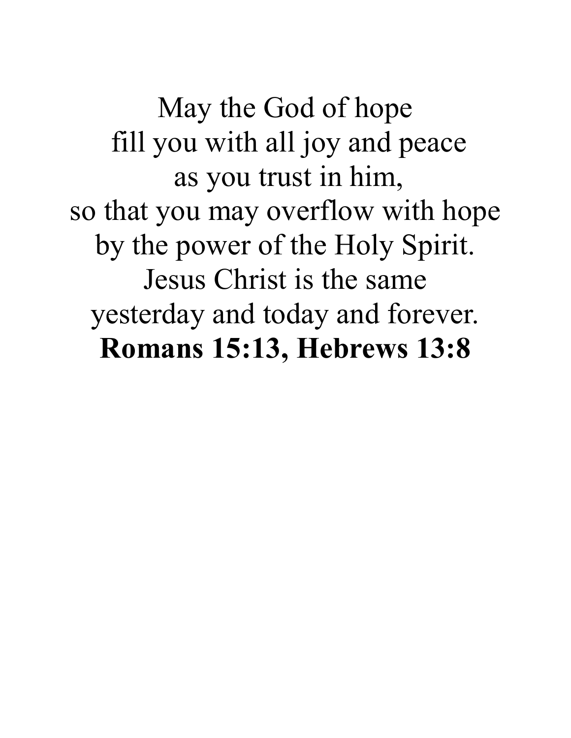May the God of hope  
fill you with all joy and peace  
as you trust in him,  
so that you may overflow with hope  
by the power of the Holy Spirit.  
Jesus Christ is the same  
yesterday and today and forever.  
**Romans 15:13, Hebrews 13:8**